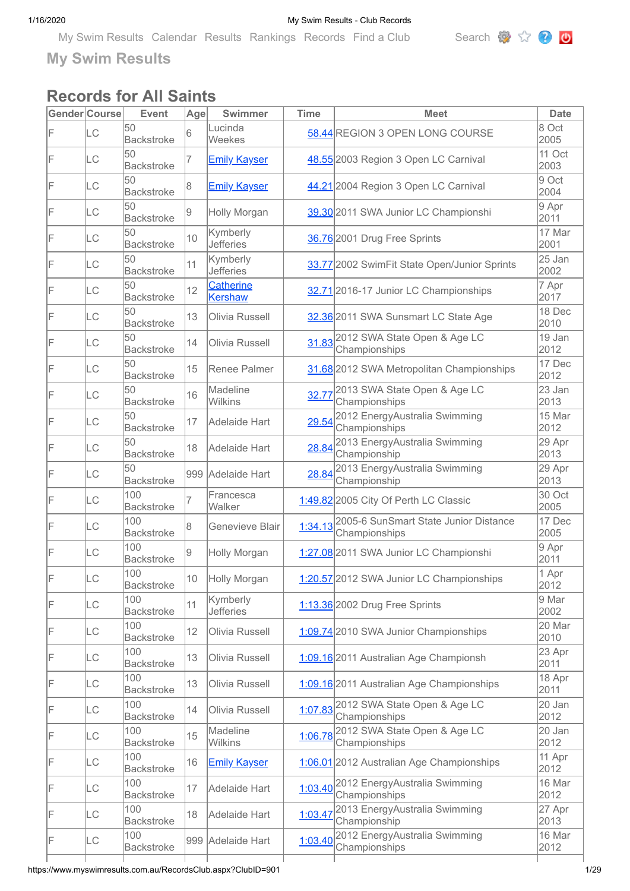My Swim Results Calendar Results Rankings Records Find a Club Search

## My Swim Results

# Records for All Saints

| Gender | Course | Event | Age | Swimmer | Time | Meet | Date |
|---|---|---|---|---|---|---|---|
| F | LC | 50 Backstroke | 6 | Lucinda Weekes | 58.44 | REGION 3 OPEN LONG COURSE | 8 Oct 2005 |
| F | LC | 50 Backstroke | 7 | Emily Kayser | 48.55 | 2003 Region 3 Open LC Carnival | 11 Oct 2003 |
| F | LC | 50 Backstroke | 8 | Emily Kayser | 44.21 | 2004 Region 3 Open LC Carnival | 9 Oct 2004 |
| F | LC | 50 Backstroke | 9 | Holly Morgan | 39.30 | 2011 SWA Junior LC Championshi | 9 Apr 2011 |
| F | LC | 50 Backstroke | 10 | Kymberly Jefferies | 36.76 | 2001 Drug Free Sprints | 17 Mar 2001 |
| F | LC | 50 Backstroke | 11 | Kymberly Jefferies | 33.77 | 2002 SwimFit State Open/Junior Sprints | 25 Jan 2002 |
| F | LC | 50 Backstroke | 12 | Catherine Kershaw | 32.71 | 2016-17 Junior LC Championships | 7 Apr 2017 |
| F | LC | 50 Backstroke | 13 | Olivia Russell | 32.36 | 2011 SWA Sunsmart LC State Age | 18 Dec 2010 |
| F | LC | 50 Backstroke | 14 | Olivia Russell | 31.83 | 2012 SWA State Open & Age LC Championships | 19 Jan 2012 |
| F | LC | 50 Backstroke | 15 | Renee Palmer | 31.68 | 2012 SWA Metropolitan Championships | 17 Dec 2012 |
| F | LC | 50 Backstroke | 16 | Madeline Wilkins | 32.77 | 2013 SWA State Open & Age LC Championships | 23 Jan 2013 |
| F | LC | 50 Backstroke | 17 | Adelaide Hart | 29.54 | 2012 EnergyAustralia Swimming Championships | 15 Mar 2012 |
| F | LC | 50 Backstroke | 18 | Adelaide Hart | 28.84 | 2013 EnergyAustralia Swimming Championship | 29 Apr 2013 |
| F | LC | 50 Backstroke | 999 | Adelaide Hart | 28.84 | 2013 EnergyAustralia Swimming Championship | 29 Apr 2013 |
| F | LC | 100 Backstroke | 7 | Francesca Walker | 1:49.82 | 2005 City Of Perth LC Classic | 30 Oct 2005 |
| F | LC | 100 Backstroke | 8 | Genevieve Blair | 1:34.13 | 2005-6 SunSmart State Junior Distance Championships | 17 Dec 2005 |
| F | LC | 100 Backstroke | 9 | Holly Morgan | 1:27.08 | 2011 SWA Junior LC Championshi | 9 Apr 2011 |
| F | LC | 100 Backstroke | 10 | Holly Morgan | 1:20.57 | 2012 SWA Junior LC Championships | 1 Apr 2012 |
| F | LC | 100 Backstroke | 11 | Kymberly Jefferies | 1:13.36 | 2002 Drug Free Sprints | 9 Mar 2002 |
| F | LC | 100 Backstroke | 12 | Olivia Russell | 1:09.74 | 2010 SWA Junior Championships | 20 Mar 2010 |
| F | LC | 100 Backstroke | 13 | Olivia Russell | 1:09.16 | 2011 Australian Age Championsh | 23 Apr 2011 |
| F | LC | 100 Backstroke | 13 | Olivia Russell | 1:09.16 | 2011 Australian Age Championships | 18 Apr 2011 |
| F | LC | 100 Backstroke | 14 | Olivia Russell | 1:07.83 | 2012 SWA State Open & Age LC Championships | 20 Jan 2012 |
| F | LC | 100 Backstroke | 15 | Madeline Wilkins | 1:06.78 | 2012 SWA State Open & Age LC Championships | 20 Jan 2012 |
| F | LC | 100 Backstroke | 16 | Emily Kayser | 1:06.01 | 2012 Australian Age Championships | 11 Apr 2012 |
| F | LC | 100 Backstroke | 17 | Adelaide Hart | 1:03.40 | 2012 EnergyAustralia Swimming Championships | 16 Mar 2012 |
| F | LC | 100 Backstroke | 18 | Adelaide Hart | 1:03.47 | 2013 EnergyAustralia Swimming Championship | 27 Apr 2013 |
| F | LC | 100 Backstroke | 999 | Adelaide Hart | 1:03.40 | 2012 EnergyAustralia Swimming Championships | 16 Mar 2012 |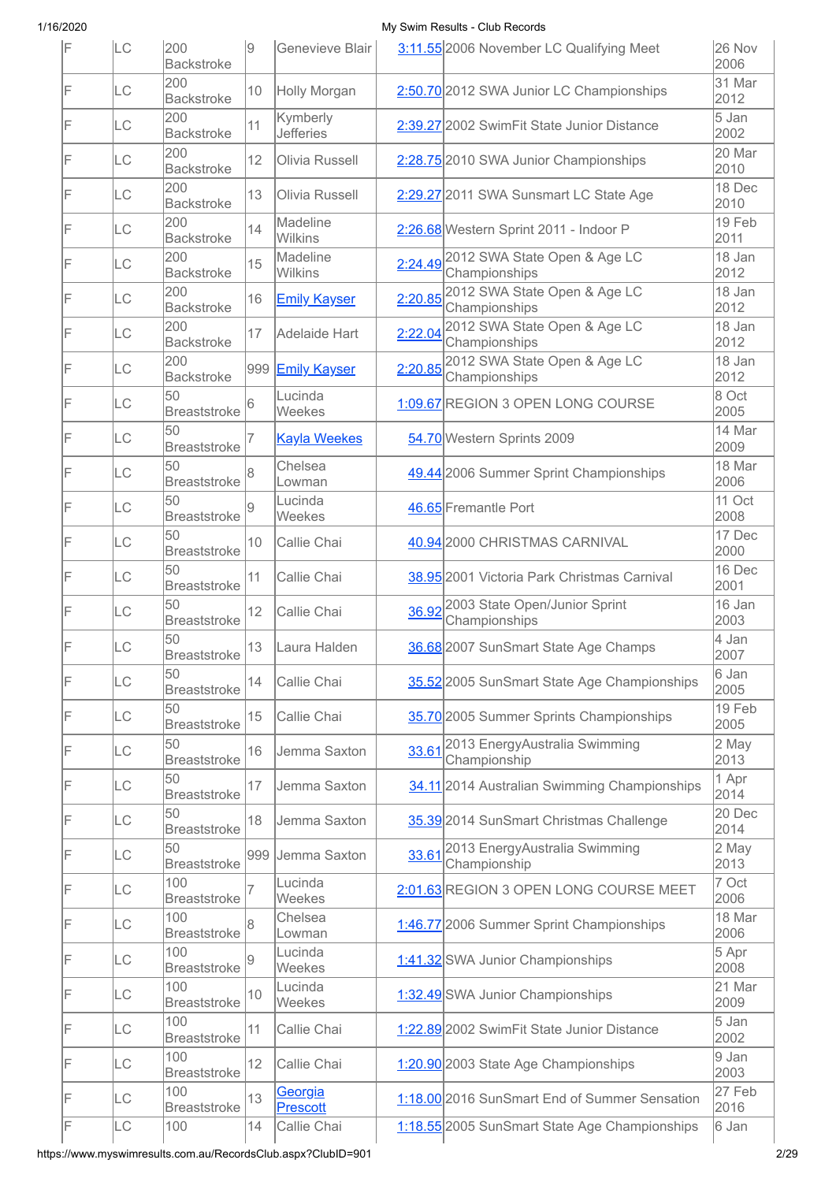| F | LC | 200 Backstroke | 9 | Genevieve Blair | 3:11.55 | 2006 November LC Qualifying Meet | 26 Nov 2006 |
|---|---|---|---|---|---|---|---|
| F | LC | 200 Backstroke | 10 | Holly Morgan | 2:50.70 | 2012 SWA Junior LC Championships | 31 Mar 2012 |
| F | LC | 200 Backstroke | 11 | Kymberly Jefferies | 2:39.27 | 2002 SwimFit State Junior Distance | 5 Jan 2002 |
| F | LC | 200 Backstroke | 12 | Olivia Russell | 2:28.75 | 2010 SWA Junior Championships | 20 Mar 2010 |
| F | LC | 200 Backstroke | 13 | Olivia Russell | 2:29.27 | 2011 SWA Sunsmart LC State Age | 18 Dec 2010 |
| F | LC | 200 Backstroke | 14 | Madeline Wilkins | 2:26.68 | Western Sprint 2011 - Indoor P | 19 Feb 2011 |
| F | LC | 200 Backstroke | 15 | Madeline Wilkins | 2:24.49 | 2012 SWA State Open & Age LC Championships | 18 Jan 2012 |
| F | LC | 200 Backstroke | 16 | Emily Kayser | 2:20.85 | 2012 SWA State Open & Age LC Championships | 18 Jan 2012 |
| F | LC | 200 Backstroke | 17 | Adelaide Hart | 2:22.04 | 2012 SWA State Open & Age LC Championships | 18 Jan 2012 |
| F | LC | 200 Backstroke | 999 | Emily Kayser | 2:20.85 | 2012 SWA State Open & Age LC Championships | 18 Jan 2012 |
| F | LC | 50 Breaststroke | 6 | Lucinda Weekes | 1:09.67 | REGION 3 OPEN LONG COURSE | 8 Oct 2005 |
| F | LC | 50 Breaststroke | 7 | Kayla Weekes | 54.70 | Western Sprints 2009 | 14 Mar 2009 |
| F | LC | 50 Breaststroke | 8 | Chelsea Lowman | 49.44 | 2006 Summer Sprint Championships | 18 Mar 2006 |
| F | LC | 50 Breaststroke | 9 | Lucinda Weekes | 46.65 | Fremantle Port | 11 Oct 2008 |
| F | LC | 50 Breaststroke | 10 | Callie Chai | 40.94 | 2000 CHRISTMAS CARNIVAL | 17 Dec 2000 |
| F | LC | 50 Breaststroke | 11 | Callie Chai | 38.95 | 2001 Victoria Park Christmas Carnival | 16 Dec 2001 |
| F | LC | 50 Breaststroke | 12 | Callie Chai | 36.92 | 2003 State Open/Junior Sprint Championships | 16 Jan 2003 |
| F | LC | 50 Breaststroke | 13 | Laura Halden | 36.68 | 2007 SunSmart State Age Champs | 4 Jan 2007 |
| F | LC | 50 Breaststroke | 14 | Callie Chai | 35.52 | 2005 SunSmart State Age Championships | 6 Jan 2005 |
| F | LC | 50 Breaststroke | 15 | Callie Chai | 35.70 | 2005 Summer Sprints Championships | 19 Feb 2005 |
| F | LC | 50 Breaststroke | 16 | Jemma Saxton | 33.61 | 2013 EnergyAustralia Swimming Championship | 2 May 2013 |
| F | LC | 50 Breaststroke | 17 | Jemma Saxton | 34.11 | 2014 Australian Swimming Championships | 1 Apr 2014 |
| F | LC | 50 Breaststroke | 18 | Jemma Saxton | 35.39 | 2014 SunSmart Christmas Challenge | 20 Dec 2014 |
| F | LC | 50 Breaststroke | 999 | Jemma Saxton | 33.61 | 2013 EnergyAustralia Swimming Championship | 2 May 2013 |
| F | LC | 100 Breaststroke | 7 | Lucinda Weekes | 2:01.63 | REGION 3 OPEN LONG COURSE MEET | 7 Oct 2006 |
| F | LC | 100 Breaststroke | 8 | Chelsea Lowman | 1:46.77 | 2006 Summer Sprint Championships | 18 Mar 2006 |
| F | LC | 100 Breaststroke | 9 | Lucinda Weekes | 1:41.32 | SWA Junior Championships | 5 Apr 2008 |
| F | LC | 100 Breaststroke | 10 | Lucinda Weekes | 1:32.49 | SWA Junior Championships | 21 Mar 2009 |
| F | LC | 100 Breaststroke | 11 | Callie Chai | 1:22.89 | 2002 SwimFit State Junior Distance | 5 Jan 2002 |
| F | LC | 100 Breaststroke | 12 | Callie Chai | 1:20.90 | 2003 State Age Championships | 9 Jan 2003 |
| F | LC | 100 Breaststroke | 13 | Georgia Prescott | 1:18.00 | 2016 SunSmart End of Summer Sensation | 27 Feb 2016 |
| F | LC | 100 | 14 | Callie Chai | 1:18.55 | 2005 SunSmart State Age Championships | 6 Jan |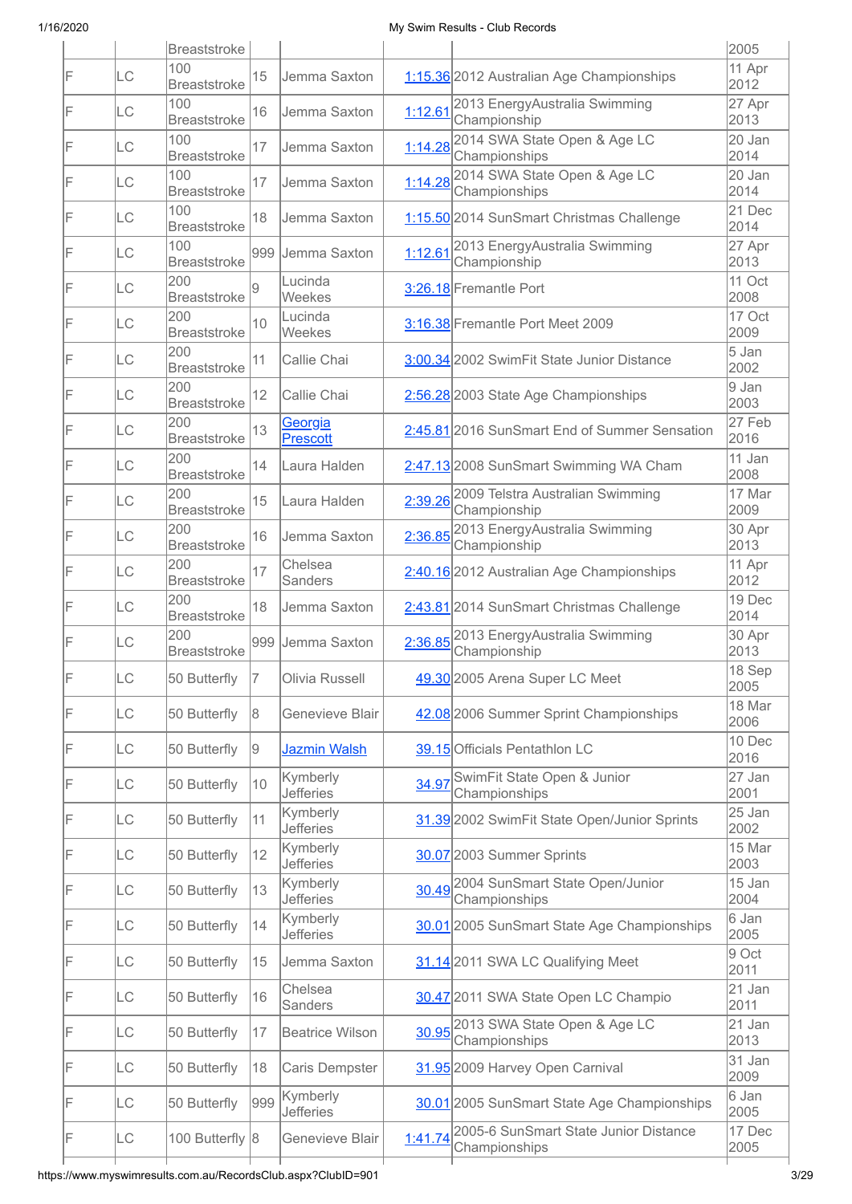| | | | | | | | |
|---|---|---|---|---|---|---|---|
| | | Breaststroke | | | | | 2005 |
| F | LC | 100 Breaststroke | 15 | Jemma Saxton | 1:15.36 | 2012 Australian Age Championships | 11 Apr 2012 |
| F | LC | 100 Breaststroke | 16 | Jemma Saxton | 1:12.61 | 2013 EnergyAustralia Swimming Championship | 27 Apr 2013 |
| F | LC | 100 Breaststroke | 17 | Jemma Saxton | 1:14.28 | 2014 SWA State Open & Age LC Championships | 20 Jan 2014 |
| F | LC | 100 Breaststroke | 17 | Jemma Saxton | 1:14.28 | 2014 SWA State Open & Age LC Championships | 20 Jan 2014 |
| F | LC | 100 Breaststroke | 18 | Jemma Saxton | 1:15.50 | 2014 SunSmart Christmas Challenge | 21 Dec 2014 |
| F | LC | 100 Breaststroke | 999 | Jemma Saxton | 1:12.61 | 2013 EnergyAustralia Swimming Championship | 27 Apr 2013 |
| F | LC | 200 Breaststroke | 9 | Lucinda Weekes | 3:26.18 | Fremantle Port | 11 Oct 2008 |
| F | LC | 200 Breaststroke | 10 | Lucinda Weekes | 3:16.38 | Fremantle Port Meet 2009 | 17 Oct 2009 |
| F | LC | 200 Breaststroke | 11 | Callie Chai | 3:00.34 | 2002 SwimFit State Junior Distance | 5 Jan 2002 |
| F | LC | 200 Breaststroke | 12 | Callie Chai | 2:56.28 | 2003 State Age Championships | 9 Jan 2003 |
| F | LC | 200 Breaststroke | 13 | Georgia Prescott | 2:45.81 | 2016 SunSmart End of Summer Sensation | 27 Feb 2016 |
| F | LC | 200 Breaststroke | 14 | Laura Halden | 2:47.13 | 2008 SunSmart Swimming WA Cham | 11 Jan 2008 |
| F | LC | 200 Breaststroke | 15 | Laura Halden | 2:39.26 | 2009 Telstra Australian Swimming Championship | 17 Mar 2009 |
| F | LC | 200 Breaststroke | 16 | Jemma Saxton | 2:36.85 | 2013 EnergyAustralia Swimming Championship | 30 Apr 2013 |
| F | LC | 200 Breaststroke | 17 | Chelsea Sanders | 2:40.16 | 2012 Australian Age Championships | 11 Apr 2012 |
| F | LC | 200 Breaststroke | 18 | Jemma Saxton | 2:43.81 | 2014 SunSmart Christmas Challenge | 19 Dec 2014 |
| F | LC | 200 Breaststroke | 999 | Jemma Saxton | 2:36.85 | 2013 EnergyAustralia Swimming Championship | 30 Apr 2013 |
| F | LC | 50 Butterfly | 7 | Olivia Russell | 49.30 | 2005 Arena Super LC Meet | 18 Sep 2005 |
| F | LC | 50 Butterfly | 8 | Genevieve Blair | 42.08 | 2006 Summer Sprint Championships | 18 Mar 2006 |
| F | LC | 50 Butterfly | 9 | Jazmin Walsh | 39.15 | Officials Pentathlon LC | 10 Dec 2016 |
| F | LC | 50 Butterfly | 10 | Kymberly Jefferies | 34.97 | SwimFit State Open & Junior Championships | 27 Jan 2001 |
| F | LC | 50 Butterfly | 11 | Kymberly Jefferies | 31.39 | 2002 SwimFit State Open/Junior Sprints | 25 Jan 2002 |
| F | LC | 50 Butterfly | 12 | Kymberly Jefferies | 30.07 | 2003 Summer Sprints | 15 Mar 2003 |
| F | LC | 50 Butterfly | 13 | Kymberly Jefferies | 30.49 | 2004 SunSmart State Open/Junior Championships | 15 Jan 2004 |
| F | LC | 50 Butterfly | 14 | Kymberly Jefferies | 30.01 | 2005 SunSmart State Age Championships | 6 Jan 2005 |
| F | LC | 50 Butterfly | 15 | Jemma Saxton | 31.14 | 2011 SWA LC Qualifying Meet | 9 Oct 2011 |
| F | LC | 50 Butterfly | 16 | Chelsea Sanders | 30.47 | 2011 SWA State Open LC Champio | 21 Jan 2011 |
| F | LC | 50 Butterfly | 17 | Beatrice Wilson | 30.95 | 2013 SWA State Open & Age LC Championships | 21 Jan 2013 |
| F | LC | 50 Butterfly | 18 | Caris Dempster | 31.95 | 2009 Harvey Open Carnival | 31 Jan 2009 |
| F | LC | 50 Butterfly | 999 | Kymberly Jefferies | 30.01 | 2005 SunSmart State Age Championships | 6 Jan 2005 |
| F | LC | 100 Butterfly | 8 | Genevieve Blair | 1:41.74 | 2005-6 SunSmart State Junior Distance Championships | 17 Dec 2005 |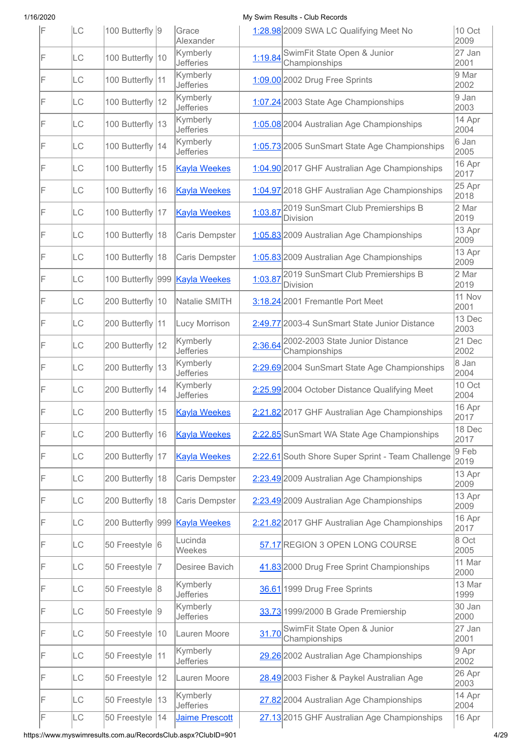| | | | | | | | |
|---|---|---|---|---|---|---|---|
| F | LC | 100 Butterfly | 9 | Grace Alexander | 1:28.98 | 2009 SWA LC Qualifying Meet No | 10 Oct 2009 |
| F | LC | 100 Butterfly | 10 | Kymberly Jefferies | 1:19.84 | SwimFit State Open & Junior Championships | 27 Jan 2001 |
| F | LC | 100 Butterfly | 11 | Kymberly Jefferies | 1:09.00 | 2002 Drug Free Sprints | 9 Mar 2002 |
| F | LC | 100 Butterfly | 12 | Kymberly Jefferies | 1:07.24 | 2003 State Age Championships | 9 Jan 2003 |
| F | LC | 100 Butterfly | 13 | Kymberly Jefferies | 1:05.08 | 2004 Australian Age Championships | 14 Apr 2004 |
| F | LC | 100 Butterfly | 14 | Kymberly Jefferies | 1:05.73 | 2005 SunSmart State Age Championships | 6 Jan 2005 |
| F | LC | 100 Butterfly | 15 | Kayla Weekes | 1:04.90 | 2017 GHF Australian Age Championships | 16 Apr 2017 |
| F | LC | 100 Butterfly | 16 | Kayla Weekes | 1:04.97 | 2018 GHF Australian Age Championships | 25 Apr 2018 |
| F | LC | 100 Butterfly | 17 | Kayla Weekes | 1:03.87 | 2019 SunSmart Club Premierships B Division | 2 Mar 2019 |
| F | LC | 100 Butterfly | 18 | Caris Dempster | 1:05.83 | 2009 Australian Age Championships | 13 Apr 2009 |
| F | LC | 100 Butterfly | 18 | Caris Dempster | 1:05.83 | 2009 Australian Age Championships | 13 Apr 2009 |
| F | LC | 100 Butterfly | 999 | Kayla Weekes | 1:03.87 | 2019 SunSmart Club Premierships B Division | 2 Mar 2019 |
| F | LC | 200 Butterfly | 10 | Natalie SMITH | 3:18.24 | 2001 Fremantle Port Meet | 11 Nov 2001 |
| F | LC | 200 Butterfly | 11 | Lucy Morrison | 2:49.77 | 2003-4 SunSmart State Junior Distance | 13 Dec 2003 |
| F | LC | 200 Butterfly | 12 | Kymberly Jefferies | 2:36.64 | 2002-2003 State Junior Distance Championships | 21 Dec 2002 |
| F | LC | 200 Butterfly | 13 | Kymberly Jefferies | 2:29.69 | 2004 SunSmart State Age Championships | 8 Jan 2004 |
| F | LC | 200 Butterfly | 14 | Kymberly Jefferies | 2:25.99 | 2004 October Distance Qualifying Meet | 10 Oct 2004 |
| F | LC | 200 Butterfly | 15 | Kayla Weekes | 2:21.82 | 2017 GHF Australian Age Championships | 16 Apr 2017 |
| F | LC | 200 Butterfly | 16 | Kayla Weekes | 2:22.85 | SunSmart WA State Age Championships | 18 Dec 2017 |
| F | LC | 200 Butterfly | 17 | Kayla Weekes | 2:22.61 | South Shore Super Sprint - Team Challenge | 9 Feb 2019 |
| F | LC | 200 Butterfly | 18 | Caris Dempster | 2:23.49 | 2009 Australian Age Championships | 13 Apr 2009 |
| F | LC | 200 Butterfly | 18 | Caris Dempster | 2:23.49 | 2009 Australian Age Championships | 13 Apr 2009 |
| F | LC | 200 Butterfly | 999 | Kayla Weekes | 2:21.82 | 2017 GHF Australian Age Championships | 16 Apr 2017 |
| F | LC | 50 Freestyle | 6 | Lucinda Weekes | 57.17 | REGION 3 OPEN LONG COURSE | 8 Oct 2005 |
| F | LC | 50 Freestyle | 7 | Desiree Bavich | 41.83 | 2000 Drug Free Sprint Championships | 11 Mar 2000 |
| F | LC | 50 Freestyle | 8 | Kymberly Jefferies | 36.61 | 1999 Drug Free Sprints | 13 Mar 1999 |
| F | LC | 50 Freestyle | 9 | Kymberly Jefferies | 33.73 | 1999/2000 B Grade Premiership | 30 Jan 2000 |
| F | LC | 50 Freestyle | 10 | Lauren Moore | 31.70 | SwimFit State Open & Junior Championships | 27 Jan 2001 |
| F | LC | 50 Freestyle | 11 | Kymberly Jefferies | 29.26 | 2002 Australian Age Championships | 9 Apr 2002 |
| F | LC | 50 Freestyle | 12 | Lauren Moore | 28.49 | 2003 Fisher & Paykel Australian Age | 26 Apr 2003 |
| F | LC | 50 Freestyle | 13 | Kymberly Jefferies | 27.82 | 2004 Australian Age Championships | 14 Apr 2004 |
| F | LC | 50 Freestyle | 14 | Jaime Prescott | 27.13 | 2015 GHF Australian Age Championships | 16 Apr |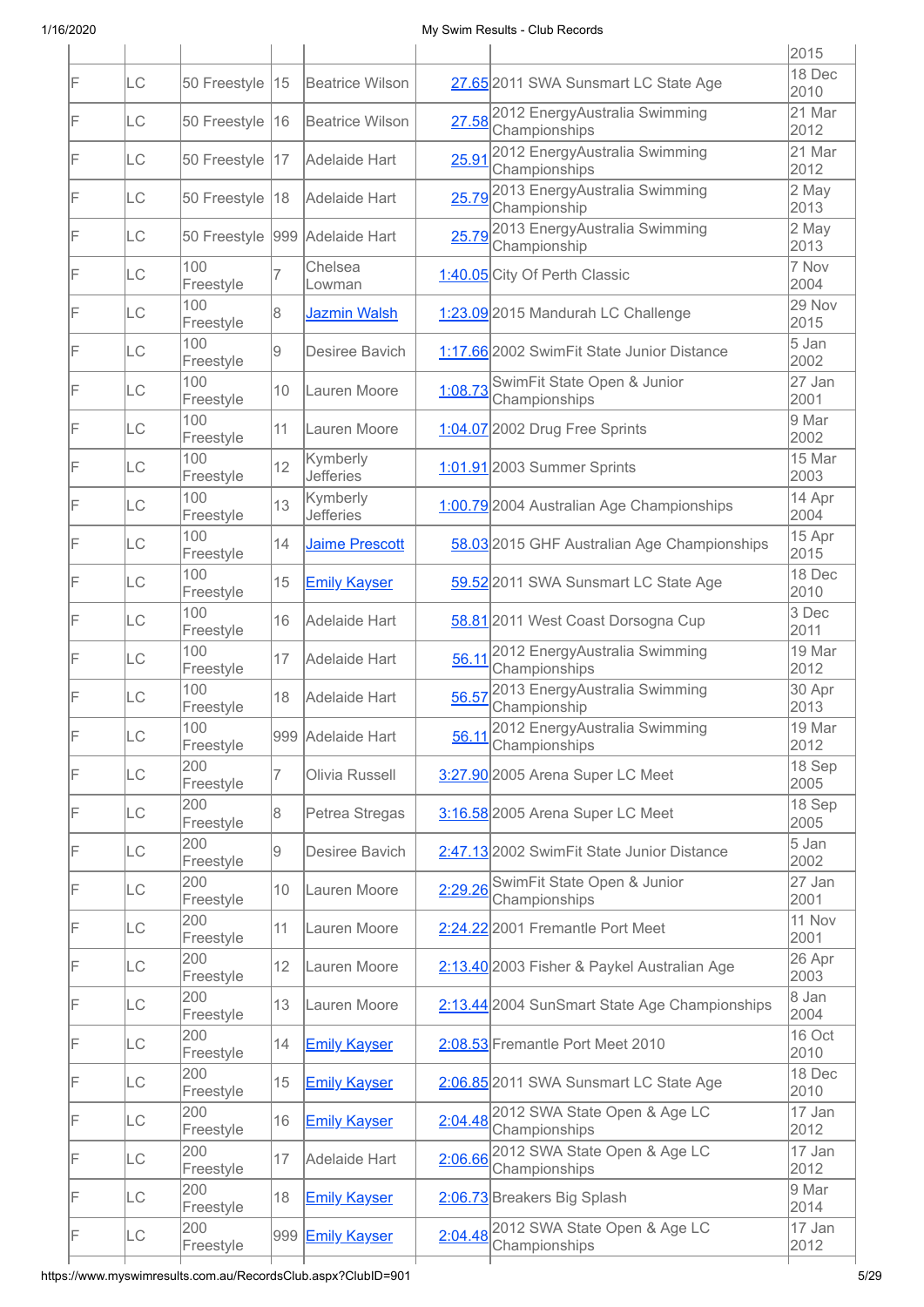| | | | | | | | |
|---|---|---|---|---|---|---|---|
| | | | | | | | 2015 |
| F | LC | 50 Freestyle | 15 | Beatrice Wilson | 27.65 | 2011 SWA Sunsmart LC State Age | 18 Dec 2010 |
| F | LC | 50 Freestyle | 16 | Beatrice Wilson | 27.58 | 2012 EnergyAustralia Swimming Championships | 21 Mar 2012 |
| F | LC | 50 Freestyle | 17 | Adelaide Hart | 25.91 | 2012 EnergyAustralia Swimming Championships | 21 Mar 2012 |
| F | LC | 50 Freestyle | 18 | Adelaide Hart | 25.79 | 2013 EnergyAustralia Swimming Championship | 2 May 2013 |
| F | LC | 50 Freestyle | 999 | Adelaide Hart | 25.79 | 2013 EnergyAustralia Swimming Championship | 2 May 2013 |
| F | LC | 100 Freestyle | 7 | Chelsea Lowman | 1:40.05 | City Of Perth Classic | 7 Nov 2004 |
| F | LC | 100 Freestyle | 8 | Jazmin Walsh | 1:23.09 | 2015 Mandurah LC Challenge | 29 Nov 2015 |
| F | LC | 100 Freestyle | 9 | Desiree Bavich | 1:17.66 | 2002 SwimFit State Junior Distance | 5 Jan 2002 |
| F | LC | 100 Freestyle | 10 | Lauren Moore | 1:08.73 | SwimFit State Open & Junior Championships | 27 Jan 2001 |
| F | LC | 100 Freestyle | 11 | Lauren Moore | 1:04.07 | 2002 Drug Free Sprints | 9 Mar 2002 |
| F | LC | 100 Freestyle | 12 | Kymberly Jefferies | 1:01.91 | 2003 Summer Sprints | 15 Mar 2003 |
| F | LC | 100 Freestyle | 13 | Kymberly Jefferies | 1:00.79 | 2004 Australian Age Championships | 14 Apr 2004 |
| F | LC | 100 Freestyle | 14 | Jaime Prescott | 58.03 | 2015 GHF Australian Age Championships | 15 Apr 2015 |
| F | LC | 100 Freestyle | 15 | Emily Kayser | 59.52 | 2011 SWA Sunsmart LC State Age | 18 Dec 2010 |
| F | LC | 100 Freestyle | 16 | Adelaide Hart | 58.81 | 2011 West Coast Dorsogna Cup | 3 Dec 2011 |
| F | LC | 100 Freestyle | 17 | Adelaide Hart | 56.11 | 2012 EnergyAustralia Swimming Championships | 19 Mar 2012 |
| F | LC | 100 Freestyle | 18 | Adelaide Hart | 56.57 | 2013 EnergyAustralia Swimming Championship | 30 Apr 2013 |
| F | LC | 100 Freestyle | 999 | Adelaide Hart | 56.11 | 2012 EnergyAustralia Swimming Championships | 19 Mar 2012 |
| F | LC | 200 Freestyle | 7 | Olivia Russell | 3:27.90 | 2005 Arena Super LC Meet | 18 Sep 2005 |
| F | LC | 200 Freestyle | 8 | Petrea Stregas | 3:16.58 | 2005 Arena Super LC Meet | 18 Sep 2005 |
| F | LC | 200 Freestyle | 9 | Desiree Bavich | 2:47.13 | 2002 SwimFit State Junior Distance | 5 Jan 2002 |
| F | LC | 200 Freestyle | 10 | Lauren Moore | 2:29.26 | SwimFit State Open & Junior Championships | 27 Jan 2001 |
| F | LC | 200 Freestyle | 11 | Lauren Moore | 2:24.22 | 2001 Fremantle Port Meet | 11 Nov 2001 |
| F | LC | 200 Freestyle | 12 | Lauren Moore | 2:13.40 | 2003 Fisher & Paykel Australian Age | 26 Apr 2003 |
| F | LC | 200 Freestyle | 13 | Lauren Moore | 2:13.44 | 2004 SunSmart State Age Championships | 8 Jan 2004 |
| F | LC | 200 Freestyle | 14 | Emily Kayser | 2:08.53 | Fremantle Port Meet 2010 | 16 Oct 2010 |
| F | LC | 200 Freestyle | 15 | Emily Kayser | 2:06.85 | 2011 SWA Sunsmart LC State Age | 18 Dec 2010 |
| F | LC | 200 Freestyle | 16 | Emily Kayser | 2:04.48 | 2012 SWA State Open & Age LC Championships | 17 Jan 2012 |
| F | LC | 200 Freestyle | 17 | Adelaide Hart | 2:06.66 | 2012 SWA State Open & Age LC Championships | 17 Jan 2012 |
| F | LC | 200 Freestyle | 18 | Emily Kayser | 2:06.73 | Breakers Big Splash | 9 Mar 2014 |
| F | LC | 200 Freestyle | 999 | Emily Kayser | 2:04.48 | 2012 SWA State Open & Age LC Championships | 17 Jan 2012 |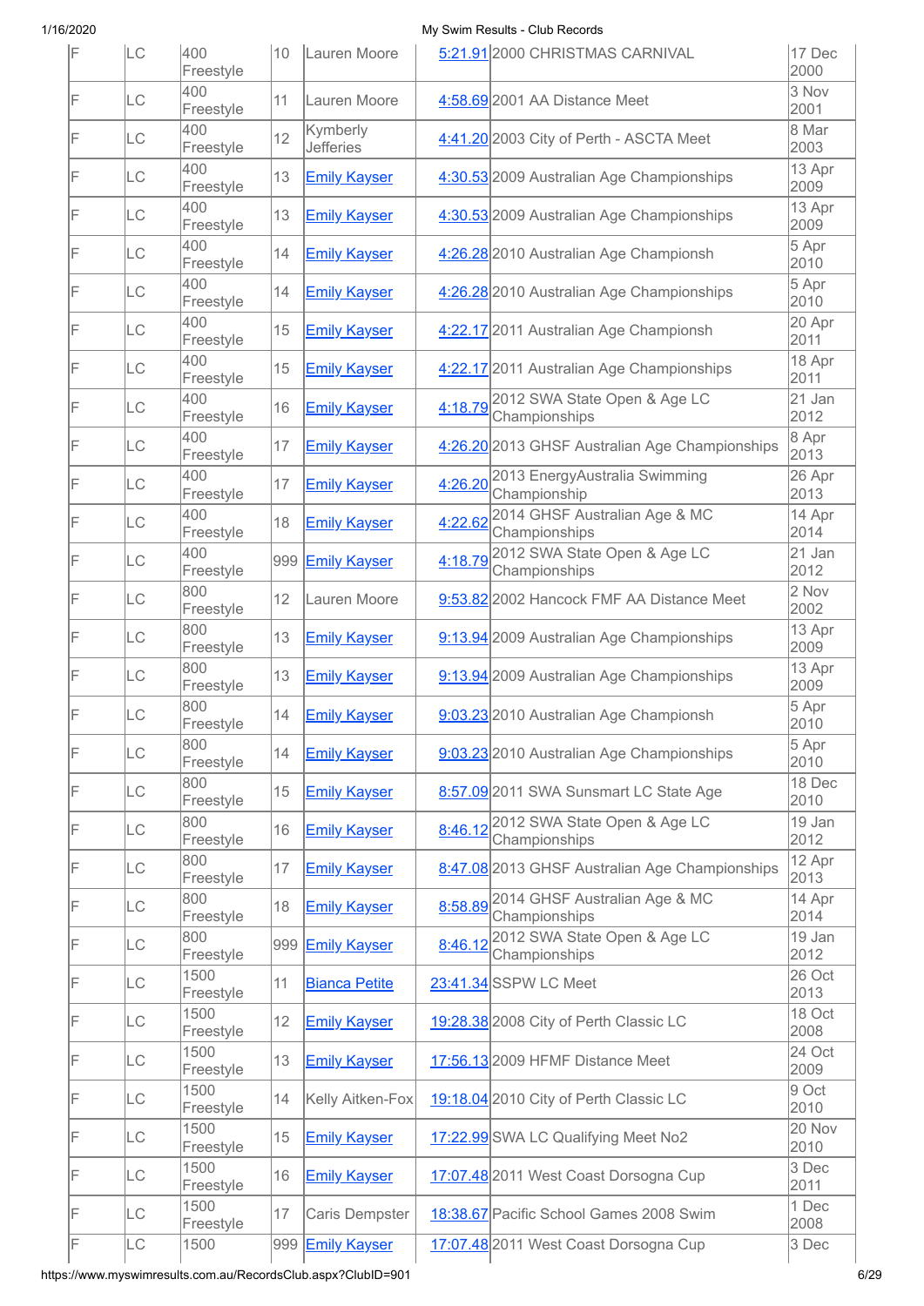| | | | | | | | |
|---|---|---|---|---|---|---|---|
| F | LC | 400 Freestyle | 10 | Lauren Moore | 5:21.91 | 2000 CHRISTMAS CARNIVAL | 17 Dec 2000 |
| F | LC | 400 Freestyle | 11 | Lauren Moore | 4:58.69 | 2001 AA Distance Meet | 3 Nov 2001 |
| F | LC | 400 Freestyle | 12 | Kymberly Jefferies | 4:41.20 | 2003 City of Perth - ASCTA Meet | 8 Mar 2003 |
| F | LC | 400 Freestyle | 13 | Emily Kayser | 4:30.53 | 2009 Australian Age Championships | 13 Apr 2009 |
| F | LC | 400 Freestyle | 13 | Emily Kayser | 4:30.53 | 2009 Australian Age Championships | 13 Apr 2009 |
| F | LC | 400 Freestyle | 14 | Emily Kayser | 4:26.28 | 2010 Australian Age Championsh | 5 Apr 2010 |
| F | LC | 400 Freestyle | 14 | Emily Kayser | 4:26.28 | 2010 Australian Age Championships | 5 Apr 2010 |
| F | LC | 400 Freestyle | 15 | Emily Kayser | 4:22.17 | 2011 Australian Age Championsh | 20 Apr 2011 |
| F | LC | 400 Freestyle | 15 | Emily Kayser | 4:22.17 | 2011 Australian Age Championships | 18 Apr 2011 |
| F | LC | 400 Freestyle | 16 | Emily Kayser | 4:18.79 | 2012 SWA State Open & Age LC Championships | 21 Jan 2012 |
| F | LC | 400 Freestyle | 17 | Emily Kayser | 4:26.20 | 2013 GHSF Australian Age Championships | 8 Apr 2013 |
| F | LC | 400 Freestyle | 17 | Emily Kayser | 4:26.20 | 2013 EnergyAustralia Swimming Championship | 26 Apr 2013 |
| F | LC | 400 Freestyle | 18 | Emily Kayser | 4:22.62 | 2014 GHSF Australian Age & MC Championships | 14 Apr 2014 |
| F | LC | 400 Freestyle | 999 | Emily Kayser | 4:18.79 | 2012 SWA State Open & Age LC Championships | 21 Jan 2012 |
| F | LC | 800 Freestyle | 12 | Lauren Moore | 9:53.82 | 2002 Hancock FMF AA Distance Meet | 2 Nov 2002 |
| F | LC | 800 Freestyle | 13 | Emily Kayser | 9:13.94 | 2009 Australian Age Championships | 13 Apr 2009 |
| F | LC | 800 Freestyle | 13 | Emily Kayser | 9:13.94 | 2009 Australian Age Championships | 13 Apr 2009 |
| F | LC | 800 Freestyle | 14 | Emily Kayser | 9:03.23 | 2010 Australian Age Championsh | 5 Apr 2010 |
| F | LC | 800 Freestyle | 14 | Emily Kayser | 9:03.23 | 2010 Australian Age Championships | 5 Apr 2010 |
| F | LC | 800 Freestyle | 15 | Emily Kayser | 8:57.09 | 2011 SWA Sunsmart LC State Age | 18 Dec 2010 |
| F | LC | 800 Freestyle | 16 | Emily Kayser | 8:46.12 | 2012 SWA State Open & Age LC Championships | 19 Jan 2012 |
| F | LC | 800 Freestyle | 17 | Emily Kayser | 8:47.08 | 2013 GHSF Australian Age Championships | 12 Apr 2013 |
| F | LC | 800 Freestyle | 18 | Emily Kayser | 8:58.89 | 2014 GHSF Australian Age & MC Championships | 14 Apr 2014 |
| F | LC | 800 Freestyle | 999 | Emily Kayser | 8:46.12 | 2012 SWA State Open & Age LC Championships | 19 Jan 2012 |
| F | LC | 1500 Freestyle | 11 | Bianca Petite | 23:41.34 | SSPW LC Meet | 26 Oct 2013 |
| F | LC | 1500 Freestyle | 12 | Emily Kayser | 19:28.38 | 2008 City of Perth Classic LC | 18 Oct 2008 |
| F | LC | 1500 Freestyle | 13 | Emily Kayser | 17:56.13 | 2009 HFMF Distance Meet | 24 Oct 2009 |
| F | LC | 1500 Freestyle | 14 | Kelly Aitken-Fox | 19:18.04 | 2010 City of Perth Classic LC | 9 Oct 2010 |
| F | LC | 1500 Freestyle | 15 | Emily Kayser | 17:22.99 | SWA LC Qualifying Meet No2 | 20 Nov 2010 |
| F | LC | 1500 Freestyle | 16 | Emily Kayser | 17:07.48 | 2011 West Coast Dorsogna Cup | 3 Dec 2011 |
| F | LC | 1500 Freestyle | 17 | Caris Dempster | 18:38.67 | Pacific School Games 2008 Swim | 1 Dec 2008 |
| F | LC | 1500 | 999 | Emily Kayser | 17:07.48 | 2011 West Coast Dorsogna Cup | 3 Dec |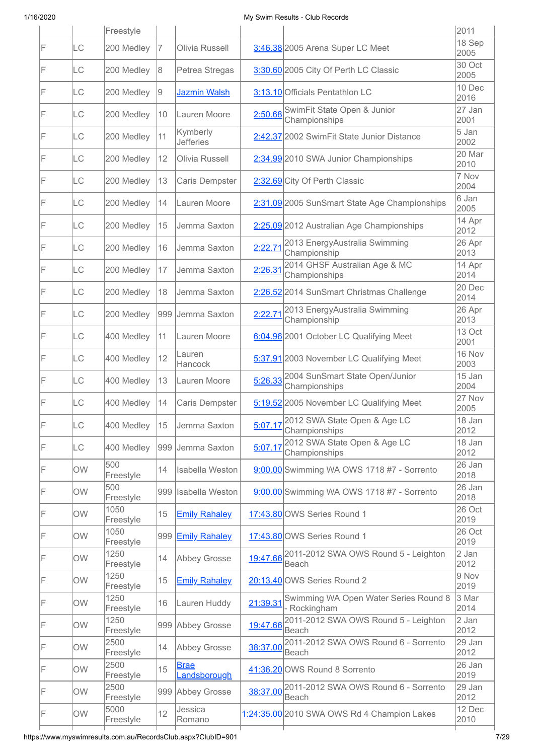| | | Freestyle | | | | | 2011 |
|---|---|---|---|---|---|---|---|
| F | LC | 200 Medley | 7 | Olivia Russell | 3:46.38 | 2005 Arena Super LC Meet | 18 Sep 2005 |
| F | LC | 200 Medley | 8 | Petrea Stregas | 3:30.60 | 2005 City Of Perth LC Classic | 30 Oct 2005 |
| F | LC | 200 Medley | 9 | Jazmin Walsh | 3:13.10 | Officials Pentathlon LC | 10 Dec 2016 |
| F | LC | 200 Medley | 10 | Lauren Moore | 2:50.68 | SwimFit State Open & Junior Championships | 27 Jan 2001 |
| F | LC | 200 Medley | 11 | Kymberly Jefferies | 2:42.37 | 2002 SwimFit State Junior Distance | 5 Jan 2002 |
| F | LC | 200 Medley | 12 | Olivia Russell | 2:34.99 | 2010 SWA Junior Championships | 20 Mar 2010 |
| F | LC | 200 Medley | 13 | Caris Dempster | 2:32.69 | City Of Perth Classic | 7 Nov 2004 |
| F | LC | 200 Medley | 14 | Lauren Moore | 2:31.09 | 2005 SunSmart State Age Championships | 6 Jan 2005 |
| F | LC | 200 Medley | 15 | Jemma Saxton | 2:25.09 | 2012 Australian Age Championships | 14 Apr 2012 |
| F | LC | 200 Medley | 16 | Jemma Saxton | 2:22.71 | 2013 EnergyAustralia Swimming Championship | 26 Apr 2013 |
| F | LC | 200 Medley | 17 | Jemma Saxton | 2:26.31 | 2014 GHSF Australian Age & MC Championships | 14 Apr 2014 |
| F | LC | 200 Medley | 18 | Jemma Saxton | 2:26.52 | 2014 SunSmart Christmas Challenge | 20 Dec 2014 |
| F | LC | 200 Medley | 999 | Jemma Saxton | 2:22.71 | 2013 EnergyAustralia Swimming Championship | 26 Apr 2013 |
| F | LC | 400 Medley | 11 | Lauren Moore | 6:04.96 | 2001 October LC Qualifying Meet | 13 Oct 2001 |
| F | LC | 400 Medley | 12 | Lauren Hancock | 5:37.91 | 2003 November LC Qualifying Meet | 16 Nov 2003 |
| F | LC | 400 Medley | 13 | Lauren Moore | 5:26.33 | 2004 SunSmart State Open/Junior Championships | 15 Jan 2004 |
| F | LC | 400 Medley | 14 | Caris Dempster | 5:19.52 | 2005 November LC Qualifying Meet | 27 Nov 2005 |
| F | LC | 400 Medley | 15 | Jemma Saxton | 5:07.17 | 2012 SWA State Open & Age LC Championships | 18 Jan 2012 |
| F | LC | 400 Medley | 999 | Jemma Saxton | 5:07.17 | 2012 SWA State Open & Age LC Championships | 18 Jan 2012 |
| F | OW | 500 Freestyle | 14 | Isabella Weston | 9:00.00 | Swimming WA OWS 1718 #7 - Sorrento | 26 Jan 2018 |
| F | OW | 500 Freestyle | 999 | Isabella Weston | 9:00.00 | Swimming WA OWS 1718 #7 - Sorrento | 26 Jan 2018 |
| F | OW | 1050 Freestyle | 15 | Emily Rahaley | 17:43.80 | OWS Series Round 1 | 26 Oct 2019 |
| F | OW | 1050 Freestyle | 999 | Emily Rahaley | 17:43.80 | OWS Series Round 1 | 26 Oct 2019 |
| F | OW | 1250 Freestyle | 14 | Abbey Grosse | 19:47.66 | 2011-2012 SWA OWS Round 5 - Leighton Beach | 2 Jan 2012 |
| F | OW | 1250 Freestyle | 15 | Emily Rahaley | 20:13.40 | OWS Series Round 2 | 9 Nov 2019 |
| F | OW | 1250 Freestyle | 16 | Lauren Huddy | 21:39.31 | Swimming WA Open Water Series Round 8 - Rockingham | 3 Mar 2014 |
| F | OW | 1250 Freestyle | 999 | Abbey Grosse | 19:47.66 | 2011-2012 SWA OWS Round 5 - Leighton Beach | 2 Jan 2012 |
| F | OW | 2500 Freestyle | 14 | Abbey Grosse | 38:37.00 | 2011-2012 SWA OWS Round 6 - Sorrento Beach | 29 Jan 2012 |
| F | OW | 2500 Freestyle | 15 | Brae Landsborough | 41:36.20 | OWS Round 8 Sorrento | 26 Jan 2019 |
| F | OW | 2500 Freestyle | 999 | Abbey Grosse | 38:37.00 | 2011-2012 SWA OWS Round 6 - Sorrento Beach | 29 Jan 2012 |
| F | OW | 5000 Freestyle | 12 | Jessica Romano | 1:24:35.00 | 2010 SWA OWS Rd 4 Champion Lakes | 12 Dec 2010 |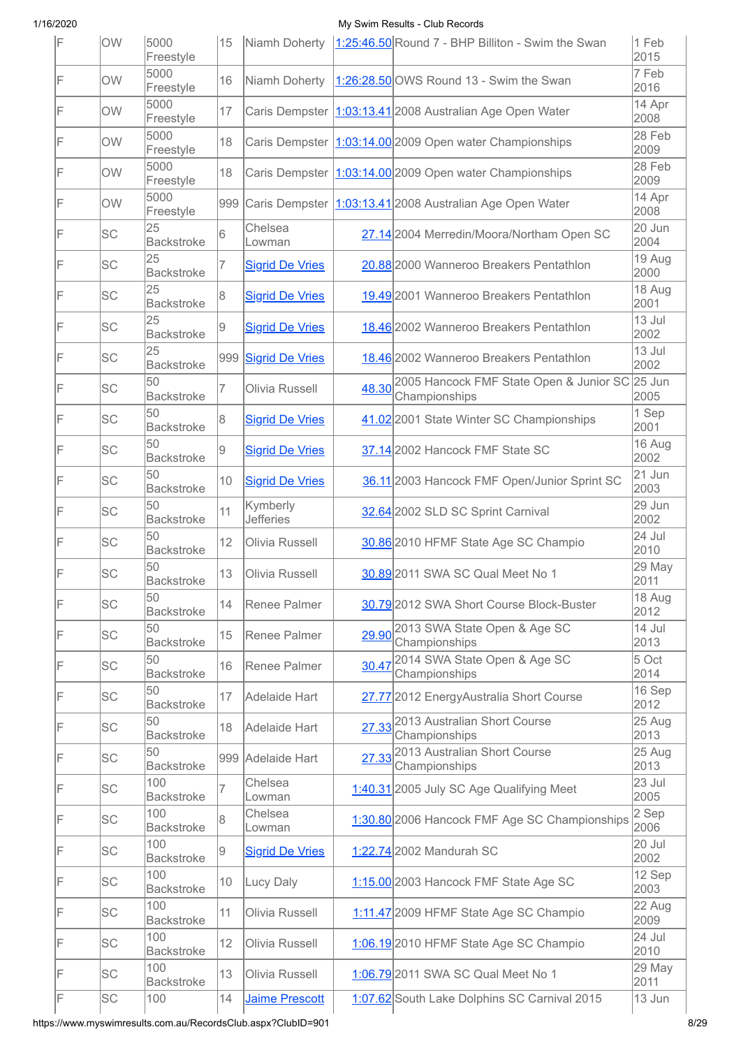| F | OW | 5000 Freestyle | 15 | Niamh Doherty | 1:25:46.50 | Round 7 - BHP Billiton - Swim the Swan | 1 Feb 2015 |
|---|---|---|---|---|---|---|---|
| F | OW | 5000 Freestyle | 16 | Niamh Doherty | 1:26:28.50 | OWS Round 13 - Swim the Swan | 7 Feb 2016 |
| F | OW | 5000 Freestyle | 17 | Caris Dempster | 1:03:13.41 | 2008 Australian Age Open Water | 14 Apr 2008 |
| F | OW | 5000 Freestyle | 18 | Caris Dempster | 1:03:14.00 | 2009 Open water Championships | 28 Feb 2009 |
| F | OW | 5000 Freestyle | 18 | Caris Dempster | 1:03:14.00 | 2009 Open water Championships | 28 Feb 2009 |
| F | OW | 5000 Freestyle | 999 | Caris Dempster | 1:03:13.41 | 2008 Australian Age Open Water | 14 Apr 2008 |
| F | SC | 25 Backstroke | 6 | Chelsea Lowman | 27.14 | 2004 Merredin/Moora/Northam Open SC | 20 Jun 2004 |
| F | SC | 25 Backstroke | 7 | Sigrid De Vries | 20.88 | 2000 Wanneroo Breakers Pentathlon | 19 Aug 2000 |
| F | SC | 25 Backstroke | 8 | Sigrid De Vries | 19.49 | 2001 Wanneroo Breakers Pentathlon | 18 Aug 2001 |
| F | SC | 25 Backstroke | 9 | Sigrid De Vries | 18.46 | 2002 Wanneroo Breakers Pentathlon | 13 Jul 2002 |
| F | SC | 25 Backstroke | 999 | Sigrid De Vries | 18.46 | 2002 Wanneroo Breakers Pentathlon | 13 Jul 2002 |
| F | SC | 50 Backstroke | 7 | Olivia Russell | 48.30 | 2005 Hancock FMF State Open & Junior SC Championships | 25 Jun 2005 |
| F | SC | 50 Backstroke | 8 | Sigrid De Vries | 41.02 | 2001 State Winter SC Championships | 1 Sep 2001 |
| F | SC | 50 Backstroke | 9 | Sigrid De Vries | 37.14 | 2002 Hancock FMF State SC | 16 Aug 2002 |
| F | SC | 50 Backstroke | 10 | Sigrid De Vries | 36.11 | 2003 Hancock FMF Open/Junior Sprint SC | 21 Jun 2003 |
| F | SC | 50 Backstroke | 11 | Kymberly Jefferies | 32.64 | 2002 SLD SC Sprint Carnival | 29 Jun 2002 |
| F | SC | 50 Backstroke | 12 | Olivia Russell | 30.86 | 2010 HFMF State Age SC Champio | 24 Jul 2010 |
| F | SC | 50 Backstroke | 13 | Olivia Russell | 30.89 | 2011 SWA SC Qual Meet No 1 | 29 May 2011 |
| F | SC | 50 Backstroke | 14 | Renee Palmer | 30.79 | 2012 SWA Short Course Block-Buster | 18 Aug 2012 |
| F | SC | 50 Backstroke | 15 | Renee Palmer | 29.90 | 2013 SWA State Open & Age SC Championships | 14 Jul 2013 |
| F | SC | 50 Backstroke | 16 | Renee Palmer | 30.47 | 2014 SWA State Open & Age SC Championships | 5 Oct 2014 |
| F | SC | 50 Backstroke | 17 | Adelaide Hart | 27.77 | 2012 EnergyAustralia Short Course | 16 Sep 2012 |
| F | SC | 50 Backstroke | 18 | Adelaide Hart | 27.33 | 2013 Australian Short Course Championships | 25 Aug 2013 |
| F | SC | 50 Backstroke | 999 | Adelaide Hart | 27.33 | 2013 Australian Short Course Championships | 25 Aug 2013 |
| F | SC | 100 Backstroke | 7 | Chelsea Lowman | 1:40.31 | 2005 July SC Age Qualifying Meet | 23 Jul 2005 |
| F | SC | 100 Backstroke | 8 | Chelsea Lowman | 1:30.80 | 2006 Hancock FMF Age SC Championships | 2 Sep 2006 |
| F | SC | 100 Backstroke | 9 | Sigrid De Vries | 1:22.74 | 2002 Mandurah SC | 20 Jul 2002 |
| F | SC | 100 Backstroke | 10 | Lucy Daly | 1:15.00 | 2003 Hancock FMF State Age SC | 12 Sep 2003 |
| F | SC | 100 Backstroke | 11 | Olivia Russell | 1:11.47 | 2009 HFMF State Age SC Champio | 22 Aug 2009 |
| F | SC | 100 Backstroke | 12 | Olivia Russell | 1:06.19 | 2010 HFMF State Age SC Champio | 24 Jul 2010 |
| F | SC | 100 Backstroke | 13 | Olivia Russell | 1:06.79 | 2011 SWA SC Qual Meet No 1 | 29 May 2011 |
| F | SC | 100 | 14 | Jaime Prescott | 1:07.62 | South Lake Dolphins SC Carnival 2015 | 13 Jun |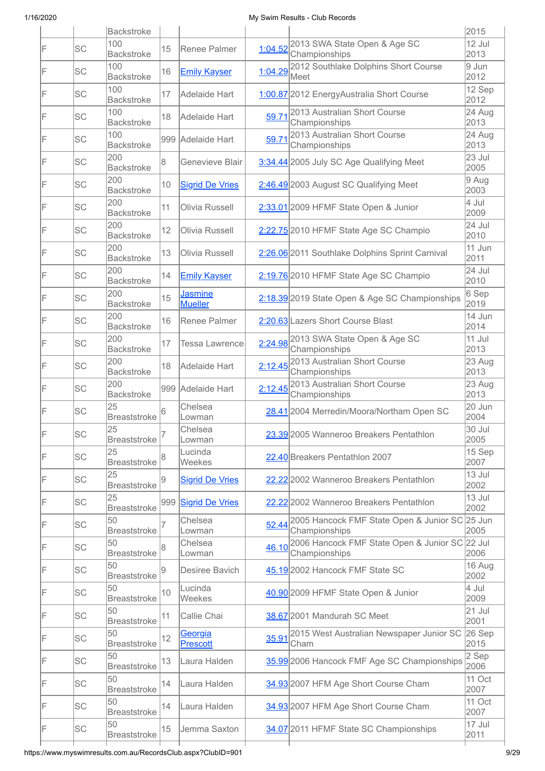| | | | | | | | |
|---|---|---|---|---|---|---|---|
| | | Backstroke | | | | | 2015 |
| F | SC | 100 Backstroke | 15 | Renee Palmer | 1:04.52 | 2013 SWA State Open & Age SC Championships | 12 Jul 2013 |
| F | SC | 100 Backstroke | 16 | Emily Kayser | 1:04.29 | 2012 Southlake Dolphins Short Course Meet | 9 Jun 2012 |
| F | SC | 100 Backstroke | 17 | Adelaide Hart | 1:00.87 | 2012 EnergyAustralia Short Course | 12 Sep 2012 |
| F | SC | 100 Backstroke | 18 | Adelaide Hart | 59.71 | 2013 Australian Short Course Championships | 24 Aug 2013 |
| F | SC | 100 Backstroke | 999 | Adelaide Hart | 59.71 | 2013 Australian Short Course Championships | 24 Aug 2013 |
| F | SC | 200 Backstroke | 8 | Genevieve Blair | 3:34.44 | 2005 July SC Age Qualifying Meet | 23 Jul 2005 |
| F | SC | 200 Backstroke | 10 | Sigrid De Vries | 2:46.49 | 2003 August SC Qualifying Meet | 9 Aug 2003 |
| F | SC | 200 Backstroke | 11 | Olivia Russell | 2:33.01 | 2009 HFMF State Open & Junior | 4 Jul 2009 |
| F | SC | 200 Backstroke | 12 | Olivia Russell | 2:22.75 | 2010 HFMF State Age SC Champio | 24 Jul 2010 |
| F | SC | 200 Backstroke | 13 | Olivia Russell | 2:26.06 | 2011 Southlake Dolphins Sprint Carnival | 11 Jun 2011 |
| F | SC | 200 Backstroke | 14 | Emily Kayser | 2:19.76 | 2010 HFMF State Age SC Champio | 24 Jul 2010 |
| F | SC | 200 Backstroke | 15 | Jasmine Mueller | 2:18.39 | 2019 State Open & Age SC Championships | 6 Sep 2019 |
| F | SC | 200 Backstroke | 16 | Renee Palmer | 2:20.63 | Lazers Short Course Blast | 14 Jun 2014 |
| F | SC | 200 Backstroke | 17 | Tessa Lawrence | 2:24.98 | 2013 SWA State Open & Age SC Championships | 11 Jul 2013 |
| F | SC | 200 Backstroke | 18 | Adelaide Hart | 2:12.45 | 2013 Australian Short Course Championships | 23 Aug 2013 |
| F | SC | 200 Backstroke | 999 | Adelaide Hart | 2:12.45 | 2013 Australian Short Course Championships | 23 Aug 2013 |
| F | SC | 25 Breaststroke | 6 | Chelsea Lowman | 28.41 | 2004 Merredin/Moora/Northam Open SC | 20 Jun 2004 |
| F | SC | 25 Breaststroke | 7 | Chelsea Lowman | 23.39 | 2005 Wanneroo Breakers Pentathlon | 30 Jul 2005 |
| F | SC | 25 Breaststroke | 8 | Lucinda Weekes | 22.40 | Breakers Pentathlon 2007 | 15 Sep 2007 |
| F | SC | 25 Breaststroke | 9 | Sigrid De Vries | 22.22 | 2002 Wanneroo Breakers Pentathlon | 13 Jul 2002 |
| F | SC | 25 Breaststroke | 999 | Sigrid De Vries | 22.22 | 2002 Wanneroo Breakers Pentathlon | 13 Jul 2002 |
| F | SC | 50 Breaststroke | 7 | Chelsea Lowman | 52.44 | 2005 Hancock FMF State Open & Junior SC Championships | 25 Jun 2005 |
| F | SC | 50 Breaststroke | 8 | Chelsea Lowman | 46.10 | 2006 Hancock FMF State Open & Junior SC Championships | 22 Jul 2006 |
| F | SC | 50 Breaststroke | 9 | Desiree Bavich | 45.19 | 2002 Hancock FMF State SC | 16 Aug 2002 |
| F | SC | 50 Breaststroke | 10 | Lucinda Weekes | 40.90 | 2009 HFMF State Open & Junior | 4 Jul 2009 |
| F | SC | 50 Breaststroke | 11 | Callie Chai | 38.67 | 2001 Mandurah SC Meet | 21 Jul 2001 |
| F | SC | 50 Breaststroke | 12 | Georgia Prescott | 35.91 | 2015 West Australian Newspaper Junior SC Cham | 26 Sep 2015 |
| F | SC | 50 Breaststroke | 13 | Laura Halden | 35.99 | 2006 Hancock FMF Age SC Championships | 2 Sep 2006 |
| F | SC | 50 Breaststroke | 14 | Laura Halden | 34.93 | 2007 HFM Age Short Course Cham | 11 Oct 2007 |
| F | SC | 50 Breaststroke | 14 | Laura Halden | 34.93 | 2007 HFM Age Short Course Cham | 11 Oct 2007 |
| F | SC | 50 Breaststroke | 15 | Jemma Saxton | 34.07 | 2011 HFMF State SC Championships | 17 Jul 2011 |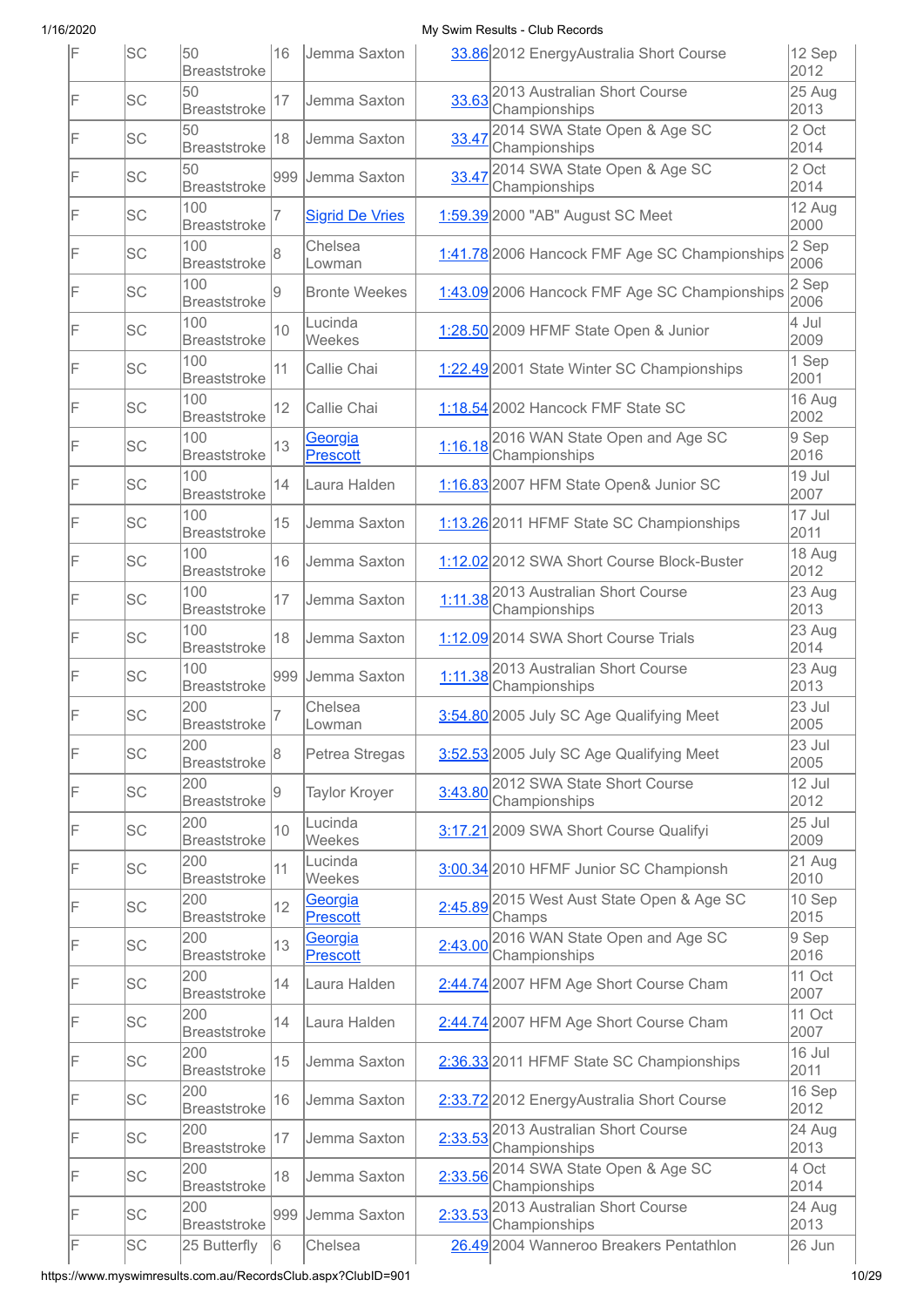| F | SC | 50 Breaststroke | 16 | Jemma Saxton | 33.86 | 2012 EnergyAustralia Short Course | 12 Sep 2012 |
|---|---|---|---|---|---|---|---|
| F | SC | 50 Breaststroke | 17 | Jemma Saxton | 33.63 | 2013 Australian Short Course Championships | 25 Aug 2013 |
| F | SC | 50 Breaststroke | 18 | Jemma Saxton | 33.47 | 2014 SWA State Open & Age SC Championships | 2 Oct 2014 |
| F | SC | 50 Breaststroke | 999 | Jemma Saxton | 33.47 | 2014 SWA State Open & Age SC Championships | 2 Oct 2014 |
| F | SC | 100 Breaststroke | 7 | Sigrid De Vries | 1:59.39 | 2000 "AB" August SC Meet | 12 Aug 2000 |
| F | SC | 100 Breaststroke | 8 | Chelsea Lowman | 1:41.78 | 2006 Hancock FMF Age SC Championships | 2 Sep 2006 |
| F | SC | 100 Breaststroke | 9 | Bronte Weekes | 1:43.09 | 2006 Hancock FMF Age SC Championships | 2 Sep 2006 |
| F | SC | 100 Breaststroke | 10 | Lucinda Weekes | 1:28.50 | 2009 HFMF State Open & Junior | 4 Jul 2009 |
| F | SC | 100 Breaststroke | 11 | Callie Chai | 1:22.49 | 2001 State Winter SC Championships | 1 Sep 2001 |
| F | SC | 100 Breaststroke | 12 | Callie Chai | 1:18.54 | 2002 Hancock FMF State SC | 16 Aug 2002 |
| F | SC | 100 Breaststroke | 13 | Georgia Prescott | 1:16.18 | 2016 WAN State Open and Age SC Championships | 9 Sep 2016 |
| F | SC | 100 Breaststroke | 14 | Laura Halden | 1:16.83 | 2007 HFM State Open& Junior SC | 19 Jul 2007 |
| F | SC | 100 Breaststroke | 15 | Jemma Saxton | 1:13.26 | 2011 HFMF State SC Championships | 17 Jul 2011 |
| F | SC | 100 Breaststroke | 16 | Jemma Saxton | 1:12.02 | 2012 SWA Short Course Block-Buster | 18 Aug 2012 |
| F | SC | 100 Breaststroke | 17 | Jemma Saxton | 1:11.38 | 2013 Australian Short Course Championships | 23 Aug 2013 |
| F | SC | 100 Breaststroke | 18 | Jemma Saxton | 1:12.09 | 2014 SWA Short Course Trials | 23 Aug 2014 |
| F | SC | 100 Breaststroke | 999 | Jemma Saxton | 1:11.38 | 2013 Australian Short Course Championships | 23 Aug 2013 |
| F | SC | 200 Breaststroke | 7 | Chelsea Lowman | 3:54.80 | 2005 July SC Age Qualifying Meet | 23 Jul 2005 |
| F | SC | 200 Breaststroke | 8 | Petrea Stregas | 3:52.53 | 2005 July SC Age Qualifying Meet | 23 Jul 2005 |
| F | SC | 200 Breaststroke | 9 | Taylor Kroyer | 3:43.80 | 2012 SWA State Short Course Championships | 12 Jul 2012 |
| F | SC | 200 Breaststroke | 10 | Lucinda Weekes | 3:17.21 | 2009 SWA Short Course Qualifyi | 25 Jul 2009 |
| F | SC | 200 Breaststroke | 11 | Lucinda Weekes | 3:00.34 | 2010 HFMF Junior SC Championsh | 21 Aug 2010 |
| F | SC | 200 Breaststroke | 12 | Georgia Prescott | 2:45.89 | 2015 West Aust State Open & Age SC Champs | 10 Sep 2015 |
| F | SC | 200 Breaststroke | 13 | Georgia Prescott | 2:43.00 | 2016 WAN State Open and Age SC Championships | 9 Sep 2016 |
| F | SC | 200 Breaststroke | 14 | Laura Halden | 2:44.74 | 2007 HFM Age Short Course Cham | 11 Oct 2007 |
| F | SC | 200 Breaststroke | 14 | Laura Halden | 2:44.74 | 2007 HFM Age Short Course Cham | 11 Oct 2007 |
| F | SC | 200 Breaststroke | 15 | Jemma Saxton | 2:36.33 | 2011 HFMF State SC Championships | 16 Jul 2011 |
| F | SC | 200 Breaststroke | 16 | Jemma Saxton | 2:33.72 | 2012 EnergyAustralia Short Course | 16 Sep 2012 |
| F | SC | 200 Breaststroke | 17 | Jemma Saxton | 2:33.53 | 2013 Australian Short Course Championships | 24 Aug 2013 |
| F | SC | 200 Breaststroke | 18 | Jemma Saxton | 2:33.56 | 2014 SWA State Open & Age SC Championships | 4 Oct 2014 |
| F | SC | 200 Breaststroke | 999 | Jemma Saxton | 2:33.53 | 2013 Australian Short Course Championships | 24 Aug 2013 |
| F | SC | 25 Butterfly | 6 | Chelsea | 26.49 | 2004 Wanneroo Breakers Pentathlon | 26 Jun |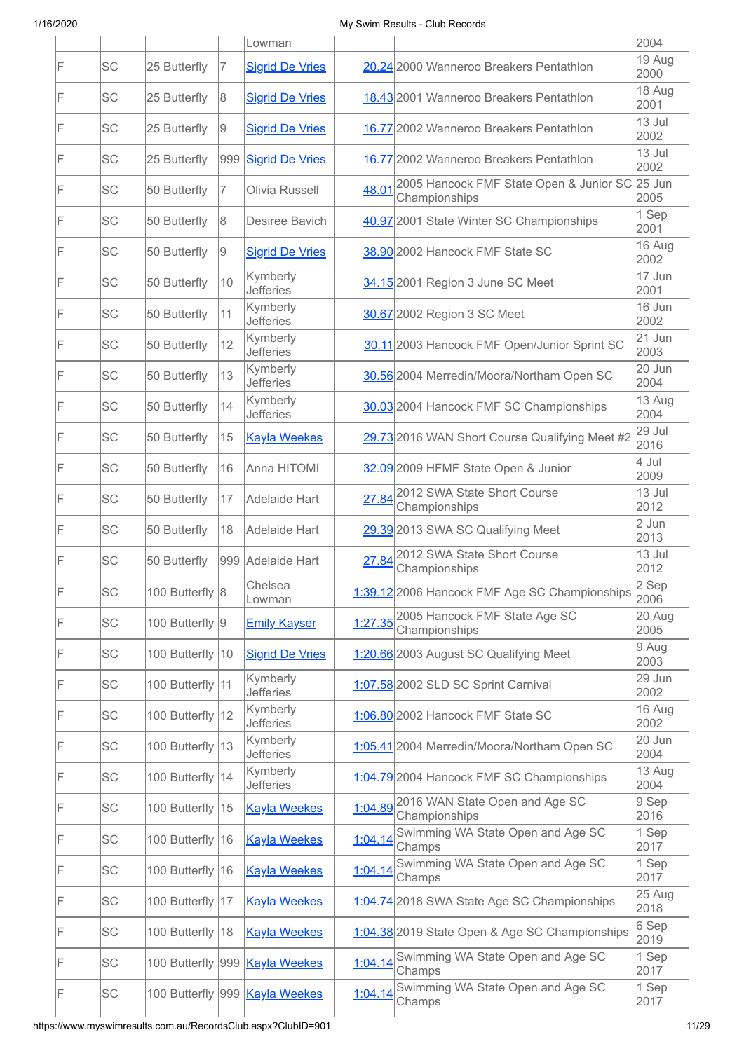| | | | | Lowman | | | 2004 |
|---|---|---|---|---|---|---|---|
| F | SC | 25 Butterfly | 7 | Sigrid De Vries | 20.24 | 2000 Wanneroo Breakers Pentathlon | 19 Aug 2000 |
| F | SC | 25 Butterfly | 8 | Sigrid De Vries | 18.43 | 2001 Wanneroo Breakers Pentathlon | 18 Aug 2001 |
| F | SC | 25 Butterfly | 9 | Sigrid De Vries | 16.77 | 2002 Wanneroo Breakers Pentathlon | 13 Jul 2002 |
| F | SC | 25 Butterfly | 999 | Sigrid De Vries | 16.77 | 2002 Wanneroo Breakers Pentathlon | 13 Jul 2002 |
| F | SC | 50 Butterfly | 7 | Olivia Russell | 48.01 | 2005 Hancock FMF State Open & Junior SC Championships | 25 Jun 2005 |
| F | SC | 50 Butterfly | 8 | Desiree Bavich | 40.97 | 2001 State Winter SC Championships | 1 Sep 2001 |
| F | SC | 50 Butterfly | 9 | Sigrid De Vries | 38.90 | 2002 Hancock FMF State SC | 16 Aug 2002 |
| F | SC | 50 Butterfly | 10 | Kymberly Jefferies | 34.15 | 2001 Region 3 June SC Meet | 17 Jun 2001 |
| F | SC | 50 Butterfly | 11 | Kymberly Jefferies | 30.67 | 2002 Region 3 SC Meet | 16 Jun 2002 |
| F | SC | 50 Butterfly | 12 | Kymberly Jefferies | 30.11 | 2003 Hancock FMF Open/Junior Sprint SC | 21 Jun 2003 |
| F | SC | 50 Butterfly | 13 | Kymberly Jefferies | 30.56 | 2004 Merredin/Moora/Northam Open SC | 20 Jun 2004 |
| F | SC | 50 Butterfly | 14 | Kymberly Jefferies | 30.03 | 2004 Hancock FMF SC Championships | 13 Aug 2004 |
| F | SC | 50 Butterfly | 15 | Kayla Weekes | 29.73 | 2016 WAN Short Course Qualifying Meet #2 | 29 Jul 2016 |
| F | SC | 50 Butterfly | 16 | Anna HITOMI | 32.09 | 2009 HFMF State Open & Junior | 4 Jul 2009 |
| F | SC | 50 Butterfly | 17 | Adelaide Hart | 27.84 | 2012 SWA State Short Course Championships | 13 Jul 2012 |
| F | SC | 50 Butterfly | 18 | Adelaide Hart | 29.39 | 2013 SWA SC Qualifying Meet | 2 Jun 2013 |
| F | SC | 50 Butterfly | 999 | Adelaide Hart | 27.84 | 2012 SWA State Short Course Championships | 13 Jul 2012 |
| F | SC | 100 Butterfly | 8 | Chelsea Lowman | 1:39.12 | 2006 Hancock FMF Age SC Championships | 2 Sep 2006 |
| F | SC | 100 Butterfly | 9 | Emily Kayser | 1:27.35 | 2005 Hancock FMF State Age SC Championships | 20 Aug 2005 |
| F | SC | 100 Butterfly | 10 | Sigrid De Vries | 1:20.66 | 2003 August SC Qualifying Meet | 9 Aug 2003 |
| F | SC | 100 Butterfly | 11 | Kymberly Jefferies | 1:07.58 | 2002 SLD SC Sprint Carnival | 29 Jun 2002 |
| F | SC | 100 Butterfly | 12 | Kymberly Jefferies | 1:06.80 | 2002 Hancock FMF State SC | 16 Aug 2002 |
| F | SC | 100 Butterfly | 13 | Kymberly Jefferies | 1:05.41 | 2004 Merredin/Moora/Northam Open SC | 20 Jun 2004 |
| F | SC | 100 Butterfly | 14 | Kymberly Jefferies | 1:04.79 | 2004 Hancock FMF SC Championships | 13 Aug 2004 |
| F | SC | 100 Butterfly | 15 | Kayla Weekes | 1:04.89 | 2016 WAN State Open and Age SC Championships | 9 Sep 2016 |
| F | SC | 100 Butterfly | 16 | Kayla Weekes | 1:04.14 | Swimming WA State Open and Age SC Champs | 1 Sep 2017 |
| F | SC | 100 Butterfly | 16 | Kayla Weekes | 1:04.14 | Swimming WA State Open and Age SC Champs | 1 Sep 2017 |
| F | SC | 100 Butterfly | 17 | Kayla Weekes | 1:04.74 | 2018 SWA State Age SC Championships | 25 Aug 2018 |
| F | SC | 100 Butterfly | 18 | Kayla Weekes | 1:04.38 | 2019 State Open & Age SC Championships | 6 Sep 2019 |
| F | SC | 100 Butterfly | 999 | Kayla Weekes | 1:04.14 | Swimming WA State Open and Age SC Champs | 1 Sep 2017 |
| F | SC | 100 Butterfly | 999 | Kayla Weekes | 1:04.14 | Swimming WA State Open and Age SC Champs | 1 Sep 2017 |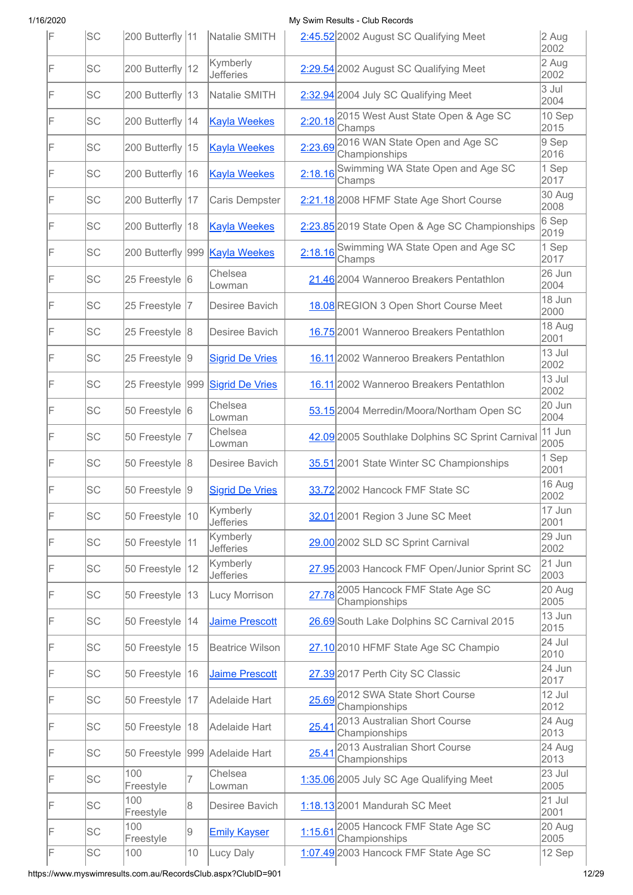| F | SC | 200 Butterfly | 11 | Natalie SMITH | 2:45.52 | 2002 August SC Qualifying Meet | 2 Aug 2002 |
|---|---|---|---|---|---|---|---|
| F | SC | 200 Butterfly | 12 | Kymberly Jefferies | 2:29.54 | 2002 August SC Qualifying Meet | 2 Aug 2002 |
| F | SC | 200 Butterfly | 13 | Natalie SMITH | 2:32.94 | 2004 July SC Qualifying Meet | 3 Jul 2004 |
| F | SC | 200 Butterfly | 14 | Kayla Weekes | 2:20.18 | 2015 West Aust State Open & Age SC Champs | 10 Sep 2015 |
| F | SC | 200 Butterfly | 15 | Kayla Weekes | 2:23.69 | 2016 WAN State Open and Age SC Championships | 9 Sep 2016 |
| F | SC | 200 Butterfly | 16 | Kayla Weekes | 2:18.16 | Swimming WA State Open and Age SC Champs | 1 Sep 2017 |
| F | SC | 200 Butterfly | 17 | Caris Dempster | 2:21.18 | 2008 HFMF State Age Short Course | 30 Aug 2008 |
| F | SC | 200 Butterfly | 18 | Kayla Weekes | 2:23.85 | 2019 State Open & Age SC Championships | 6 Sep 2019 |
| F | SC | 200 Butterfly | 999 | Kayla Weekes | 2:18.16 | Swimming WA State Open and Age SC Champs | 1 Sep 2017 |
| F | SC | 25 Freestyle | 6 | Chelsea Lowman | 21.46 | 2004 Wanneroo Breakers Pentathlon | 26 Jun 2004 |
| F | SC | 25 Freestyle | 7 | Desiree Bavich | 18.08 | REGION 3 Open Short Course Meet | 18 Jun 2000 |
| F | SC | 25 Freestyle | 8 | Desiree Bavich | 16.75 | 2001 Wanneroo Breakers Pentathlon | 18 Aug 2001 |
| F | SC | 25 Freestyle | 9 | Sigrid De Vries | 16.11 | 2002 Wanneroo Breakers Pentathlon | 13 Jul 2002 |
| F | SC | 25 Freestyle | 999 | Sigrid De Vries | 16.11 | 2002 Wanneroo Breakers Pentathlon | 13 Jul 2002 |
| F | SC | 50 Freestyle | 6 | Chelsea Lowman | 53.15 | 2004 Merredin/Moora/Northam Open SC | 20 Jun 2004 |
| F | SC | 50 Freestyle | 7 | Chelsea Lowman | 42.09 | 2005 Southlake Dolphins SC Sprint Carnival | 11 Jun 2005 |
| F | SC | 50 Freestyle | 8 | Desiree Bavich | 35.51 | 2001 State Winter SC Championships | 1 Sep 2001 |
| F | SC | 50 Freestyle | 9 | Sigrid De Vries | 33.72 | 2002 Hancock FMF State SC | 16 Aug 2002 |
| F | SC | 50 Freestyle | 10 | Kymberly Jefferies | 32.01 | 2001 Region 3 June SC Meet | 17 Jun 2001 |
| F | SC | 50 Freestyle | 11 | Kymberly Jefferies | 29.00 | 2002 SLD SC Sprint Carnival | 29 Jun 2002 |
| F | SC | 50 Freestyle | 12 | Kymberly Jefferies | 27.95 | 2003 Hancock FMF Open/Junior Sprint SC | 21 Jun 2003 |
| F | SC | 50 Freestyle | 13 | Lucy Morrison | 27.78 | 2005 Hancock FMF State Age SC Championships | 20 Aug 2005 |
| F | SC | 50 Freestyle | 14 | Jaime Prescott | 26.69 | South Lake Dolphins SC Carnival 2015 | 13 Jun 2015 |
| F | SC | 50 Freestyle | 15 | Beatrice Wilson | 27.10 | 2010 HFMF State Age SC Champio | 24 Jul 2010 |
| F | SC | 50 Freestyle | 16 | Jaime Prescott | 27.39 | 2017 Perth City SC Classic | 24 Jun 2017 |
| F | SC | 50 Freestyle | 17 | Adelaide Hart | 25.69 | 2012 SWA State Short Course Championships | 12 Jul 2012 |
| F | SC | 50 Freestyle | 18 | Adelaide Hart | 25.41 | 2013 Australian Short Course Championships | 24 Aug 2013 |
| F | SC | 50 Freestyle | 999 | Adelaide Hart | 25.41 | 2013 Australian Short Course Championships | 24 Aug 2013 |
| F | SC | 100 Freestyle | 7 | Chelsea Lowman | 1:35.06 | 2005 July SC Age Qualifying Meet | 23 Jul 2005 |
| F | SC | 100 Freestyle | 8 | Desiree Bavich | 1:18.13 | 2001 Mandurah SC Meet | 21 Jul 2001 |
| F | SC | 100 Freestyle | 9 | Emily Kayser | 1:15.61 | 2005 Hancock FMF State Age SC Championships | 20 Aug 2005 |
| F | SC | 100 | 10 | Lucy Daly | 1:07.49 | 2003 Hancock FMF State Age SC | 12 Sep |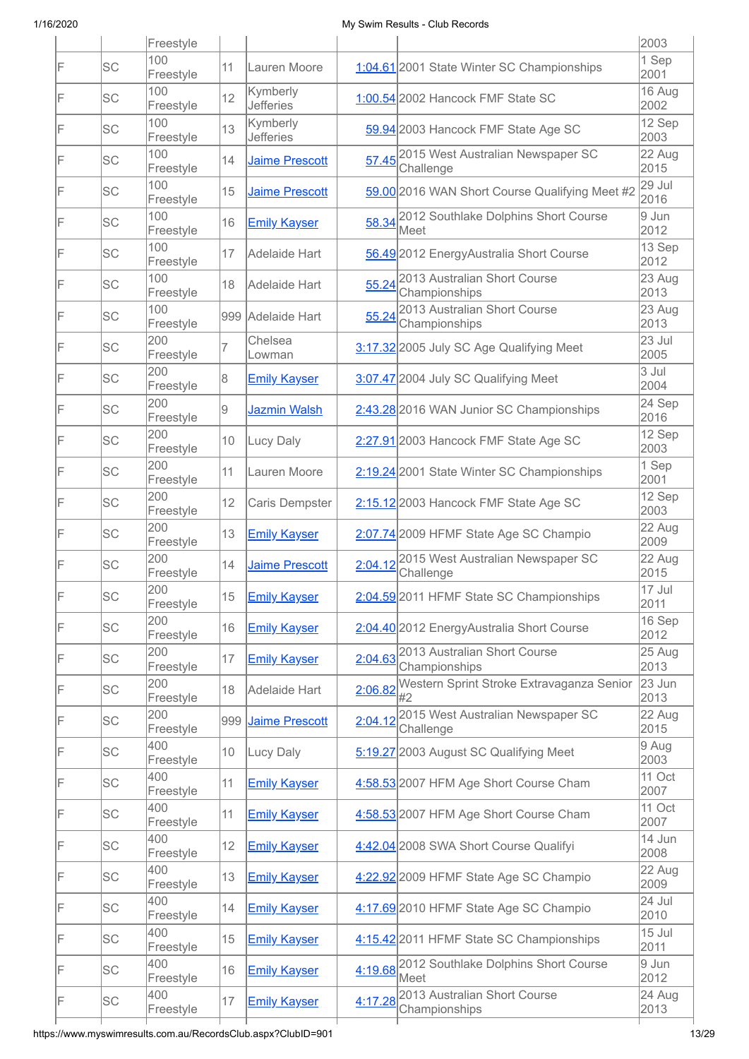| | | | | | | | |
|---|---|---|---|---|---|---|---|
| | | Freestyle | | | | | 2003 |
| F | SC | 100 Freestyle | 11 | Lauren Moore | 1:04.61 | 2001 State Winter SC Championships | 1 Sep 2001 |
| F | SC | 100 Freestyle | 12 | Kymberly Jefferies | 1:00.54 | 2002 Hancock FMF State SC | 16 Aug 2002 |
| F | SC | 100 Freestyle | 13 | Kymberly Jefferies | 59.94 | 2003 Hancock FMF State Age SC | 12 Sep 2003 |
| F | SC | 100 Freestyle | 14 | Jaime Prescott | 57.45 | 2015 West Australian Newspaper SC Challenge | 22 Aug 2015 |
| F | SC | 100 Freestyle | 15 | Jaime Prescott | 59.00 | 2016 WAN Short Course Qualifying Meet #2 | 29 Jul 2016 |
| F | SC | 100 Freestyle | 16 | Emily Kayser | 58.34 | 2012 Southlake Dolphins Short Course Meet | 9 Jun 2012 |
| F | SC | 100 Freestyle | 17 | Adelaide Hart | 56.49 | 2012 EnergyAustralia Short Course | 13 Sep 2012 |
| F | SC | 100 Freestyle | 18 | Adelaide Hart | 55.24 | 2013 Australian Short Course Championships | 23 Aug 2013 |
| F | SC | 100 Freestyle | 999 | Adelaide Hart | 55.24 | 2013 Australian Short Course Championships | 23 Aug 2013 |
| F | SC | 200 Freestyle | 7 | Chelsea Lowman | 3:17.32 | 2005 July SC Age Qualifying Meet | 23 Jul 2005 |
| F | SC | 200 Freestyle | 8 | Emily Kayser | 3:07.47 | 2004 July SC Qualifying Meet | 3 Jul 2004 |
| F | SC | 200 Freestyle | 9 | Jazmin Walsh | 2:43.28 | 2016 WAN Junior SC Championships | 24 Sep 2016 |
| F | SC | 200 Freestyle | 10 | Lucy Daly | 2:27.91 | 2003 Hancock FMF State Age SC | 12 Sep 2003 |
| F | SC | 200 Freestyle | 11 | Lauren Moore | 2:19.24 | 2001 State Winter SC Championships | 1 Sep 2001 |
| F | SC | 200 Freestyle | 12 | Caris Dempster | 2:15.12 | 2003 Hancock FMF State Age SC | 12 Sep 2003 |
| F | SC | 200 Freestyle | 13 | Emily Kayser | 2:07.74 | 2009 HFMF State Age SC Champio | 22 Aug 2009 |
| F | SC | 200 Freestyle | 14 | Jaime Prescott | 2:04.12 | 2015 West Australian Newspaper SC Challenge | 22 Aug 2015 |
| F | SC | 200 Freestyle | 15 | Emily Kayser | 2:04.59 | 2011 HFMF State SC Championships | 17 Jul 2011 |
| F | SC | 200 Freestyle | 16 | Emily Kayser | 2:04.40 | 2012 EnergyAustralia Short Course | 16 Sep 2012 |
| F | SC | 200 Freestyle | 17 | Emily Kayser | 2:04.63 | 2013 Australian Short Course Championships | 25 Aug 2013 |
| F | SC | 200 Freestyle | 18 | Adelaide Hart | 2:06.82 | Western Sprint Stroke Extravaganza Senior #2 | 23 Jun 2013 |
| F | SC | 200 Freestyle | 999 | Jaime Prescott | 2:04.12 | 2015 West Australian Newspaper SC Challenge | 22 Aug 2015 |
| F | SC | 400 Freestyle | 10 | Lucy Daly | 5:19.27 | 2003 August SC Qualifying Meet | 9 Aug 2003 |
| F | SC | 400 Freestyle | 11 | Emily Kayser | 4:58.53 | 2007 HFM Age Short Course Cham | 11 Oct 2007 |
| F | SC | 400 Freestyle | 11 | Emily Kayser | 4:58.53 | 2007 HFM Age Short Course Cham | 11 Oct 2007 |
| F | SC | 400 Freestyle | 12 | Emily Kayser | 4:42.04 | 2008 SWA Short Course Qualifyi | 14 Jun 2008 |
| F | SC | 400 Freestyle | 13 | Emily Kayser | 4:22.92 | 2009 HFMF State Age SC Champio | 22 Aug 2009 |
| F | SC | 400 Freestyle | 14 | Emily Kayser | 4:17.69 | 2010 HFMF State Age SC Champio | 24 Jul 2010 |
| F | SC | 400 Freestyle | 15 | Emily Kayser | 4:15.42 | 2011 HFMF State SC Championships | 15 Jul 2011 |
| F | SC | 400 Freestyle | 16 | Emily Kayser | 4:19.68 | 2012 Southlake Dolphins Short Course Meet | 9 Jun 2012 |
| F | SC | 400 Freestyle | 17 | Emily Kayser | 4:17.28 | 2013 Australian Short Course Championships | 24 Aug 2013 |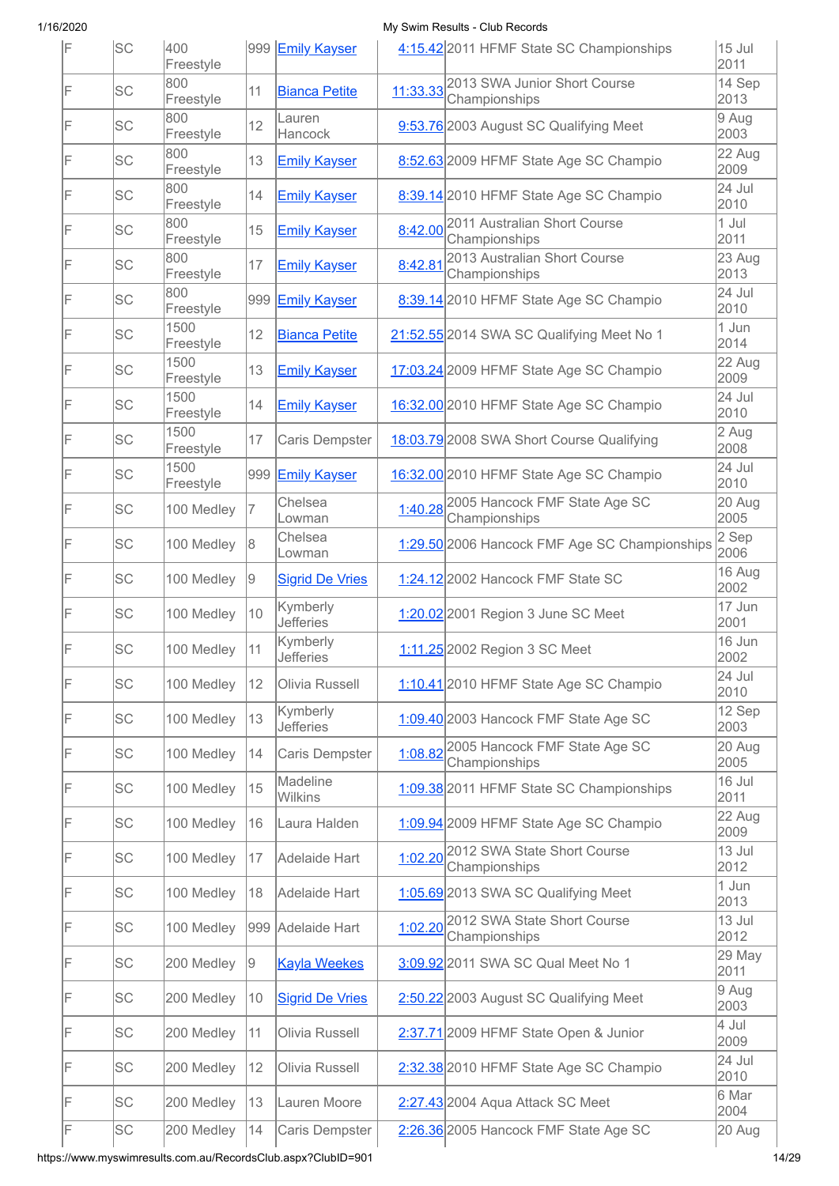| F | SC | 400 Freestyle | 999 | [Emily Kayser] | [4:15.42] | 2011 HFMF State SC Championships | 15 Jul 2011 |
|---|---|---|---|---|---|---|---|
| F | SC | 800 Freestyle | 11 | [Bianca Petite] | [11:33.33] | 2013 SWA Junior Short Course Championships | 14 Sep 2013 |
| F | SC | 800 Freestyle | 12 | Lauren Hancock | [9:53.76] | 2003 August SC Qualifying Meet | 9 Aug 2003 |
| F | SC | 800 Freestyle | 13 | [Emily Kayser] | [8:52.63] | 2009 HFMF State Age SC Champio | 22 Aug 2009 |
| F | SC | 800 Freestyle | 14 | [Emily Kayser] | [8:39.14] | 2010 HFMF State Age SC Champio | 24 Jul 2010 |
| F | SC | 800 Freestyle | 15 | [Emily Kayser] | [8:42.00] | 2011 Australian Short Course Championships | 1 Jul 2011 |
| F | SC | 800 Freestyle | 17 | [Emily Kayser] | [8:42.81] | 2013 Australian Short Course Championships | 23 Aug 2013 |
| F | SC | 800 Freestyle | 999 | [Emily Kayser] | [8:39.14] | 2010 HFMF State Age SC Champio | 24 Jul 2010 |
| F | SC | 1500 Freestyle | 12 | [Bianca Petite] | [21:52.55] | 2014 SWA SC Qualifying Meet No 1 | 1 Jun 2014 |
| F | SC | 1500 Freestyle | 13 | [Emily Kayser] | [17:03.24] | 2009 HFMF State Age SC Champio | 22 Aug 2009 |
| F | SC | 1500 Freestyle | 14 | [Emily Kayser] | [16:32.00] | 2010 HFMF State Age SC Champio | 24 Jul 2010 |
| F | SC | 1500 Freestyle | 17 | Caris Dempster | [18:03.79] | 2008 SWA Short Course Qualifying | 2 Aug 2008 |
| F | SC | 1500 Freestyle | 999 | [Emily Kayser] | [16:32.00] | 2010 HFMF State Age SC Champio | 24 Jul 2010 |
| F | SC | 100 Medley | 7 | Chelsea Lowman | [1:40.28] | 2005 Hancock FMF State Age SC Championships | 20 Aug 2005 |
| F | SC | 100 Medley | 8 | Chelsea Lowman | [1:29.50] | 2006 Hancock FMF Age SC Championships | 2 Sep 2006 |
| F | SC | 100 Medley | 9 | [Sigrid De Vries] | [1:24.12] | 2002 Hancock FMF State SC | 16 Aug 2002 |
| F | SC | 100 Medley | 10 | Kymberly Jefferies | [1:20.02] | 2001 Region 3 June SC Meet | 17 Jun 2001 |
| F | SC | 100 Medley | 11 | Kymberly Jefferies | [1:11.25] | 2002 Region 3 SC Meet | 16 Jun 2002 |
| F | SC | 100 Medley | 12 | Olivia Russell | [1:10.41] | 2010 HFMF State Age SC Champio | 24 Jul 2010 |
| F | SC | 100 Medley | 13 | Kymberly Jefferies | [1:09.40] | 2003 Hancock FMF State Age SC | 12 Sep 2003 |
| F | SC | 100 Medley | 14 | Caris Dempster | [1:08.82] | 2005 Hancock FMF State Age SC Championships | 20 Aug 2005 |
| F | SC | 100 Medley | 15 | Madeline Wilkins | [1:09.38] | 2011 HFMF State SC Championships | 16 Jul 2011 |
| F | SC | 100 Medley | 16 | Laura Halden | [1:09.94] | 2009 HFMF State Age SC Champio | 22 Aug 2009 |
| F | SC | 100 Medley | 17 | Adelaide Hart | [1:02.20] | 2012 SWA State Short Course Championships | 13 Jul 2012 |
| F | SC | 100 Medley | 18 | Adelaide Hart | [1:05.69] | 2013 SWA SC Qualifying Meet | 1 Jun 2013 |
| F | SC | 100 Medley | 999 | Adelaide Hart | [1:02.20] | 2012 SWA State Short Course Championships | 13 Jul 2012 |
| F | SC | 200 Medley | 9 | [Kayla Weekes] | [3:09.92] | 2011 SWA SC Qual Meet No 1 | 29 May 2011 |
| F | SC | 200 Medley | 10 | [Sigrid De Vries] | [2:50.22] | 2003 August SC Qualifying Meet | 9 Aug 2003 |
| F | SC | 200 Medley | 11 | Olivia Russell | [2:37.71] | 2009 HFMF State Open & Junior | 4 Jul 2009 |
| F | SC | 200 Medley | 12 | Olivia Russell | [2:32.38] | 2010 HFMF State Age SC Champio | 24 Jul 2010 |
| F | SC | 200 Medley | 13 | Lauren Moore | [2:27.43] | 2004 Aqua Attack SC Meet | 6 Mar 2004 |
| F | SC | 200 Medley | 14 | Caris Dempster | [2:26.36] | 2005 Hancock FMF State Age SC | 20 Aug |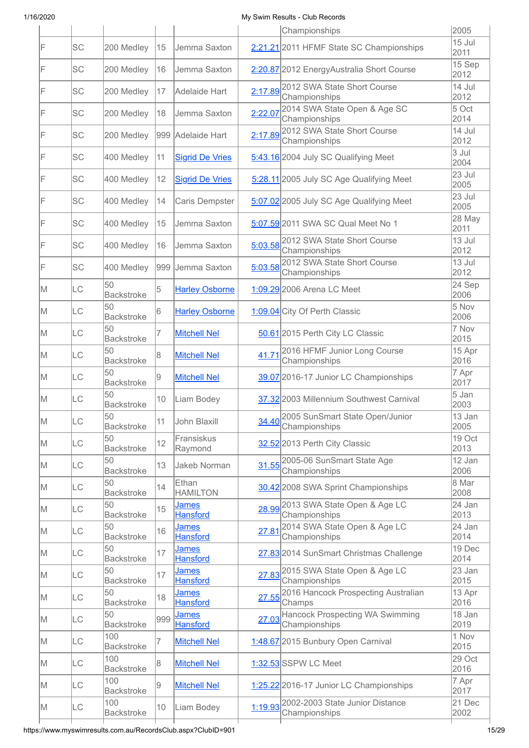| | | | | | | Championships | 2005 |
|---|---|---|---|---|---|---|---|
| F | SC | 200 Medley | 15 | Jemma Saxton | 2:21.21 | 2011 HFMF State SC Championships | 15 Jul 2011 |
| F | SC | 200 Medley | 16 | Jemma Saxton | 2:20.87 | 2012 EnergyAustralia Short Course | 15 Sep 2012 |
| F | SC | 200 Medley | 17 | Adelaide Hart | 2:17.89 | 2012 SWA State Short Course Championships | 14 Jul 2012 |
| F | SC | 200 Medley | 18 | Jemma Saxton | 2:22.07 | 2014 SWA State Open & Age SC Championships | 5 Oct 2014 |
| F | SC | 200 Medley | 999 | Adelaide Hart | 2:17.89 | 2012 SWA State Short Course Championships | 14 Jul 2012 |
| F | SC | 400 Medley | 11 | Sigrid De Vries | 5:43.16 | 2004 July SC Qualifying Meet | 3 Jul 2004 |
| F | SC | 400 Medley | 12 | Sigrid De Vries | 5:28.11 | 2005 July SC Age Qualifying Meet | 23 Jul 2005 |
| F | SC | 400 Medley | 14 | Caris Dempster | 5:07.02 | 2005 July SC Age Qualifying Meet | 23 Jul 2005 |
| F | SC | 400 Medley | 15 | Jemma Saxton | 5:07.59 | 2011 SWA SC Qual Meet No 1 | 28 May 2011 |
| F | SC | 400 Medley | 16 | Jemma Saxton | 5:03.58 | 2012 SWA State Short Course Championships | 13 Jul 2012 |
| F | SC | 400 Medley | 999 | Jemma Saxton | 5:03.58 | 2012 SWA State Short Course Championships | 13 Jul 2012 |
| M | LC | 50 Backstroke | 5 | Harley Osborne | 1:09.29 | 2006 Arena LC Meet | 24 Sep 2006 |
| M | LC | 50 Backstroke | 6 | Harley Osborne | 1:09.04 | City Of Perth Classic | 5 Nov 2006 |
| M | LC | 50 Backstroke | 7 | Mitchell Nel | 50.61 | 2015 Perth City LC Classic | 7 Nov 2015 |
| M | LC | 50 Backstroke | 8 | Mitchell Nel | 41.71 | 2016 HFMF Junior Long Course Championships | 15 Apr 2016 |
| M | LC | 50 Backstroke | 9 | Mitchell Nel | 39.07 | 2016-17 Junior LC Championships | 7 Apr 2017 |
| M | LC | 50 Backstroke | 10 | Liam Bodey | 37.32 | 2003 Millennium Southwest Carnival | 5 Jan 2003 |
| M | LC | 50 Backstroke | 11 | John Blaxill | 34.40 | 2005 SunSmart State Open/Junior Championships | 13 Jan 2005 |
| M | LC | 50 Backstroke | 12 | Fransiskus Raymond | 32.52 | 2013 Perth City Classic | 19 Oct 2013 |
| M | LC | 50 Backstroke | 13 | Jakeb Norman | 31.55 | 2005-06 SunSmart State Age Championships | 12 Jan 2006 |
| M | LC | 50 Backstroke | 14 | Ethan HAMILTON | 30.42 | 2008 SWA Sprint Championships | 8 Mar 2008 |
| M | LC | 50 Backstroke | 15 | James Hansford | 28.99 | 2013 SWA State Open & Age LC Championships | 24 Jan 2013 |
| M | LC | 50 Backstroke | 16 | James Hansford | 27.81 | 2014 SWA State Open & Age LC Championships | 24 Jan 2014 |
| M | LC | 50 Backstroke | 17 | James Hansford | 27.83 | 2014 SunSmart Christmas Challenge | 19 Dec 2014 |
| M | LC | 50 Backstroke | 17 | James Hansford | 27.83 | 2015 SWA State Open & Age LC Championships | 23 Jan 2015 |
| M | LC | 50 Backstroke | 18 | James Hansford | 27.55 | 2016 Hancock Prospecting Australian Champs | 13 Apr 2016 |
| M | LC | 50 Backstroke | 999 | James Hansford | 27.03 | Hancock Prospecting WA Swimming Championships | 18 Jan 2019 |
| M | LC | 100 Backstroke | 7 | Mitchell Nel | 1:48.67 | 2015 Bunbury Open Carnival | 1 Nov 2015 |
| M | LC | 100 Backstroke | 8 | Mitchell Nel | 1:32.53 | SSPW LC Meet | 29 Oct 2016 |
| M | LC | 100 Backstroke | 9 | Mitchell Nel | 1:25.22 | 2016-17 Junior LC Championships | 7 Apr 2017 |
| M | LC | 100 Backstroke | 10 | Liam Bodey | 1:19.93 | 2002-2003 State Junior Distance Championships | 21 Dec 2002 |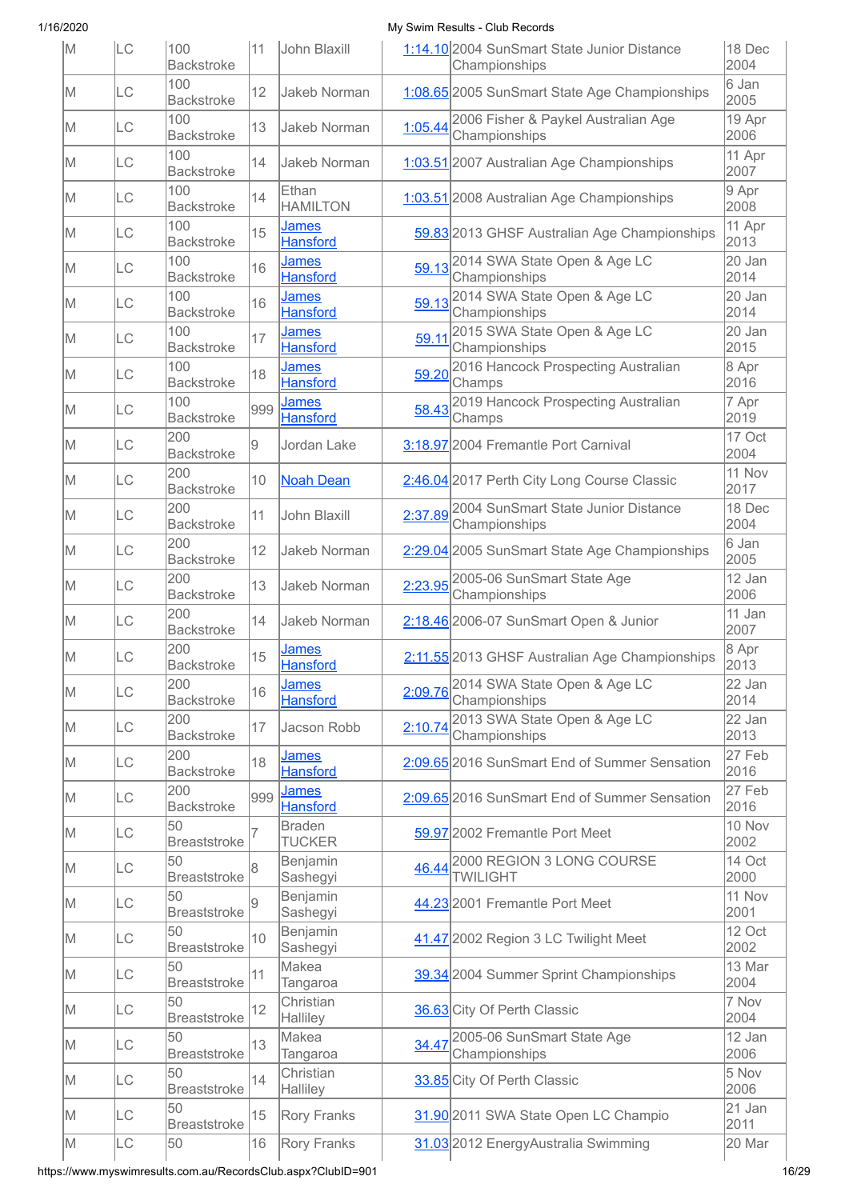| M | LC | 100 Backstroke | 11 | John Blaxill | 1:14.10 | 2004 SunSmart State Junior Distance Championships | 18 Dec 2004 |
|---|---|---|---|---|---|---|---|
| M | LC | 100 Backstroke | 12 | Jakeb Norman | 1:08.65 | 2005 SunSmart State Age Championships | 6 Jan 2005 |
| M | LC | 100 Backstroke | 13 | Jakeb Norman | 1:05.44 | 2006 Fisher & Paykel Australian Age Championships | 19 Apr 2006 |
| M | LC | 100 Backstroke | 14 | Jakeb Norman | 1:03.51 | 2007 Australian Age Championships | 11 Apr 2007 |
| M | LC | 100 Backstroke | 14 | Ethan HAMILTON | 1:03.51 | 2008 Australian Age Championships | 9 Apr 2008 |
| M | LC | 100 Backstroke | 15 | James Hansford | 59.83 | 2013 GHSF Australian Age Championships | 11 Apr 2013 |
| M | LC | 100 Backstroke | 16 | James Hansford | 59.13 | 2014 SWA State Open & Age LC Championships | 20 Jan 2014 |
| M | LC | 100 Backstroke | 16 | James Hansford | 59.13 | 2014 SWA State Open & Age LC Championships | 20 Jan 2014 |
| M | LC | 100 Backstroke | 17 | James Hansford | 59.11 | 2015 SWA State Open & Age LC Championships | 20 Jan 2015 |
| M | LC | 100 Backstroke | 18 | James Hansford | 59.20 | 2016 Hancock Prospecting Australian Champs | 8 Apr 2016 |
| M | LC | 100 Backstroke | 999 | James Hansford | 58.43 | 2019 Hancock Prospecting Australian Champs | 7 Apr 2019 |
| M | LC | 200 Backstroke | 9 | Jordan Lake | 3:18.97 | 2004 Fremantle Port Carnival | 17 Oct 2004 |
| M | LC | 200 Backstroke | 10 | Noah Dean | 2:46.04 | 2017 Perth City Long Course Classic | 11 Nov 2017 |
| M | LC | 200 Backstroke | 11 | John Blaxill | 2:37.89 | 2004 SunSmart State Junior Distance Championships | 18 Dec 2004 |
| M | LC | 200 Backstroke | 12 | Jakeb Norman | 2:29.04 | 2005 SunSmart State Age Championships | 6 Jan 2005 |
| M | LC | 200 Backstroke | 13 | Jakeb Norman | 2:23.95 | 2005-06 SunSmart State Age Championships | 12 Jan 2006 |
| M | LC | 200 Backstroke | 14 | Jakeb Norman | 2:18.46 | 2006-07 SunSmart Open & Junior | 11 Jan 2007 |
| M | LC | 200 Backstroke | 15 | James Hansford | 2:11.55 | 2013 GHSF Australian Age Championships | 8 Apr 2013 |
| M | LC | 200 Backstroke | 16 | James Hansford | 2:09.76 | 2014 SWA State Open & Age LC Championships | 22 Jan 2014 |
| M | LC | 200 Backstroke | 17 | Jacson Robb | 2:10.74 | 2013 SWA State Open & Age LC Championships | 22 Jan 2013 |
| M | LC | 200 Backstroke | 18 | James Hansford | 2:09.65 | 2016 SunSmart End of Summer Sensation | 27 Feb 2016 |
| M | LC | 200 Backstroke | 999 | James Hansford | 2:09.65 | 2016 SunSmart End of Summer Sensation | 27 Feb 2016 |
| M | LC | 50 Breaststroke | 7 | Braden TUCKER | 59.97 | 2002 Fremantle Port Meet | 10 Nov 2002 |
| M | LC | 50 Breaststroke | 8 | Benjamin Sashegyi | 46.44 | 2000 REGION 3 LONG COURSE TWILIGHT | 14 Oct 2000 |
| M | LC | 50 Breaststroke | 9 | Benjamin Sashegyi | 44.23 | 2001 Fremantle Port Meet | 11 Nov 2001 |
| M | LC | 50 Breaststroke | 10 | Benjamin Sashegyi | 41.47 | 2002 Region 3 LC Twilight Meet | 12 Oct 2002 |
| M | LC | 50 Breaststroke | 11 | Makea Tangaroa | 39.34 | 2004 Summer Sprint Championships | 13 Mar 2004 |
| M | LC | 50 Breaststroke | 12 | Christian Halliley | 36.63 | City Of Perth Classic | 7 Nov 2004 |
| M | LC | 50 Breaststroke | 13 | Makea Tangaroa | 34.47 | 2005-06 SunSmart State Age Championships | 12 Jan 2006 |
| M | LC | 50 Breaststroke | 14 | Christian Halliley | 33.85 | City Of Perth Classic | 5 Nov 2006 |
| M | LC | 50 Breaststroke | 15 | Rory Franks | 31.90 | 2011 SWA State Open LC Champio | 21 Jan 2011 |
| M | LC | 50 | 16 | Rory Franks | 31.03 | 2012 EnergyAustralia Swimming | 20 Mar |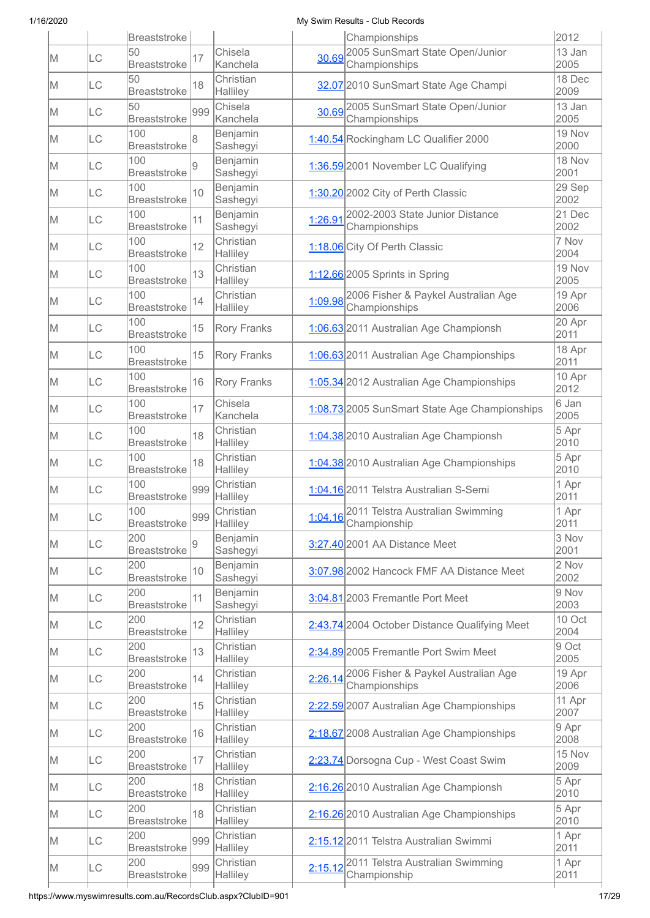| | | Breaststroke | | | | Championships | 2012 |
|---|---|---|---|---|---|---|---|
| M | LC | 50 Breaststroke | 17 | Chisela Kanchela | 30.69 | 2005 SunSmart State Open/Junior Championships | 13 Jan 2005 |
| M | LC | 50 Breaststroke | 18 | Christian Halliley | 32.07 | 2010 SunSmart State Age Champi | 18 Dec 2009 |
| M | LC | 50 Breaststroke | 999 | Chisela Kanchela | 30.69 | 2005 SunSmart State Open/Junior Championships | 13 Jan 2005 |
| M | LC | 100 Breaststroke | 8 | Benjamin Sashegyi | 1:40.54 | Rockingham LC Qualifier 2000 | 19 Nov 2000 |
| M | LC | 100 Breaststroke | 9 | Benjamin Sashegyi | 1:36.59 | 2001 November LC Qualifying | 18 Nov 2001 |
| M | LC | 100 Breaststroke | 10 | Benjamin Sashegyi | 1:30.20 | 2002 City of Perth Classic | 29 Sep 2002 |
| M | LC | 100 Breaststroke | 11 | Benjamin Sashegyi | 1:26.91 | 2002-2003 State Junior Distance Championships | 21 Dec 2002 |
| M | LC | 100 Breaststroke | 12 | Christian Halliley | 1:18.06 | City Of Perth Classic | 7 Nov 2004 |
| M | LC | 100 Breaststroke | 13 | Christian Halliley | 1:12.66 | 2005 Sprints in Spring | 19 Nov 2005 |
| M | LC | 100 Breaststroke | 14 | Christian Halliley | 1:09.98 | 2006 Fisher & Paykel Australian Age Championships | 19 Apr 2006 |
| M | LC | 100 Breaststroke | 15 | Rory Franks | 1:06.63 | 2011 Australian Age Championsh | 20 Apr 2011 |
| M | LC | 100 Breaststroke | 15 | Rory Franks | 1:06.63 | 2011 Australian Age Championships | 18 Apr 2011 |
| M | LC | 100 Breaststroke | 16 | Rory Franks | 1:05.34 | 2012 Australian Age Championships | 10 Apr 2012 |
| M | LC | 100 Breaststroke | 17 | Chisela Kanchela | 1:08.73 | 2005 SunSmart State Age Championships | 6 Jan 2005 |
| M | LC | 100 Breaststroke | 18 | Christian Halliley | 1:04.38 | 2010 Australian Age Championsh | 5 Apr 2010 |
| M | LC | 100 Breaststroke | 18 | Christian Halliley | 1:04.38 | 2010 Australian Age Championships | 5 Apr 2010 |
| M | LC | 100 Breaststroke | 999 | Christian Halliley | 1:04.16 | 2011 Telstra Australian S-Semi | 1 Apr 2011 |
| M | LC | 100 Breaststroke | 999 | Christian Halliley | 1:04.16 | 2011 Telstra Australian Swimming Championship | 1 Apr 2011 |
| M | LC | 200 Breaststroke | 9 | Benjamin Sashegyi | 3:27.40 | 2001 AA Distance Meet | 3 Nov 2001 |
| M | LC | 200 Breaststroke | 10 | Benjamin Sashegyi | 3:07.98 | 2002 Hancock FMF AA Distance Meet | 2 Nov 2002 |
| M | LC | 200 Breaststroke | 11 | Benjamin Sashegyi | 3:04.81 | 2003 Fremantle Port Meet | 9 Nov 2003 |
| M | LC | 200 Breaststroke | 12 | Christian Halliley | 2:43.74 | 2004 October Distance Qualifying Meet | 10 Oct 2004 |
| M | LC | 200 Breaststroke | 13 | Christian Halliley | 2:34.89 | 2005 Fremantle Port Swim Meet | 9 Oct 2005 |
| M | LC | 200 Breaststroke | 14 | Christian Halliley | 2:26.14 | 2006 Fisher & Paykel Australian Age Championships | 19 Apr 2006 |
| M | LC | 200 Breaststroke | 15 | Christian Halliley | 2:22.59 | 2007 Australian Age Championships | 11 Apr 2007 |
| M | LC | 200 Breaststroke | 16 | Christian Halliley | 2:18.67 | 2008 Australian Age Championships | 9 Apr 2008 |
| M | LC | 200 Breaststroke | 17 | Christian Halliley | 2:23.74 | Dorsogna Cup - West Coast Swim | 15 Nov 2009 |
| M | LC | 200 Breaststroke | 18 | Christian Halliley | 2:16.26 | 2010 Australian Age Championsh | 5 Apr 2010 |
| M | LC | 200 Breaststroke | 18 | Christian Halliley | 2:16.26 | 2010 Australian Age Championships | 5 Apr 2010 |
| M | LC | 200 Breaststroke | 999 | Christian Halliley | 2:15.12 | 2011 Telstra Australian Swimmi | 1 Apr 2011 |
| M | LC | 200 Breaststroke | 999 | Christian Halliley | 2:15.12 | 2011 Telstra Australian Swimming Championship | 1 Apr 2011 |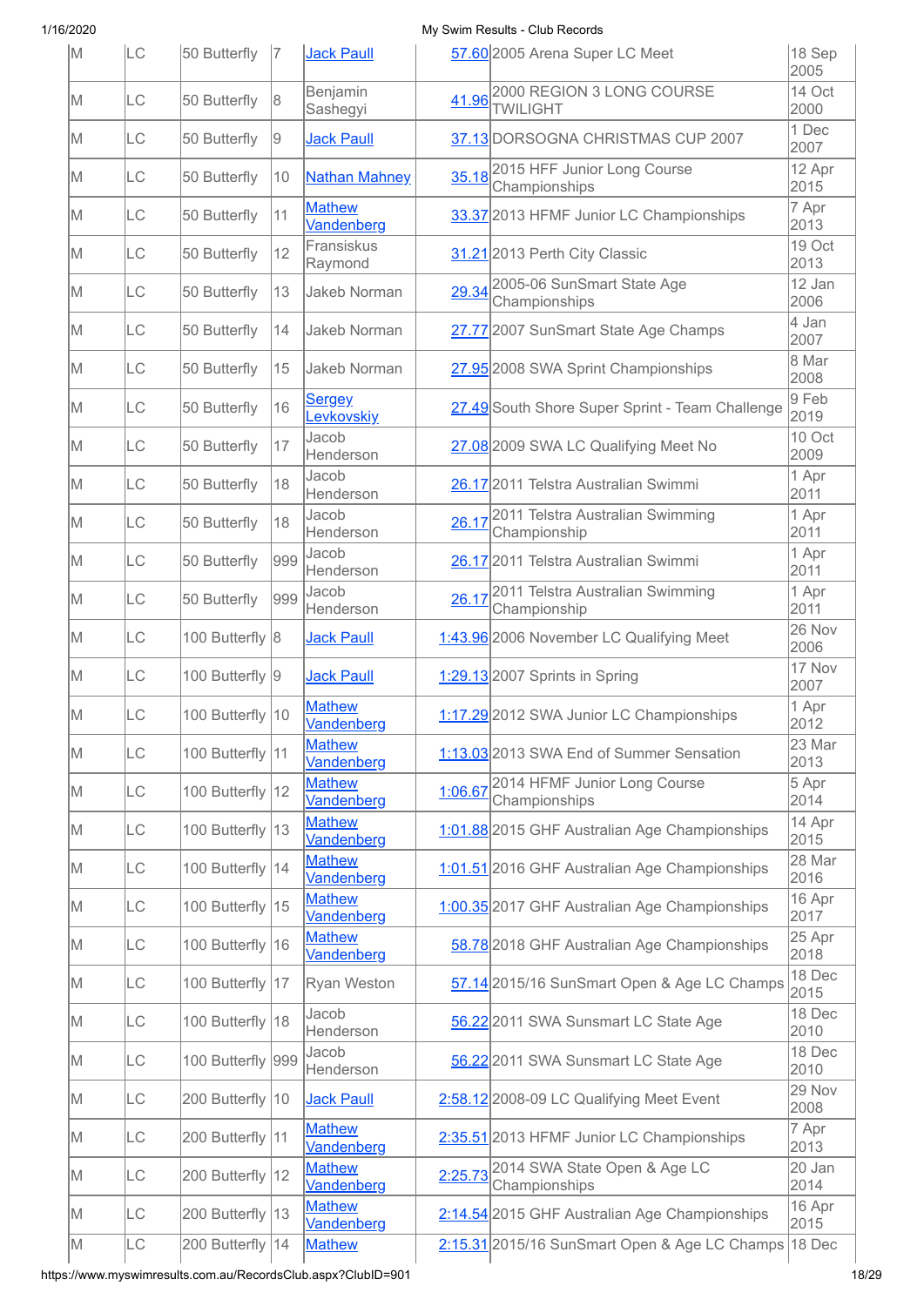| | | | | | | | |
|---|---|---|---|---|---|---|---|
| M | LC | 50 Butterfly | 7 | Jack Paull | 57.60 | 2005 Arena Super LC Meet | 18 Sep 2005 |
| M | LC | 50 Butterfly | 8 | Benjamin Sashegyi | 41.96 | 2000 REGION 3 LONG COURSE TWILIGHT | 14 Oct 2000 |
| M | LC | 50 Butterfly | 9 | Jack Paull | 37.13 | DORSOGNA CHRISTMAS CUP 2007 | 1 Dec 2007 |
| M | LC | 50 Butterfly | 10 | Nathan Mahney | 35.18 | 2015 HFF Junior Long Course Championships | 12 Apr 2015 |
| M | LC | 50 Butterfly | 11 | Mathew Vandenberg | 33.37 | 2013 HFMF Junior LC Championships | 7 Apr 2013 |
| M | LC | 50 Butterfly | 12 | Fransiskus Raymond | 31.21 | 2013 Perth City Classic | 19 Oct 2013 |
| M | LC | 50 Butterfly | 13 | Jakeb Norman | 29.34 | 2005-06 SunSmart State Age Championships | 12 Jan 2006 |
| M | LC | 50 Butterfly | 14 | Jakeb Norman | 27.77 | 2007 SunSmart State Age Champs | 4 Jan 2007 |
| M | LC | 50 Butterfly | 15 | Jakeb Norman | 27.95 | 2008 SWA Sprint Championships | 8 Mar 2008 |
| M | LC | 50 Butterfly | 16 | Sergey Levkovskiy | 27.49 | South Shore Super Sprint - Team Challenge | 9 Feb 2019 |
| M | LC | 50 Butterfly | 17 | Jacob Henderson | 27.08 | 2009 SWA LC Qualifying Meet No | 10 Oct 2009 |
| M | LC | 50 Butterfly | 18 | Jacob Henderson | 26.17 | 2011 Telstra Australian Swimmi | 1 Apr 2011 |
| M | LC | 50 Butterfly | 18 | Jacob Henderson | 26.17 | 2011 Telstra Australian Swimming Championship | 1 Apr 2011 |
| M | LC | 50 Butterfly | 999 | Jacob Henderson | 26.17 | 2011 Telstra Australian Swimmi | 1 Apr 2011 |
| M | LC | 50 Butterfly | 999 | Jacob Henderson | 26.17 | 2011 Telstra Australian Swimming Championship | 1 Apr 2011 |
| M | LC | 100 Butterfly | 8 | Jack Paull | 1:43.96 | 2006 November LC Qualifying Meet | 26 Nov 2006 |
| M | LC | 100 Butterfly | 9 | Jack Paull | 1:29.13 | 2007 Sprints in Spring | 17 Nov 2007 |
| M | LC | 100 Butterfly | 10 | Mathew Vandenberg | 1:17.29 | 2012 SWA Junior LC Championships | 1 Apr 2012 |
| M | LC | 100 Butterfly | 11 | Mathew Vandenberg | 1:13.03 | 2013 SWA End of Summer Sensation | 23 Mar 2013 |
| M | LC | 100 Butterfly | 12 | Mathew Vandenberg | 1:06.67 | 2014 HFMF Junior Long Course Championships | 5 Apr 2014 |
| M | LC | 100 Butterfly | 13 | Mathew Vandenberg | 1:01.88 | 2015 GHF Australian Age Championships | 14 Apr 2015 |
| M | LC | 100 Butterfly | 14 | Mathew Vandenberg | 1:01.51 | 2016 GHF Australian Age Championships | 28 Mar 2016 |
| M | LC | 100 Butterfly | 15 | Mathew Vandenberg | 1:00.35 | 2017 GHF Australian Age Championships | 16 Apr 2017 |
| M | LC | 100 Butterfly | 16 | Mathew Vandenberg | 58.78 | 2018 GHF Australian Age Championships | 25 Apr 2018 |
| M | LC | 100 Butterfly | 17 | Ryan Weston | 57.14 | 2015/16 SunSmart Open & Age LC Champs | 18 Dec 2015 |
| M | LC | 100 Butterfly | 18 | Jacob Henderson | 56.22 | 2011 SWA Sunsmart LC State Age | 18 Dec 2010 |
| M | LC | 100 Butterfly | 999 | Jacob Henderson | 56.22 | 2011 SWA Sunsmart LC State Age | 18 Dec 2010 |
| M | LC | 200 Butterfly | 10 | Jack Paull | 2:58.12 | 2008-09 LC Qualifying Meet Event | 29 Nov 2008 |
| M | LC | 200 Butterfly | 11 | Mathew Vandenberg | 2:35.51 | 2013 HFMF Junior LC Championships | 7 Apr 2013 |
| M | LC | 200 Butterfly | 12 | Mathew Vandenberg | 2:25.73 | 2014 SWA State Open & Age LC Championships | 20 Jan 2014 |
| M | LC | 200 Butterfly | 13 | Mathew Vandenberg | 2:14.54 | 2015 GHF Australian Age Championships | 16 Apr 2015 |
| M | LC | 200 Butterfly | 14 | Mathew | 2:15.31 | 2015/16 SunSmart Open & Age LC Champs | 18 Dec |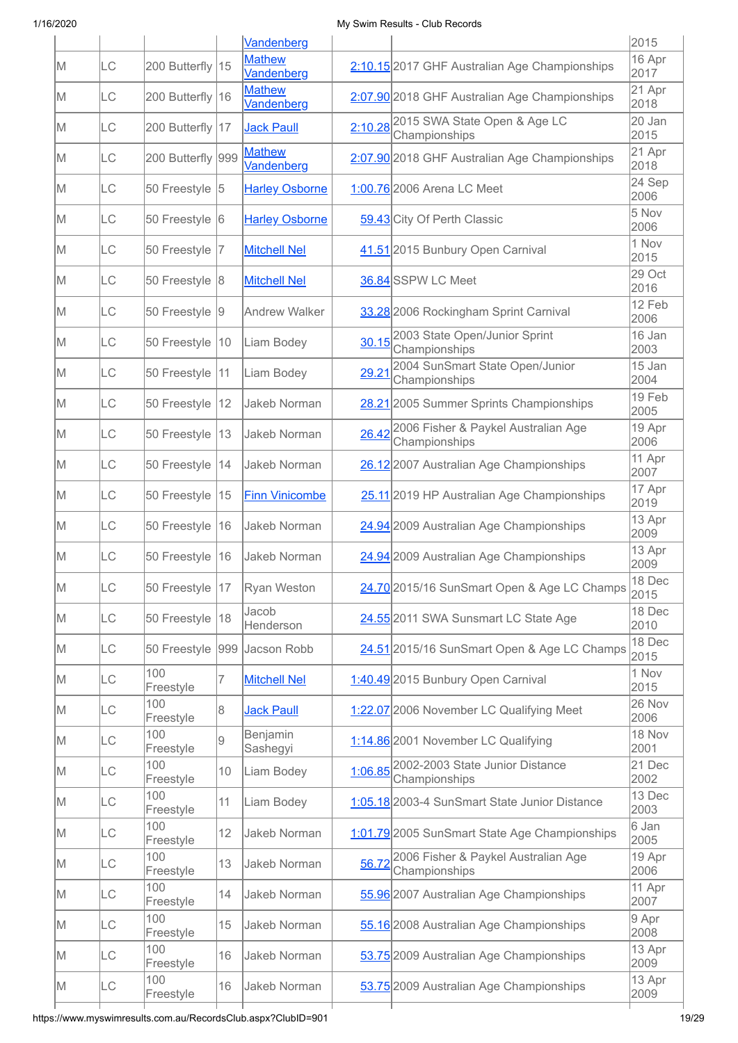| | | | | | | | |
|---|---|---|---|---|---|---|---|
| | | | | Vandenberg | | | 2015 |
| M | LC | 200 Butterfly | 15 | Mathew Vandenberg | 2:10.15 | 2017 GHF Australian Age Championships | 16 Apr 2017 |
| M | LC | 200 Butterfly | 16 | Mathew Vandenberg | 2:07.90 | 2018 GHF Australian Age Championships | 21 Apr 2018 |
| M | LC | 200 Butterfly | 17 | Jack Paull | 2:10.28 | 2015 SWA State Open & Age LC Championships | 20 Jan 2015 |
| M | LC | 200 Butterfly | 999 | Mathew Vandenberg | 2:07.90 | 2018 GHF Australian Age Championships | 21 Apr 2018 |
| M | LC | 50 Freestyle | 5 | Harley Osborne | 1:00.76 | 2006 Arena LC Meet | 24 Sep 2006 |
| M | LC | 50 Freestyle | 6 | Harley Osborne | 59.43 | City Of Perth Classic | 5 Nov 2006 |
| M | LC | 50 Freestyle | 7 | Mitchell Nel | 41.51 | 2015 Bunbury Open Carnival | 1 Nov 2015 |
| M | LC | 50 Freestyle | 8 | Mitchell Nel | 36.84 | SSPW LC Meet | 29 Oct 2016 |
| M | LC | 50 Freestyle | 9 | Andrew Walker | 33.28 | 2006 Rockingham Sprint Carnival | 12 Feb 2006 |
| M | LC | 50 Freestyle | 10 | Liam Bodey | 30.15 | 2003 State Open/Junior Sprint Championships | 16 Jan 2003 |
| M | LC | 50 Freestyle | 11 | Liam Bodey | 29.21 | 2004 SunSmart State Open/Junior Championships | 15 Jan 2004 |
| M | LC | 50 Freestyle | 12 | Jakeb Norman | 28.21 | 2005 Summer Sprints Championships | 19 Feb 2005 |
| M | LC | 50 Freestyle | 13 | Jakeb Norman | 26.42 | 2006 Fisher & Paykel Australian Age Championships | 19 Apr 2006 |
| M | LC | 50 Freestyle | 14 | Jakeb Norman | 26.12 | 2007 Australian Age Championships | 11 Apr 2007 |
| M | LC | 50 Freestyle | 15 | Finn Vinicombe | 25.11 | 2019 HP Australian Age Championships | 17 Apr 2019 |
| M | LC | 50 Freestyle | 16 | Jakeb Norman | 24.94 | 2009 Australian Age Championships | 13 Apr 2009 |
| M | LC | 50 Freestyle | 16 | Jakeb Norman | 24.94 | 2009 Australian Age Championships | 13 Apr 2009 |
| M | LC | 50 Freestyle | 17 | Ryan Weston | 24.70 | 2015/16 SunSmart Open & Age LC Champs | 18 Dec 2015 |
| M | LC | 50 Freestyle | 18 | Jacob Henderson | 24.55 | 2011 SWA Sunsmart LC State Age | 18 Dec 2010 |
| M | LC | 50 Freestyle | 999 | Jacson Robb | 24.51 | 2015/16 SunSmart Open & Age LC Champs | 18 Dec 2015 |
| M | LC | 100 Freestyle | 7 | Mitchell Nel | 1:40.49 | 2015 Bunbury Open Carnival | 1 Nov 2015 |
| M | LC | 100 Freestyle | 8 | Jack Paull | 1:22.07 | 2006 November LC Qualifying Meet | 26 Nov 2006 |
| M | LC | 100 Freestyle | 9 | Benjamin Sashegyi | 1:14.86 | 2001 November LC Qualifying | 18 Nov 2001 |
| M | LC | 100 Freestyle | 10 | Liam Bodey | 1:06.85 | 2002-2003 State Junior Distance Championships | 21 Dec 2002 |
| M | LC | 100 Freestyle | 11 | Liam Bodey | 1:05.18 | 2003-4 SunSmart State Junior Distance | 13 Dec 2003 |
| M | LC | 100 Freestyle | 12 | Jakeb Norman | 1:01.79 | 2005 SunSmart State Age Championships | 6 Jan 2005 |
| M | LC | 100 Freestyle | 13 | Jakeb Norman | 56.72 | 2006 Fisher & Paykel Australian Age Championships | 19 Apr 2006 |
| M | LC | 100 Freestyle | 14 | Jakeb Norman | 55.96 | 2007 Australian Age Championships | 11 Apr 2007 |
| M | LC | 100 Freestyle | 15 | Jakeb Norman | 55.16 | 2008 Australian Age Championships | 9 Apr 2008 |
| M | LC | 100 Freestyle | 16 | Jakeb Norman | 53.75 | 2009 Australian Age Championships | 13 Apr 2009 |
| M | LC | 100 Freestyle | 16 | Jakeb Norman | 53.75 | 2009 Australian Age Championships | 13 Apr 2009 |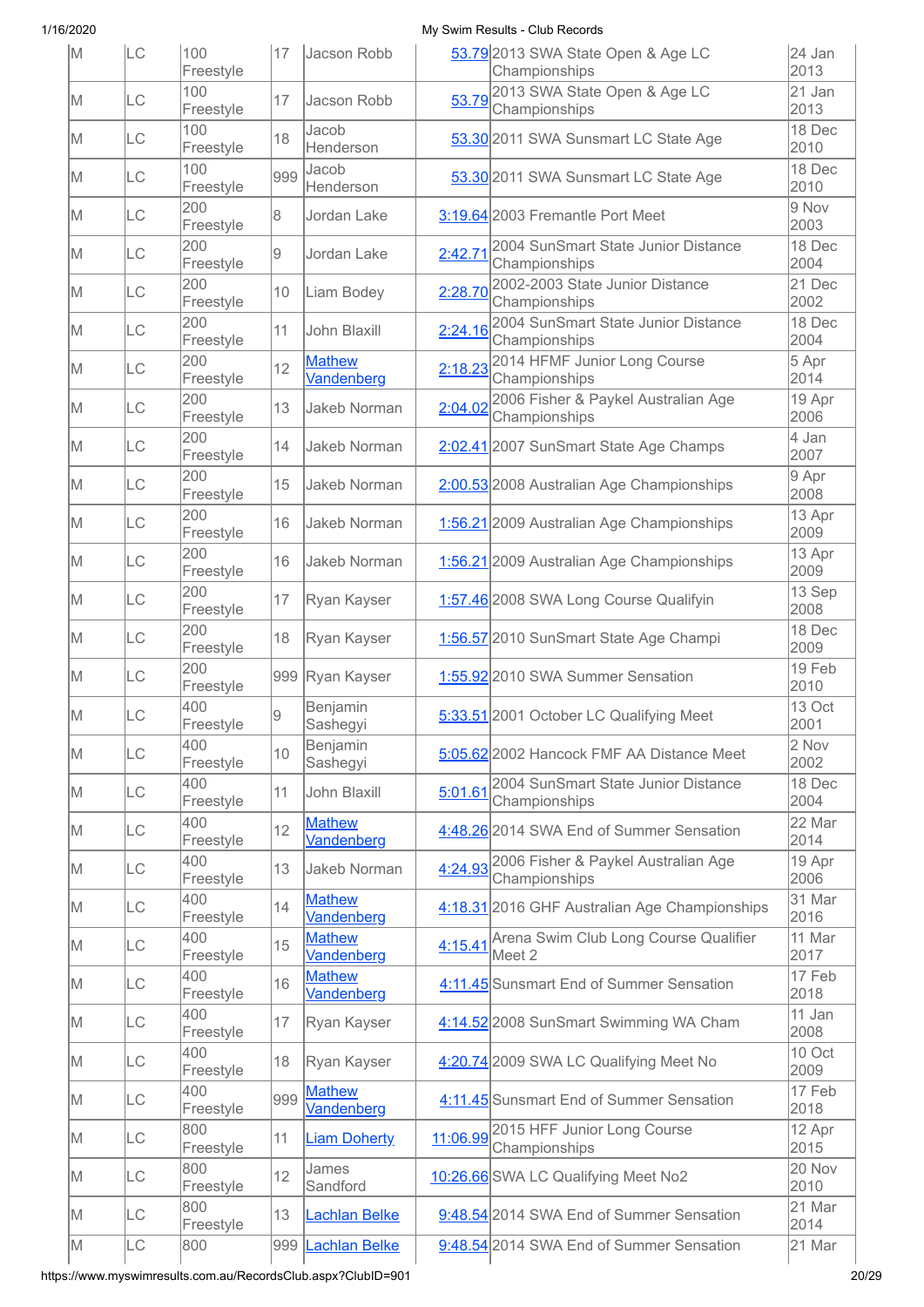| M | LC | 100 Freestyle | 17 | Jacson Robb | 53.79 | 2013 SWA State Open & Age LC Championships | 24 Jan 2013 |
|---|---|---|---|---|---|---|---|
| M | LC | 100 Freestyle | 17 | Jacson Robb | 53.79 | 2013 SWA State Open & Age LC Championships | 21 Jan 2013 |
| M | LC | 100 Freestyle | 18 | Jacob Henderson | 53.30 | 2011 SWA Sunsmart LC State Age | 18 Dec 2010 |
| M | LC | 100 Freestyle | 999 | Jacob Henderson | 53.30 | 2011 SWA Sunsmart LC State Age | 18 Dec 2010 |
| M | LC | 200 Freestyle | 8 | Jordan Lake | 3:19.64 | 2003 Fremantle Port Meet | 9 Nov 2003 |
| M | LC | 200 Freestyle | 9 | Jordan Lake | 2:42.71 | 2004 SunSmart State Junior Distance Championships | 18 Dec 2004 |
| M | LC | 200 Freestyle | 10 | Liam Bodey | 2:28.70 | 2002-2003 State Junior Distance Championships | 21 Dec 2002 |
| M | LC | 200 Freestyle | 11 | John Blaxill | 2:24.16 | 2004 SunSmart State Junior Distance Championships | 18 Dec 2004 |
| M | LC | 200 Freestyle | 12 | Mathew Vandenberg | 2:18.23 | 2014 HFMF Junior Long Course Championships | 5 Apr 2014 |
| M | LC | 200 Freestyle | 13 | Jakeb Norman | 2:04.02 | 2006 Fisher & Paykel Australian Age Championships | 19 Apr 2006 |
| M | LC | 200 Freestyle | 14 | Jakeb Norman | 2:02.41 | 2007 SunSmart State Age Champs | 4 Jan 2007 |
| M | LC | 200 Freestyle | 15 | Jakeb Norman | 2:00.53 | 2008 Australian Age Championships | 9 Apr 2008 |
| M | LC | 200 Freestyle | 16 | Jakeb Norman | 1:56.21 | 2009 Australian Age Championships | 13 Apr 2009 |
| M | LC | 200 Freestyle | 16 | Jakeb Norman | 1:56.21 | 2009 Australian Age Championships | 13 Apr 2009 |
| M | LC | 200 Freestyle | 17 | Ryan Kayser | 1:57.46 | 2008 SWA Long Course Qualifyin | 13 Sep 2008 |
| M | LC | 200 Freestyle | 18 | Ryan Kayser | 1:56.57 | 2010 SunSmart State Age Champi | 18 Dec 2009 |
| M | LC | 200 Freestyle | 999 | Ryan Kayser | 1:55.92 | 2010 SWA Summer Sensation | 19 Feb 2010 |
| M | LC | 400 Freestyle | 9 | Benjamin Sashegyi | 5:33.51 | 2001 October LC Qualifying Meet | 13 Oct 2001 |
| M | LC | 400 Freestyle | 10 | Benjamin Sashegyi | 5:05.62 | 2002 Hancock FMF AA Distance Meet | 2 Nov 2002 |
| M | LC | 400 Freestyle | 11 | John Blaxill | 5:01.61 | 2004 SunSmart State Junior Distance Championships | 18 Dec 2004 |
| M | LC | 400 Freestyle | 12 | Mathew Vandenberg | 4:48.26 | 2014 SWA End of Summer Sensation | 22 Mar 2014 |
| M | LC | 400 Freestyle | 13 | Jakeb Norman | 4:24.93 | 2006 Fisher & Paykel Australian Age Championships | 19 Apr 2006 |
| M | LC | 400 Freestyle | 14 | Mathew Vandenberg | 4:18.31 | 2016 GHF Australian Age Championships | 31 Mar 2016 |
| M | LC | 400 Freestyle | 15 | Mathew Vandenberg | 4:15.41 | Arena Swim Club Long Course Qualifier Meet 2 | 11 Mar 2017 |
| M | LC | 400 Freestyle | 16 | Mathew Vandenberg | 4:11.45 | Sunsmart End of Summer Sensation | 17 Feb 2018 |
| M | LC | 400 Freestyle | 17 | Ryan Kayser | 4:14.52 | 2008 SunSmart Swimming WA Cham | 11 Jan 2008 |
| M | LC | 400 Freestyle | 18 | Ryan Kayser | 4:20.74 | 2009 SWA LC Qualifying Meet No | 10 Oct 2009 |
| M | LC | 400 Freestyle | 999 | Mathew Vandenberg | 4:11.45 | Sunsmart End of Summer Sensation | 17 Feb 2018 |
| M | LC | 800 Freestyle | 11 | Liam Doherty | 11:06.99 | 2015 HFF Junior Long Course Championships | 12 Apr 2015 |
| M | LC | 800 Freestyle | 12 | James Sandford | 10:26.66 | SWA LC Qualifying Meet No2 | 20 Nov 2010 |
| M | LC | 800 Freestyle | 13 | Lachlan Belke | 9:48.54 | 2014 SWA End of Summer Sensation | 21 Mar 2014 |
| M | LC | 800 | 999 | Lachlan Belke | 9:48.54 | 2014 SWA End of Summer Sensation | 21 Mar |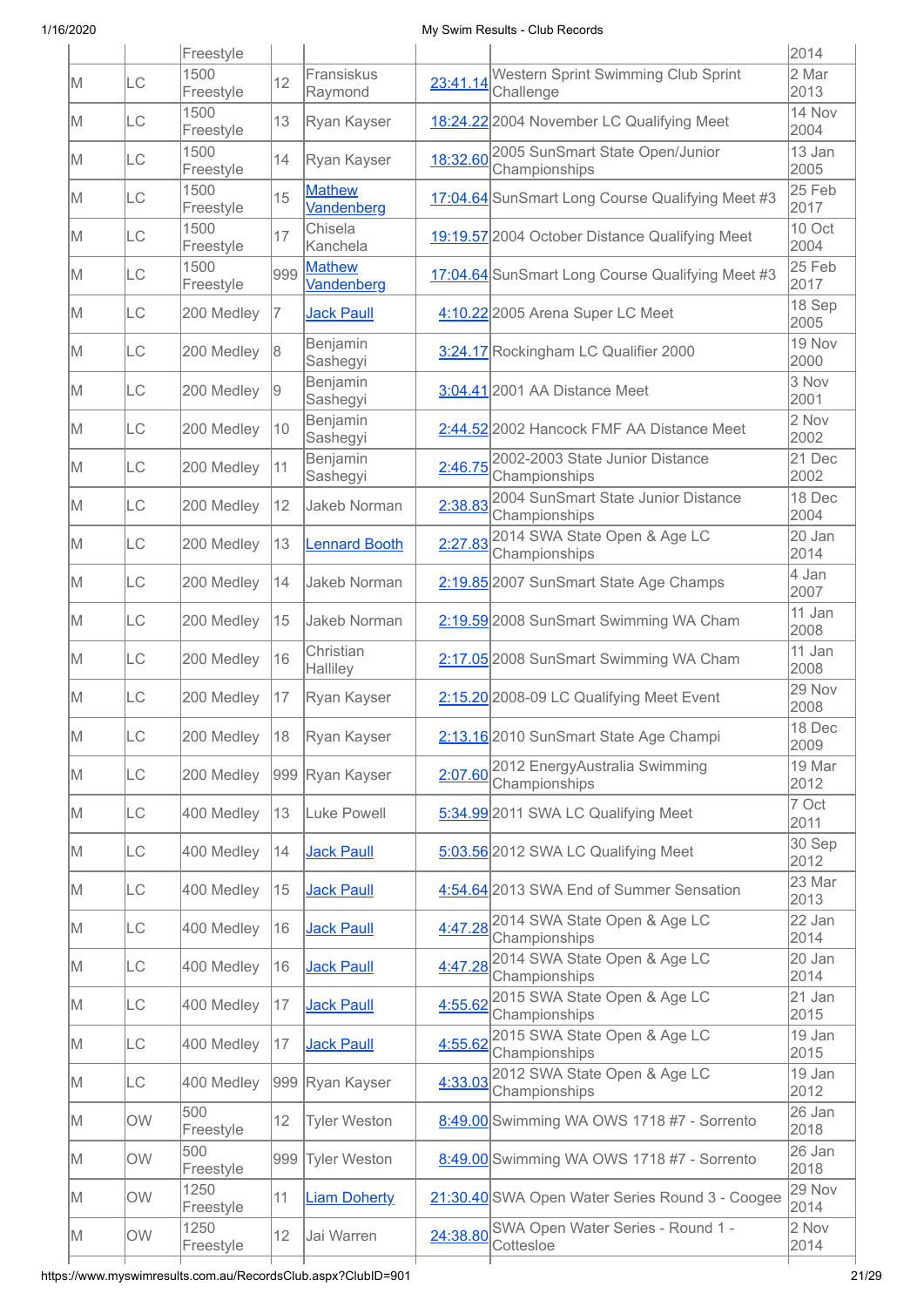| | | Freestyle | | | | | 2014 |
|---|---|---|---|---|---|---|---|
| M | LC | 1500 Freestyle | 12 | Fransiskus Raymond | 23:41.14 | Western Sprint Swimming Club Sprint Challenge | 2 Mar 2013 |
| M | LC | 1500 Freestyle | 13 | Ryan Kayser | 18:24.22 | 2004 November LC Qualifying Meet | 14 Nov 2004 |
| M | LC | 1500 Freestyle | 14 | Ryan Kayser | 18:32.60 | 2005 SunSmart State Open/Junior Championships | 13 Jan 2005 |
| M | LC | 1500 Freestyle | 15 | Mathew Vandenberg | 17:04.64 | SunSmart Long Course Qualifying Meet #3 | 25 Feb 2017 |
| M | LC | 1500 Freestyle | 17 | Chisela Kanchela | 19:19.57 | 2004 October Distance Qualifying Meet | 10 Oct 2004 |
| M | LC | 1500 Freestyle | 999 | Mathew Vandenberg | 17:04.64 | SunSmart Long Course Qualifying Meet #3 | 25 Feb 2017 |
| M | LC | 200 Medley | 7 | Jack Paull | 4:10.22 | 2005 Arena Super LC Meet | 18 Sep 2005 |
| M | LC | 200 Medley | 8 | Benjamin Sashegyi | 3:24.17 | Rockingham LC Qualifier 2000 | 19 Nov 2000 |
| M | LC | 200 Medley | 9 | Benjamin Sashegyi | 3:04.41 | 2001 AA Distance Meet | 3 Nov 2001 |
| M | LC | 200 Medley | 10 | Benjamin Sashegyi | 2:44.52 | 2002 Hancock FMF AA Distance Meet | 2 Nov 2002 |
| M | LC | 200 Medley | 11 | Benjamin Sashegyi | 2:46.75 | 2002-2003 State Junior Distance Championships | 21 Dec 2002 |
| M | LC | 200 Medley | 12 | Jakeb Norman | 2:38.83 | 2004 SunSmart State Junior Distance Championships | 18 Dec 2004 |
| M | LC | 200 Medley | 13 | Lennard Booth | 2:27.83 | 2014 SWA State Open & Age LC Championships | 20 Jan 2014 |
| M | LC | 200 Medley | 14 | Jakeb Norman | 2:19.85 | 2007 SunSmart State Age Champs | 4 Jan 2007 |
| M | LC | 200 Medley | 15 | Jakeb Norman | 2:19.59 | 2008 SunSmart Swimming WA Cham | 11 Jan 2008 |
| M | LC | 200 Medley | 16 | Christian Halliley | 2:17.05 | 2008 SunSmart Swimming WA Cham | 11 Jan 2008 |
| M | LC | 200 Medley | 17 | Ryan Kayser | 2:15.20 | 2008-09 LC Qualifying Meet Event | 29 Nov 2008 |
| M | LC | 200 Medley | 18 | Ryan Kayser | 2:13.16 | 2010 SunSmart State Age Champi | 18 Dec 2009 |
| M | LC | 200 Medley | 999 | Ryan Kayser | 2:07.60 | 2012 EnergyAustralia Swimming Championships | 19 Mar 2012 |
| M | LC | 400 Medley | 13 | Luke Powell | 5:34.99 | 2011 SWA LC Qualifying Meet | 7 Oct 2011 |
| M | LC | 400 Medley | 14 | Jack Paull | 5:03.56 | 2012 SWA LC Qualifying Meet | 30 Sep 2012 |
| M | LC | 400 Medley | 15 | Jack Paull | 4:54.64 | 2013 SWA End of Summer Sensation | 23 Mar 2013 |
| M | LC | 400 Medley | 16 | Jack Paull | 4:47.28 | 2014 SWA State Open & Age LC Championships | 22 Jan 2014 |
| M | LC | 400 Medley | 16 | Jack Paull | 4:47.28 | 2014 SWA State Open & Age LC Championships | 20 Jan 2014 |
| M | LC | 400 Medley | 17 | Jack Paull | 4:55.62 | 2015 SWA State Open & Age LC Championships | 21 Jan 2015 |
| M | LC | 400 Medley | 17 | Jack Paull | 4:55.62 | 2015 SWA State Open & Age LC Championships | 19 Jan 2015 |
| M | LC | 400 Medley | 999 | Ryan Kayser | 4:33.03 | 2012 SWA State Open & Age LC Championships | 19 Jan 2012 |
| M | OW | 500 Freestyle | 12 | Tyler Weston | 8:49.00 | Swimming WA OWS 1718 #7 - Sorrento | 26 Jan 2018 |
| M | OW | 500 Freestyle | 999 | Tyler Weston | 8:49.00 | Swimming WA OWS 1718 #7 - Sorrento | 26 Jan 2018 |
| M | OW | 1250 Freestyle | 11 | Liam Doherty | 21:30.40 | SWA Open Water Series Round 3 - Coogee | 29 Nov 2014 |
| M | OW | 1250 Freestyle | 12 | Jai Warren | 24:38.80 | SWA Open Water Series - Round 1 - Cottesloe | 2 Nov 2014 |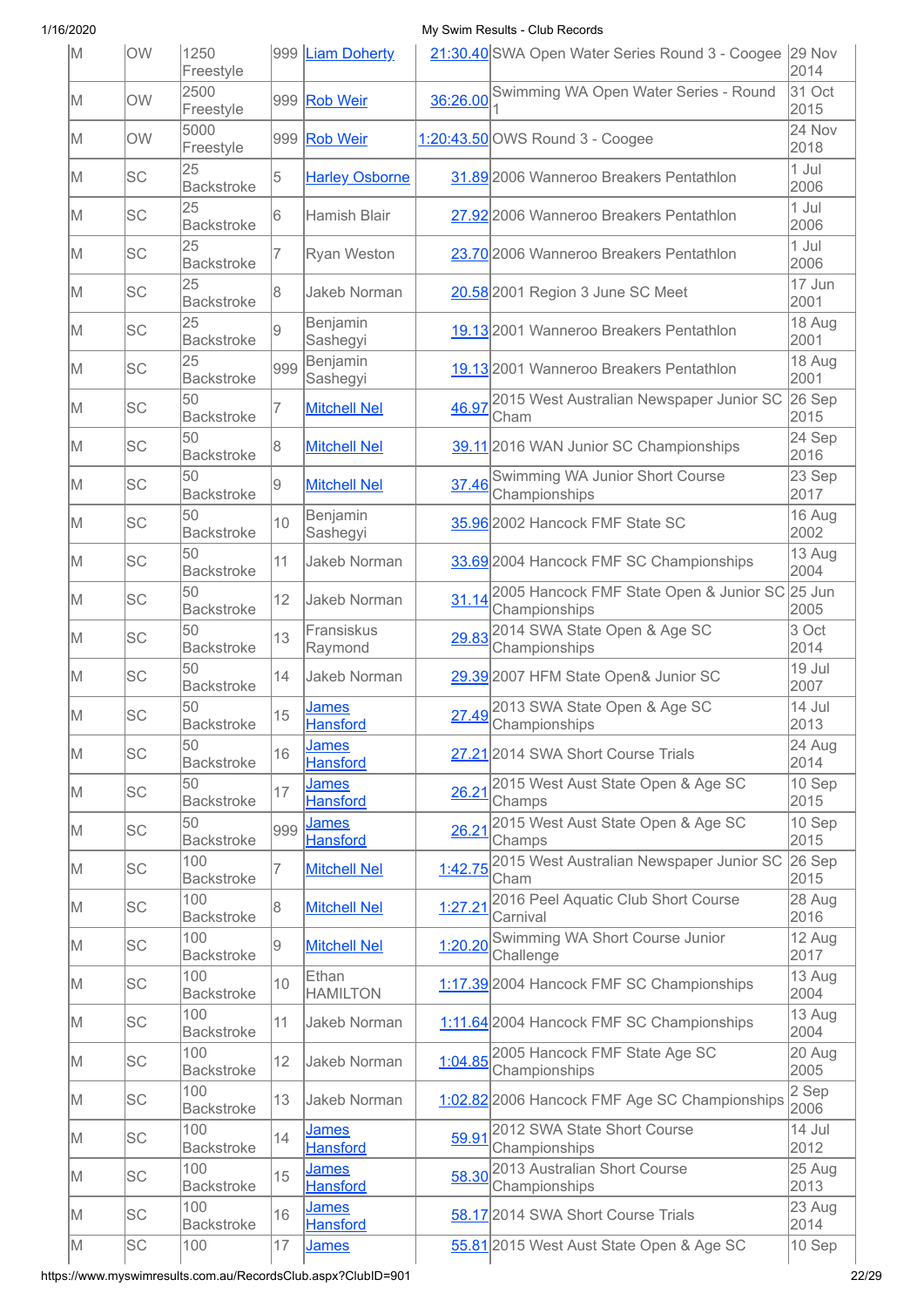| | | | | | | | |
|---|---|---|---|---|---|---|---|
| M | OW | 1250 Freestyle | 999 | Liam Doherty | 21:30.40 | SWA Open Water Series Round 3 - Coogee | 29 Nov 2014 |
| M | OW | 2500 Freestyle | 999 | Rob Weir | 36:26.00 | Swimming WA Open Water Series - Round 1 | 31 Oct 2015 |
| M | OW | 5000 Freestyle | 999 | Rob Weir | 1:20:43.50 | OWS Round 3 - Coogee | 24 Nov 2018 |
| M | SC | 25 Backstroke | 5 | Harley Osborne | 31.89 | 2006 Wanneroo Breakers Pentathlon | 1 Jul 2006 |
| M | SC | 25 Backstroke | 6 | Hamish Blair | 27.92 | 2006 Wanneroo Breakers Pentathlon | 1 Jul 2006 |
| M | SC | 25 Backstroke | 7 | Ryan Weston | 23.70 | 2006 Wanneroo Breakers Pentathlon | 1 Jul 2006 |
| M | SC | 25 Backstroke | 8 | Jakeb Norman | 20.58 | 2001 Region 3 June SC Meet | 17 Jun 2001 |
| M | SC | 25 Backstroke | 9 | Benjamin Sashegyi | 19.13 | 2001 Wanneroo Breakers Pentathlon | 18 Aug 2001 |
| M | SC | 25 Backstroke | 999 | Benjamin Sashegyi | 19.13 | 2001 Wanneroo Breakers Pentathlon | 18 Aug 2001 |
| M | SC | 50 Backstroke | 7 | Mitchell Nel | 46.97 | 2015 West Australian Newspaper Junior SC Cham | 26 Sep 2015 |
| M | SC | 50 Backstroke | 8 | Mitchell Nel | 39.11 | 2016 WAN Junior SC Championships | 24 Sep 2016 |
| M | SC | 50 Backstroke | 9 | Mitchell Nel | 37.46 | Swimming WA Junior Short Course Championships | 23 Sep 2017 |
| M | SC | 50 Backstroke | 10 | Benjamin Sashegyi | 35.96 | 2002 Hancock FMF State SC | 16 Aug 2002 |
| M | SC | 50 Backstroke | 11 | Jakeb Norman | 33.69 | 2004 Hancock FMF SC Championships | 13 Aug 2004 |
| M | SC | 50 Backstroke | 12 | Jakeb Norman | 31.14 | 2005 Hancock FMF State Open & Junior SC Championships | 25 Jun 2005 |
| M | SC | 50 Backstroke | 13 | Fransiskus Raymond | 29.83 | 2014 SWA State Open & Age SC Championships | 3 Oct 2014 |
| M | SC | 50 Backstroke | 14 | Jakeb Norman | 29.39 | 2007 HFM State Open& Junior SC | 19 Jul 2007 |
| M | SC | 50 Backstroke | 15 | James Hansford | 27.49 | 2013 SWA State Open & Age SC Championships | 14 Jul 2013 |
| M | SC | 50 Backstroke | 16 | James Hansford | 27.21 | 2014 SWA Short Course Trials | 24 Aug 2014 |
| M | SC | 50 Backstroke | 17 | James Hansford | 26.21 | 2015 West Aust State Open & Age SC Champs | 10 Sep 2015 |
| M | SC | 50 Backstroke | 999 | James Hansford | 26.21 | 2015 West Aust State Open & Age SC Champs | 10 Sep 2015 |
| M | SC | 100 Backstroke | 7 | Mitchell Nel | 1:42.75 | 2015 West Australian Newspaper Junior SC Cham | 26 Sep 2015 |
| M | SC | 100 Backstroke | 8 | Mitchell Nel | 1:27.21 | 2016 Peel Aquatic Club Short Course Carnival | 28 Aug 2016 |
| M | SC | 100 Backstroke | 9 | Mitchell Nel | 1:20.20 | Swimming WA Short Course Junior Challenge | 12 Aug 2017 |
| M | SC | 100 Backstroke | 10 | Ethan HAMILTON | 1:17.39 | 2004 Hancock FMF SC Championships | 13 Aug 2004 |
| M | SC | 100 Backstroke | 11 | Jakeb Norman | 1:11.64 | 2004 Hancock FMF SC Championships | 13 Aug 2004 |
| M | SC | 100 Backstroke | 12 | Jakeb Norman | 1:04.85 | 2005 Hancock FMF State Age SC Championships | 20 Aug 2005 |
| M | SC | 100 Backstroke | 13 | Jakeb Norman | 1:02.82 | 2006 Hancock FMF Age SC Championships | 2 Sep 2006 |
| M | SC | 100 Backstroke | 14 | James Hansford | 59.91 | 2012 SWA State Short Course Championships | 14 Jul 2012 |
| M | SC | 100 Backstroke | 15 | James Hansford | 58.30 | 2013 Australian Short Course Championships | 25 Aug 2013 |
| M | SC | 100 Backstroke | 16 | James Hansford | 58.17 | 2014 SWA Short Course Trials | 23 Aug 2014 |
| M | SC | 100 | 17 | James | 55.81 | 2015 West Aust State Open & Age SC | 10 Sep |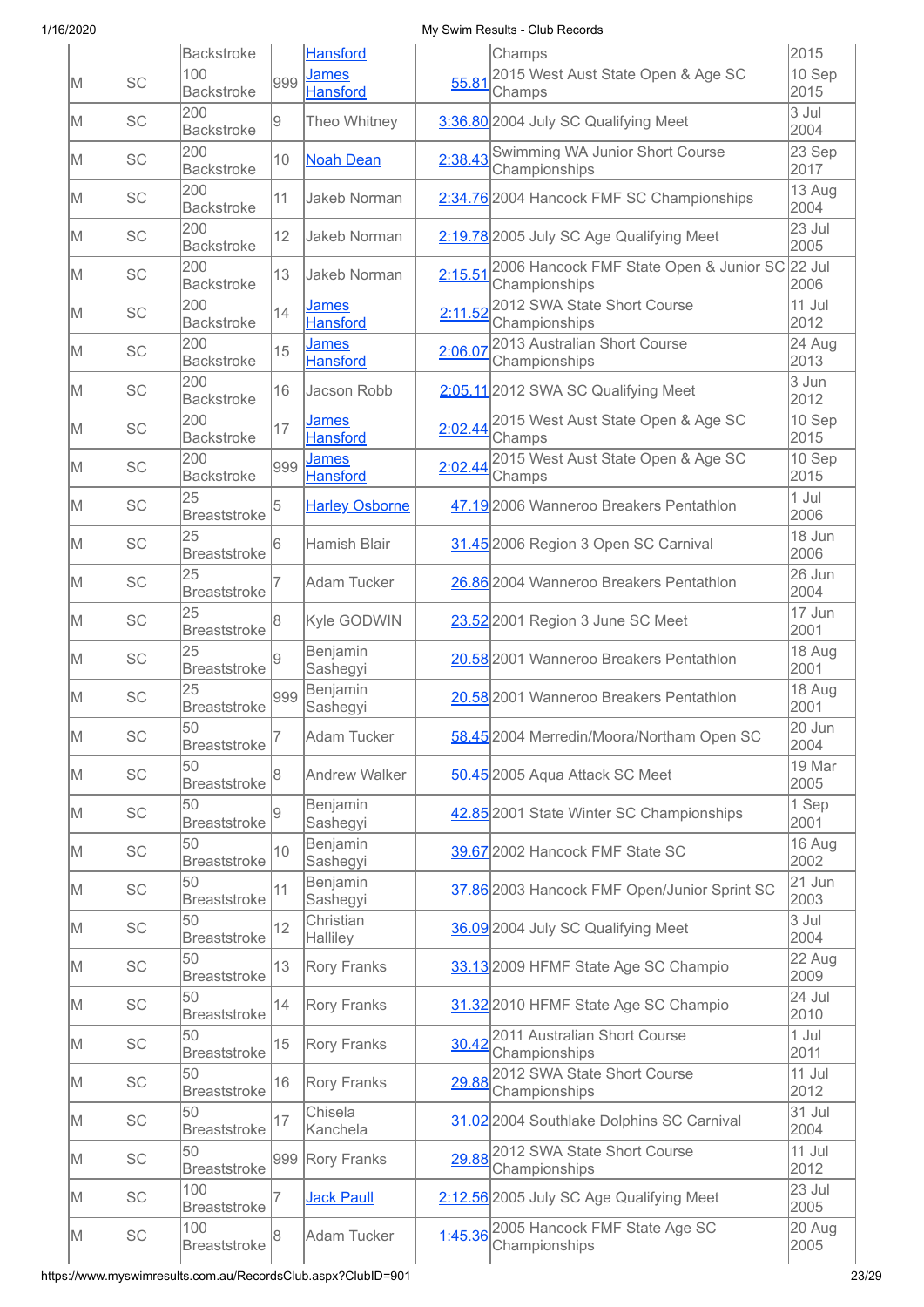| | | Backstroke | | Hansford | | Champs | 2015 |
|---|---|---|---|---|---|---|---|
| M | SC | 100 Backstroke | 999 | James Hansford | 55.81 | 2015 West Aust State Open & Age SC Champs | 10 Sep 2015 |
| M | SC | 200 Backstroke | 9 | Theo Whitney | 3:36.80 | 2004 July SC Qualifying Meet | 3 Jul 2004 |
| M | SC | 200 Backstroke | 10 | Noah Dean | 2:38.43 | Swimming WA Junior Short Course Championships | 23 Sep 2017 |
| M | SC | 200 Backstroke | 11 | Jakeb Norman | 2:34.76 | 2004 Hancock FMF SC Championships | 13 Aug 2004 |
| M | SC | 200 Backstroke | 12 | Jakeb Norman | 2:19.78 | 2005 July SC Age Qualifying Meet | 23 Jul 2005 |
| M | SC | 200 Backstroke | 13 | Jakeb Norman | 2:15.51 | 2006 Hancock FMF State Open & Junior SC Championships | 22 Jul 2006 |
| M | SC | 200 Backstroke | 14 | James Hansford | 2:11.52 | 2012 SWA State Short Course Championships | 11 Jul 2012 |
| M | SC | 200 Backstroke | 15 | James Hansford | 2:06.07 | 2013 Australian Short Course Championships | 24 Aug 2013 |
| M | SC | 200 Backstroke | 16 | Jacson Robb | 2:05.11 | 2012 SWA SC Qualifying Meet | 3 Jun 2012 |
| M | SC | 200 Backstroke | 17 | James Hansford | 2:02.44 | 2015 West Aust State Open & Age SC Champs | 10 Sep 2015 |
| M | SC | 200 Backstroke | 999 | James Hansford | 2:02.44 | 2015 West Aust State Open & Age SC Champs | 10 Sep 2015 |
| M | SC | 25 Breaststroke | 5 | Harley Osborne | 47.19 | 2006 Wanneroo Breakers Pentathlon | 1 Jul 2006 |
| M | SC | 25 Breaststroke | 6 | Hamish Blair | 31.45 | 2006 Region 3 Open SC Carnival | 18 Jun 2006 |
| M | SC | 25 Breaststroke | 7 | Adam Tucker | 26.86 | 2004 Wanneroo Breakers Pentathlon | 26 Jun 2004 |
| M | SC | 25 Breaststroke | 8 | Kyle GODWIN | 23.52 | 2001 Region 3 June SC Meet | 17 Jun 2001 |
| M | SC | 25 Breaststroke | 9 | Benjamin Sashegyi | 20.58 | 2001 Wanneroo Breakers Pentathlon | 18 Aug 2001 |
| M | SC | 25 Breaststroke | 999 | Benjamin Sashegyi | 20.58 | 2001 Wanneroo Breakers Pentathlon | 18 Aug 2001 |
| M | SC | 50 Breaststroke | 7 | Adam Tucker | 58.45 | 2004 Merredin/Moora/Northam Open SC | 20 Jun 2004 |
| M | SC | 50 Breaststroke | 8 | Andrew Walker | 50.45 | 2005 Aqua Attack SC Meet | 19 Mar 2005 |
| M | SC | 50 Breaststroke | 9 | Benjamin Sashegyi | 42.85 | 2001 State Winter SC Championships | 1 Sep 2001 |
| M | SC | 50 Breaststroke | 10 | Benjamin Sashegyi | 39.67 | 2002 Hancock FMF State SC | 16 Aug 2002 |
| M | SC | 50 Breaststroke | 11 | Benjamin Sashegyi | 37.86 | 2003 Hancock FMF Open/Junior Sprint SC | 21 Jun 2003 |
| M | SC | 50 Breaststroke | 12 | Christian Halliley | 36.09 | 2004 July SC Qualifying Meet | 3 Jul 2004 |
| M | SC | 50 Breaststroke | 13 | Rory Franks | 33.13 | 2009 HFMF State Age SC Champio | 22 Aug 2009 |
| M | SC | 50 Breaststroke | 14 | Rory Franks | 31.32 | 2010 HFMF State Age SC Champio | 24 Jul 2010 |
| M | SC | 50 Breaststroke | 15 | Rory Franks | 30.42 | 2011 Australian Short Course Championships | 1 Jul 2011 |
| M | SC | 50 Breaststroke | 16 | Rory Franks | 29.88 | 2012 SWA State Short Course Championships | 11 Jul 2012 |
| M | SC | 50 Breaststroke | 17 | Chisela Kanchela | 31.02 | 2004 Southlake Dolphins SC Carnival | 31 Jul 2004 |
| M | SC | 50 Breaststroke | 999 | Rory Franks | 29.88 | 2012 SWA State Short Course Championships | 11 Jul 2012 |
| M | SC | 100 Breaststroke | 7 | Jack Paull | 2:12.56 | 2005 July SC Age Qualifying Meet | 23 Jul 2005 |
| M | SC | 100 Breaststroke | 8 | Adam Tucker | 1:45.36 | 2005 Hancock FMF State Age SC Championships | 20 Aug 2005 |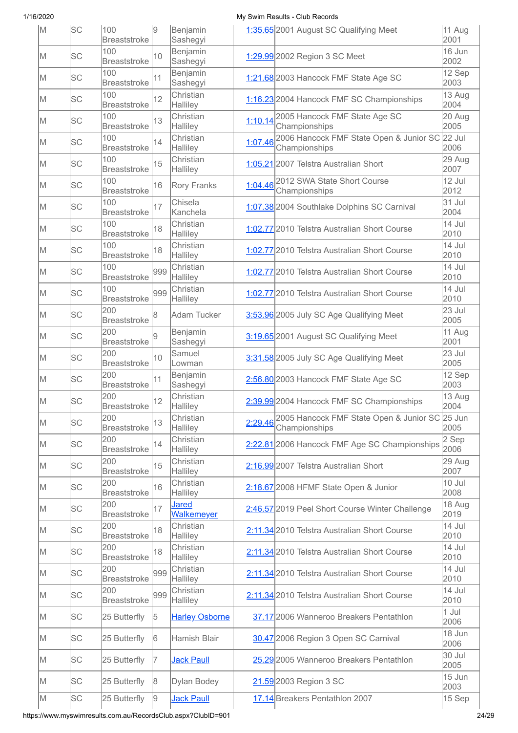| M | SC | 100 Breaststroke | 9 | Benjamin Sashegyi | 1:35.65 | 2001 August SC Qualifying Meet | 11 Aug 2001 |
|---|---|---|---|---|---|---|---|
| M | SC | 100 Breaststroke | 10 | Benjamin Sashegyi | 1:29.99 | 2002 Region 3 SC Meet | 16 Jun 2002 |
| M | SC | 100 Breaststroke | 11 | Benjamin Sashegyi | 1:21.68 | 2003 Hancock FMF State Age SC | 12 Sep 2003 |
| M | SC | 100 Breaststroke | 12 | Christian Halliley | 1:16.23 | 2004 Hancock FMF SC Championships | 13 Aug 2004 |
| M | SC | 100 Breaststroke | 13 | Christian Halliley | 1:10.14 | 2005 Hancock FMF State Age SC Championships | 20 Aug 2005 |
| M | SC | 100 Breaststroke | 14 | Christian Halliley | 1:07.46 | 2006 Hancock FMF State Open & Junior SC Championships | 22 Jul 2006 |
| M | SC | 100 Breaststroke | 15 | Christian Halliley | 1:05.21 | 2007 Telstra Australian Short | 29 Aug 2007 |
| M | SC | 100 Breaststroke | 16 | Rory Franks | 1:04.46 | 2012 SWA State Short Course Championships | 12 Jul 2012 |
| M | SC | 100 Breaststroke | 17 | Chisela Kanchela | 1:07.38 | 2004 Southlake Dolphins SC Carnival | 31 Jul 2004 |
| M | SC | 100 Breaststroke | 18 | Christian Halliley | 1:02.77 | 2010 Telstra Australian Short Course | 14 Jul 2010 |
| M | SC | 100 Breaststroke | 18 | Christian Halliley | 1:02.77 | 2010 Telstra Australian Short Course | 14 Jul 2010 |
| M | SC | 100 Breaststroke | 999 | Christian Halliley | 1:02.77 | 2010 Telstra Australian Short Course | 14 Jul 2010 |
| M | SC | 100 Breaststroke | 999 | Christian Halliley | 1:02.77 | 2010 Telstra Australian Short Course | 14 Jul 2010 |
| M | SC | 200 Breaststroke | 8 | Adam Tucker | 3:53.96 | 2005 July SC Age Qualifying Meet | 23 Jul 2005 |
| M | SC | 200 Breaststroke | 9 | Benjamin Sashegyi | 3:19.65 | 2001 August SC Qualifying Meet | 11 Aug 2001 |
| M | SC | 200 Breaststroke | 10 | Samuel Lowman | 3:31.58 | 2005 July SC Age Qualifying Meet | 23 Jul 2005 |
| M | SC | 200 Breaststroke | 11 | Benjamin Sashegyi | 2:56.80 | 2003 Hancock FMF State Age SC | 12 Sep 2003 |
| M | SC | 200 Breaststroke | 12 | Christian Halliley | 2:39.99 | 2004 Hancock FMF SC Championships | 13 Aug 2004 |
| M | SC | 200 Breaststroke | 13 | Christian Halliley | 2:29.46 | 2005 Hancock FMF State Open & Junior SC Championships | 25 Jun 2005 |
| M | SC | 200 Breaststroke | 14 | Christian Halliley | 2:22.81 | 2006 Hancock FMF Age SC Championships | 2 Sep 2006 |
| M | SC | 200 Breaststroke | 15 | Christian Halliley | 2:16.99 | 2007 Telstra Australian Short | 29 Aug 2007 |
| M | SC | 200 Breaststroke | 16 | Christian Halliley | 2:18.67 | 2008 HFMF State Open & Junior | 10 Jul 2008 |
| M | SC | 200 Breaststroke | 17 | Jared Walkemeyer | 2:46.57 | 2019 Peel Short Course Winter Challenge | 18 Aug 2019 |
| M | SC | 200 Breaststroke | 18 | Christian Halliley | 2:11.34 | 2010 Telstra Australian Short Course | 14 Jul 2010 |
| M | SC | 200 Breaststroke | 18 | Christian Halliley | 2:11.34 | 2010 Telstra Australian Short Course | 14 Jul 2010 |
| M | SC | 200 Breaststroke | 999 | Christian Halliley | 2:11.34 | 2010 Telstra Australian Short Course | 14 Jul 2010 |
| M | SC | 200 Breaststroke | 999 | Christian Halliley | 2:11.34 | 2010 Telstra Australian Short Course | 14 Jul 2010 |
| M | SC | 25 Butterfly | 5 | Harley Osborne | 37.17 | 2006 Wanneroo Breakers Pentathlon | 1 Jul 2006 |
| M | SC | 25 Butterfly | 6 | Hamish Blair | 30.47 | 2006 Region 3 Open SC Carnival | 18 Jun 2006 |
| M | SC | 25 Butterfly | 7 | Jack Paull | 25.29 | 2005 Wanneroo Breakers Pentathlon | 30 Jul 2005 |
| M | SC | 25 Butterfly | 8 | Dylan Bodey | 21.59 | 2003 Region 3 SC | 15 Jun 2003 |
| M | SC | 25 Butterfly | 9 | Jack Paull | 17.14 | Breakers Pentathlon 2007 | 15 Sep |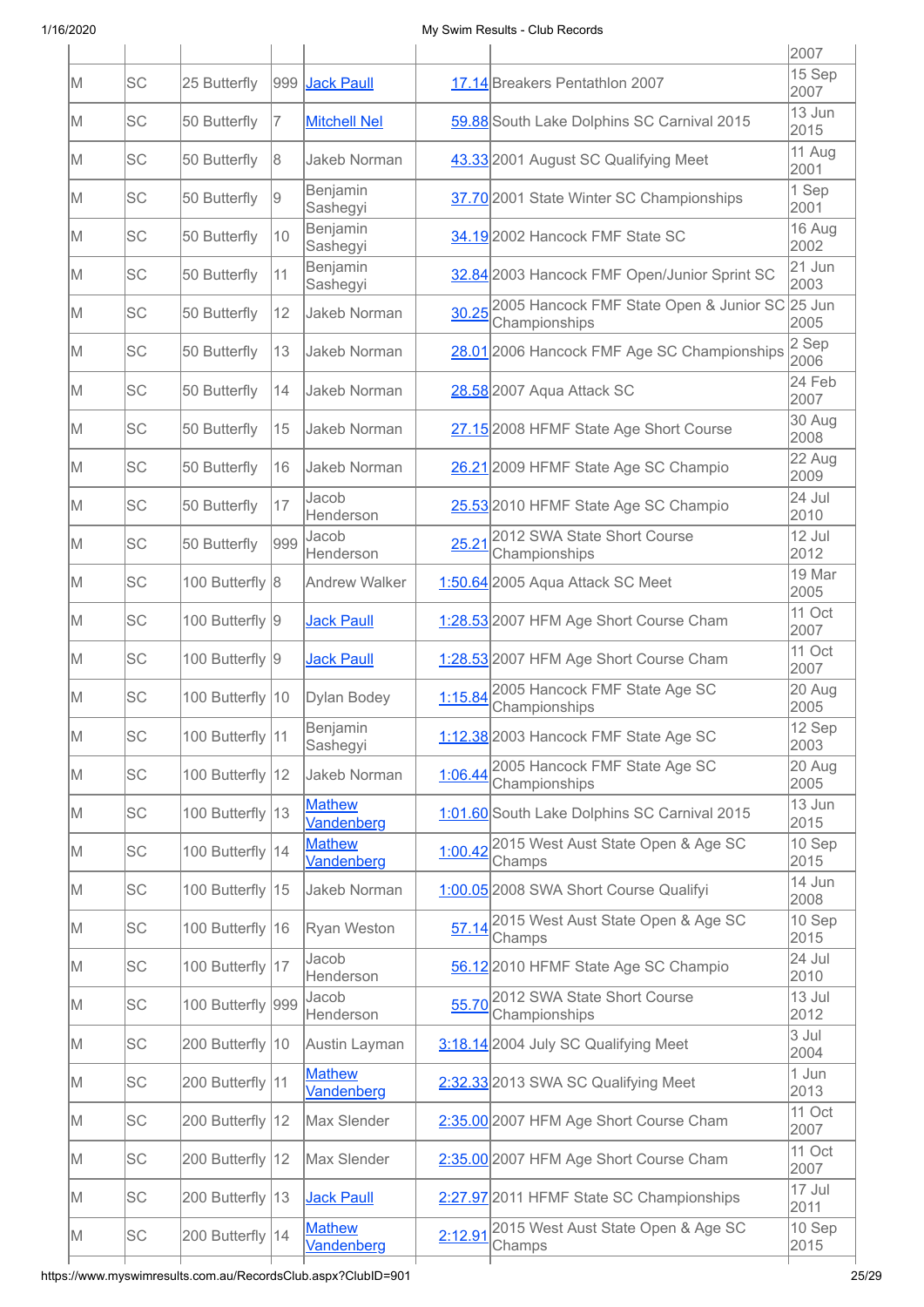| | | | | | | | |
|---|---|---|---|---|---|---|---|
| | | | | | | | 2007 |
| M | SC | 25 Butterfly | 999 | Jack Paull | 17.14 | Breakers Pentathlon 2007 | 15 Sep 2007 |
| M | SC | 50 Butterfly | 7 | Mitchell Nel | 59.88 | South Lake Dolphins SC Carnival 2015 | 13 Jun 2015 |
| M | SC | 50 Butterfly | 8 | Jakeb Norman | 43.33 | 2001 August SC Qualifying Meet | 11 Aug 2001 |
| M | SC | 50 Butterfly | 9 | Benjamin Sashegyi | 37.70 | 2001 State Winter SC Championships | 1 Sep 2001 |
| M | SC | 50 Butterfly | 10 | Benjamin Sashegyi | 34.19 | 2002 Hancock FMF State SC | 16 Aug 2002 |
| M | SC | 50 Butterfly | 11 | Benjamin Sashegyi | 32.84 | 2003 Hancock FMF Open/Junior Sprint SC | 21 Jun 2003 |
| M | SC | 50 Butterfly | 12 | Jakeb Norman | 30.25 | 2005 Hancock FMF State Open & Junior SC Championships | 25 Jun 2005 |
| M | SC | 50 Butterfly | 13 | Jakeb Norman | 28.01 | 2006 Hancock FMF Age SC Championships | 2 Sep 2006 |
| M | SC | 50 Butterfly | 14 | Jakeb Norman | 28.58 | 2007 Aqua Attack SC | 24 Feb 2007 |
| M | SC | 50 Butterfly | 15 | Jakeb Norman | 27.15 | 2008 HFMF State Age Short Course | 30 Aug 2008 |
| M | SC | 50 Butterfly | 16 | Jakeb Norman | 26.21 | 2009 HFMF State Age SC Champio | 22 Aug 2009 |
| M | SC | 50 Butterfly | 17 | Jacob Henderson | 25.53 | 2010 HFMF State Age SC Champio | 24 Jul 2010 |
| M | SC | 50 Butterfly | 999 | Jacob Henderson | 25.21 | 2012 SWA State Short Course Championships | 12 Jul 2012 |
| M | SC | 100 Butterfly | 8 | Andrew Walker | 1:50.64 | 2005 Aqua Attack SC Meet | 19 Mar 2005 |
| M | SC | 100 Butterfly | 9 | Jack Paull | 1:28.53 | 2007 HFM Age Short Course Cham | 11 Oct 2007 |
| M | SC | 100 Butterfly | 9 | Jack Paull | 1:28.53 | 2007 HFM Age Short Course Cham | 11 Oct 2007 |
| M | SC | 100 Butterfly | 10 | Dylan Bodey | 1:15.84 | 2005 Hancock FMF State Age SC Championships | 20 Aug 2005 |
| M | SC | 100 Butterfly | 11 | Benjamin Sashegyi | 1:12.38 | 2003 Hancock FMF State Age SC | 12 Sep 2003 |
| M | SC | 100 Butterfly | 12 | Jakeb Norman | 1:06.44 | 2005 Hancock FMF State Age SC Championships | 20 Aug 2005 |
| M | SC | 100 Butterfly | 13 | Mathew Vandenberg | 1:01.60 | South Lake Dolphins SC Carnival 2015 | 13 Jun 2015 |
| M | SC | 100 Butterfly | 14 | Mathew Vandenberg | 1:00.42 | 2015 West Aust State Open & Age SC Champs | 10 Sep 2015 |
| M | SC | 100 Butterfly | 15 | Jakeb Norman | 1:00.05 | 2008 SWA Short Course Qualifyi | 14 Jun 2008 |
| M | SC | 100 Butterfly | 16 | Ryan Weston | 57.14 | 2015 West Aust State Open & Age SC Champs | 10 Sep 2015 |
| M | SC | 100 Butterfly | 17 | Jacob Henderson | 56.12 | 2010 HFMF State Age SC Champio | 24 Jul 2010 |
| M | SC | 100 Butterfly | 999 | Jacob Henderson | 55.70 | 2012 SWA State Short Course Championships | 13 Jul 2012 |
| M | SC | 200 Butterfly | 10 | Austin Layman | 3:18.14 | 2004 July SC Qualifying Meet | 3 Jul 2004 |
| M | SC | 200 Butterfly | 11 | Mathew Vandenberg | 2:32.33 | 2013 SWA SC Qualifying Meet | 1 Jun 2013 |
| M | SC | 200 Butterfly | 12 | Max Slender | 2:35.00 | 2007 HFM Age Short Course Cham | 11 Oct 2007 |
| M | SC | 200 Butterfly | 12 | Max Slender | 2:35.00 | 2007 HFM Age Short Course Cham | 11 Oct 2007 |
| M | SC | 200 Butterfly | 13 | Jack Paull | 2:27.97 | 2011 HFMF State SC Championships | 17 Jul 2011 |
| M | SC | 200 Butterfly | 14 | Mathew Vandenberg | 2:12.91 | 2015 West Aust State Open & Age SC Champs | 10 Sep 2015 |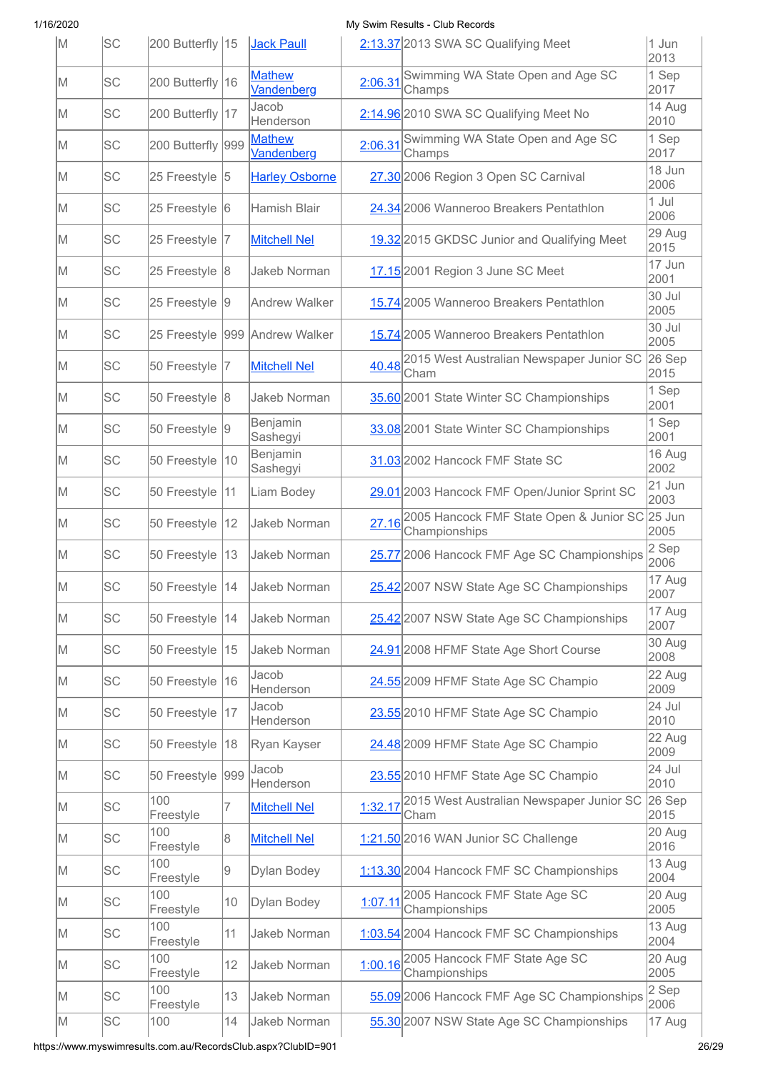| | | | | | | | |
|---|---|---|---|---|---|---|---|
| M | SC | 200 Butterfly | 15 | Jack Paull | 2:13.37 | 2013 SWA SC Qualifying Meet | 1 Jun 2013 |
| M | SC | 200 Butterfly | 16 | Mathew Vandenberg | 2:06.31 | Swimming WA State Open and Age SC Champs | 1 Sep 2017 |
| M | SC | 200 Butterfly | 17 | Jacob Henderson | 2:14.96 | 2010 SWA SC Qualifying Meet No | 14 Aug 2010 |
| M | SC | 200 Butterfly | 999 | Mathew Vandenberg | 2:06.31 | Swimming WA State Open and Age SC Champs | 1 Sep 2017 |
| M | SC | 25 Freestyle | 5 | Harley Osborne | 27.30 | 2006 Region 3 Open SC Carnival | 18 Jun 2006 |
| M | SC | 25 Freestyle | 6 | Hamish Blair | 24.34 | 2006 Wanneroo Breakers Pentathlon | 1 Jul 2006 |
| M | SC | 25 Freestyle | 7 | Mitchell Nel | 19.32 | 2015 GKDSC Junior and Qualifying Meet | 29 Aug 2015 |
| M | SC | 25 Freestyle | 8 | Jakeb Norman | 17.15 | 2001 Region 3 June SC Meet | 17 Jun 2001 |
| M | SC | 25 Freestyle | 9 | Andrew Walker | 15.74 | 2005 Wanneroo Breakers Pentathlon | 30 Jul 2005 |
| M | SC | 25 Freestyle | 999 | Andrew Walker | 15.74 | 2005 Wanneroo Breakers Pentathlon | 30 Jul 2005 |
| M | SC | 50 Freestyle | 7 | Mitchell Nel | 40.48 | 2015 West Australian Newspaper Junior SC Cham | 26 Sep 2015 |
| M | SC | 50 Freestyle | 8 | Jakeb Norman | 35.60 | 2001 State Winter SC Championships | 1 Sep 2001 |
| M | SC | 50 Freestyle | 9 | Benjamin Sashegyi | 33.08 | 2001 State Winter SC Championships | 1 Sep 2001 |
| M | SC | 50 Freestyle | 10 | Benjamin Sashegyi | 31.03 | 2002 Hancock FMF State SC | 16 Aug 2002 |
| M | SC | 50 Freestyle | 11 | Liam Bodey | 29.01 | 2003 Hancock FMF Open/Junior Sprint SC | 21 Jun 2003 |
| M | SC | 50 Freestyle | 12 | Jakeb Norman | 27.16 | 2005 Hancock FMF State Open & Junior SC Championships | 25 Jun 2005 |
| M | SC | 50 Freestyle | 13 | Jakeb Norman | 25.77 | 2006 Hancock FMF Age SC Championships | 2 Sep 2006 |
| M | SC | 50 Freestyle | 14 | Jakeb Norman | 25.42 | 2007 NSW State Age SC Championships | 17 Aug 2007 |
| M | SC | 50 Freestyle | 14 | Jakeb Norman | 25.42 | 2007 NSW State Age SC Championships | 17 Aug 2007 |
| M | SC | 50 Freestyle | 15 | Jakeb Norman | 24.91 | 2008 HFMF State Age Short Course | 30 Aug 2008 |
| M | SC | 50 Freestyle | 16 | Jacob Henderson | 24.55 | 2009 HFMF State Age SC Champio | 22 Aug 2009 |
| M | SC | 50 Freestyle | 17 | Jacob Henderson | 23.55 | 2010 HFMF State Age SC Champio | 24 Jul 2010 |
| M | SC | 50 Freestyle | 18 | Ryan Kayser | 24.48 | 2009 HFMF State Age SC Champio | 22 Aug 2009 |
| M | SC | 50 Freestyle | 999 | Jacob Henderson | 23.55 | 2010 HFMF State Age SC Champio | 24 Jul 2010 |
| M | SC | 100 Freestyle | 7 | Mitchell Nel | 1:32.17 | 2015 West Australian Newspaper Junior SC Cham | 26 Sep 2015 |
| M | SC | 100 Freestyle | 8 | Mitchell Nel | 1:21.50 | 2016 WAN Junior SC Challenge | 20 Aug 2016 |
| M | SC | 100 Freestyle | 9 | Dylan Bodey | 1:13.30 | 2004 Hancock FMF SC Championships | 13 Aug 2004 |
| M | SC | 100 Freestyle | 10 | Dylan Bodey | 1:07.11 | 2005 Hancock FMF State Age SC Championships | 20 Aug 2005 |
| M | SC | 100 Freestyle | 11 | Jakeb Norman | 1:03.54 | 2004 Hancock FMF SC Championships | 13 Aug 2004 |
| M | SC | 100 Freestyle | 12 | Jakeb Norman | 1:00.16 | 2005 Hancock FMF State Age SC Championships | 20 Aug 2005 |
| M | SC | 100 Freestyle | 13 | Jakeb Norman | 55.09 | 2006 Hancock FMF Age SC Championships | 2 Sep 2006 |
| M | SC | 100 | 14 | Jakeb Norman | 55.30 | 2007 NSW State Age SC Championships | 17 Aug |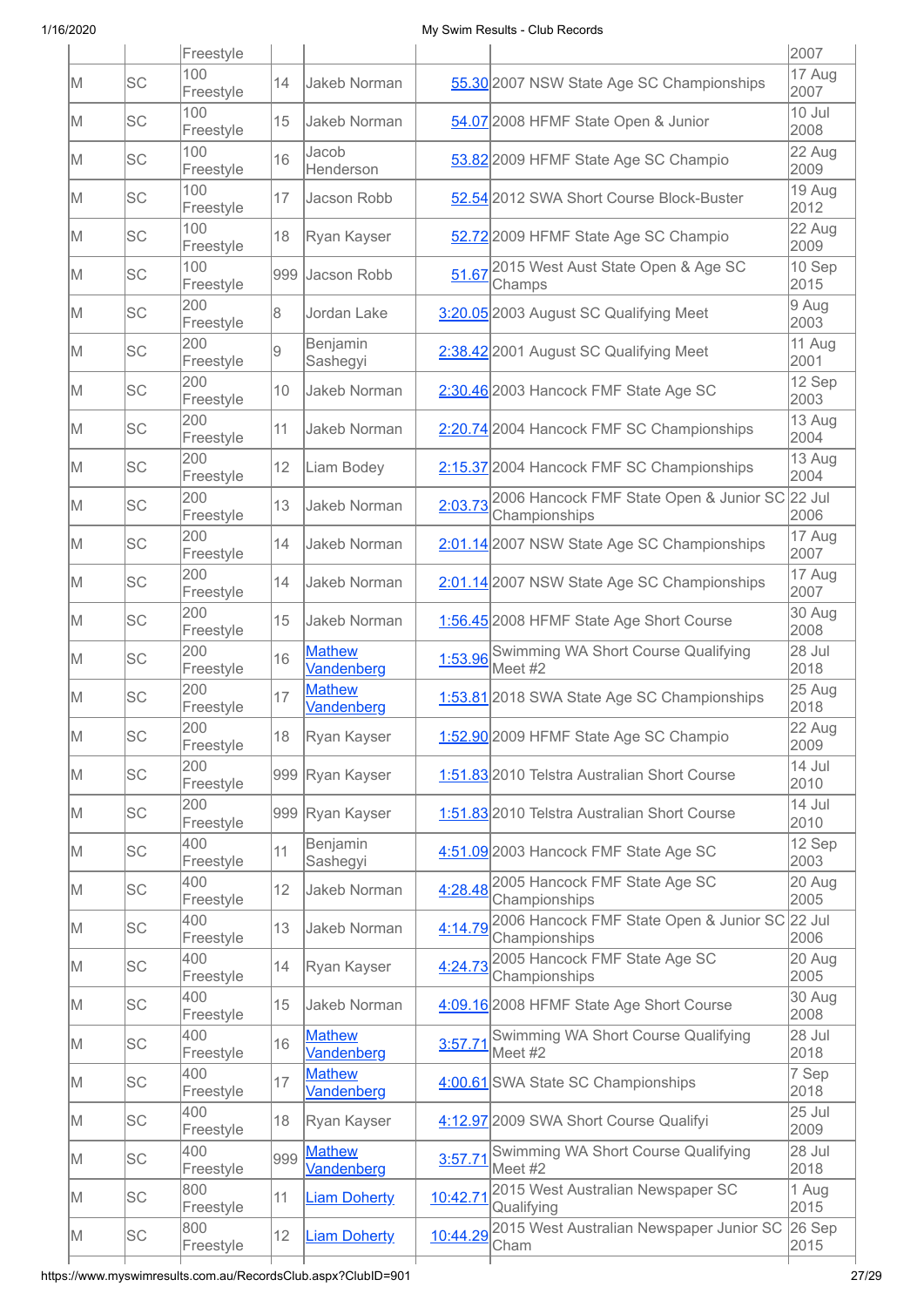| | | Freestyle | | | | 2007 |
|---|---|---|---|---|---|---|
| M | SC | 100 Freestyle | 14 | Jakeb Norman | 55.30 | 2007 NSW State Age SC Championships | 17 Aug 2007 |
| M | SC | 100 Freestyle | 15 | Jakeb Norman | 54.07 | 2008 HFMF State Open & Junior | 10 Jul 2008 |
| M | SC | 100 Freestyle | 16 | Jacob Henderson | 53.82 | 2009 HFMF State Age SC Champio | 22 Aug 2009 |
| M | SC | 100 Freestyle | 17 | Jacson Robb | 52.54 | 2012 SWA Short Course Block-Buster | 19 Aug 2012 |
| M | SC | 100 Freestyle | 18 | Ryan Kayser | 52.72 | 2009 HFMF State Age SC Champio | 22 Aug 2009 |
| M | SC | 100 Freestyle | 999 | Jacson Robb | 51.67 | 2015 West Aust State Open & Age SC Champs | 10 Sep 2015 |
| M | SC | 200 Freestyle | 8 | Jordan Lake | 3:20.05 | 2003 August SC Qualifying Meet | 9 Aug 2003 |
| M | SC | 200 Freestyle | 9 | Benjamin Sashegyi | 2:38.42 | 2001 August SC Qualifying Meet | 11 Aug 2001 |
| M | SC | 200 Freestyle | 10 | Jakeb Norman | 2:30.46 | 2003 Hancock FMF State Age SC | 12 Sep 2003 |
| M | SC | 200 Freestyle | 11 | Jakeb Norman | 2:20.74 | 2004 Hancock FMF SC Championships | 13 Aug 2004 |
| M | SC | 200 Freestyle | 12 | Liam Bodey | 2:15.37 | 2004 Hancock FMF SC Championships | 13 Aug 2004 |
| M | SC | 200 Freestyle | 13 | Jakeb Norman | 2:03.73 | 2006 Hancock FMF State Open & Junior SC Championships | 22 Jul 2006 |
| M | SC | 200 Freestyle | 14 | Jakeb Norman | 2:01.14 | 2007 NSW State Age SC Championships | 17 Aug 2007 |
| M | SC | 200 Freestyle | 14 | Jakeb Norman | 2:01.14 | 2007 NSW State Age SC Championships | 17 Aug 2007 |
| M | SC | 200 Freestyle | 15 | Jakeb Norman | 1:56.45 | 2008 HFMF State Age Short Course | 30 Aug 2008 |
| M | SC | 200 Freestyle | 16 | Mathew Vandenberg | 1:53.96 | Swimming WA Short Course Qualifying Meet #2 | 28 Jul 2018 |
| M | SC | 200 Freestyle | 17 | Mathew Vandenberg | 1:53.81 | 2018 SWA State Age SC Championships | 25 Aug 2018 |
| M | SC | 200 Freestyle | 18 | Ryan Kayser | 1:52.90 | 2009 HFMF State Age SC Champio | 22 Aug 2009 |
| M | SC | 200 Freestyle | 999 | Ryan Kayser | 1:51.83 | 2010 Telstra Australian Short Course | 14 Jul 2010 |
| M | SC | 200 Freestyle | 999 | Ryan Kayser | 1:51.83 | 2010 Telstra Australian Short Course | 14 Jul 2010 |
| M | SC | 400 Freestyle | 11 | Benjamin Sashegyi | 4:51.09 | 2003 Hancock FMF State Age SC | 12 Sep 2003 |
| M | SC | 400 Freestyle | 12 | Jakeb Norman | 4:28.48 | 2005 Hancock FMF State Age SC Championships | 20 Aug 2005 |
| M | SC | 400 Freestyle | 13 | Jakeb Norman | 4:14.79 | 2006 Hancock FMF State Open & Junior SC Championships | 22 Jul 2006 |
| M | SC | 400 Freestyle | 14 | Ryan Kayser | 4:24.73 | 2005 Hancock FMF State Age SC Championships | 20 Aug 2005 |
| M | SC | 400 Freestyle | 15 | Jakeb Norman | 4:09.16 | 2008 HFMF State Age Short Course | 30 Aug 2008 |
| M | SC | 400 Freestyle | 16 | Mathew Vandenberg | 3:57.71 | Swimming WA Short Course Qualifying Meet #2 | 28 Jul 2018 |
| M | SC | 400 Freestyle | 17 | Mathew Vandenberg | 4:00.61 | SWA State SC Championships | 7 Sep 2018 |
| M | SC | 400 Freestyle | 18 | Ryan Kayser | 4:12.97 | 2009 SWA Short Course Qualifyi | 25 Jul 2009 |
| M | SC | 400 Freestyle | 999 | Mathew Vandenberg | 3:57.71 | Swimming WA Short Course Qualifying Meet #2 | 28 Jul 2018 |
| M | SC | 800 Freestyle | 11 | Liam Doherty | 10:42.71 | 2015 West Australian Newspaper SC Qualifying | 1 Aug 2015 |
| M | SC | 800 Freestyle | 12 | Liam Doherty | 10:44.29 | 2015 West Australian Newspaper Junior SC Cham | 26 Sep 2015 |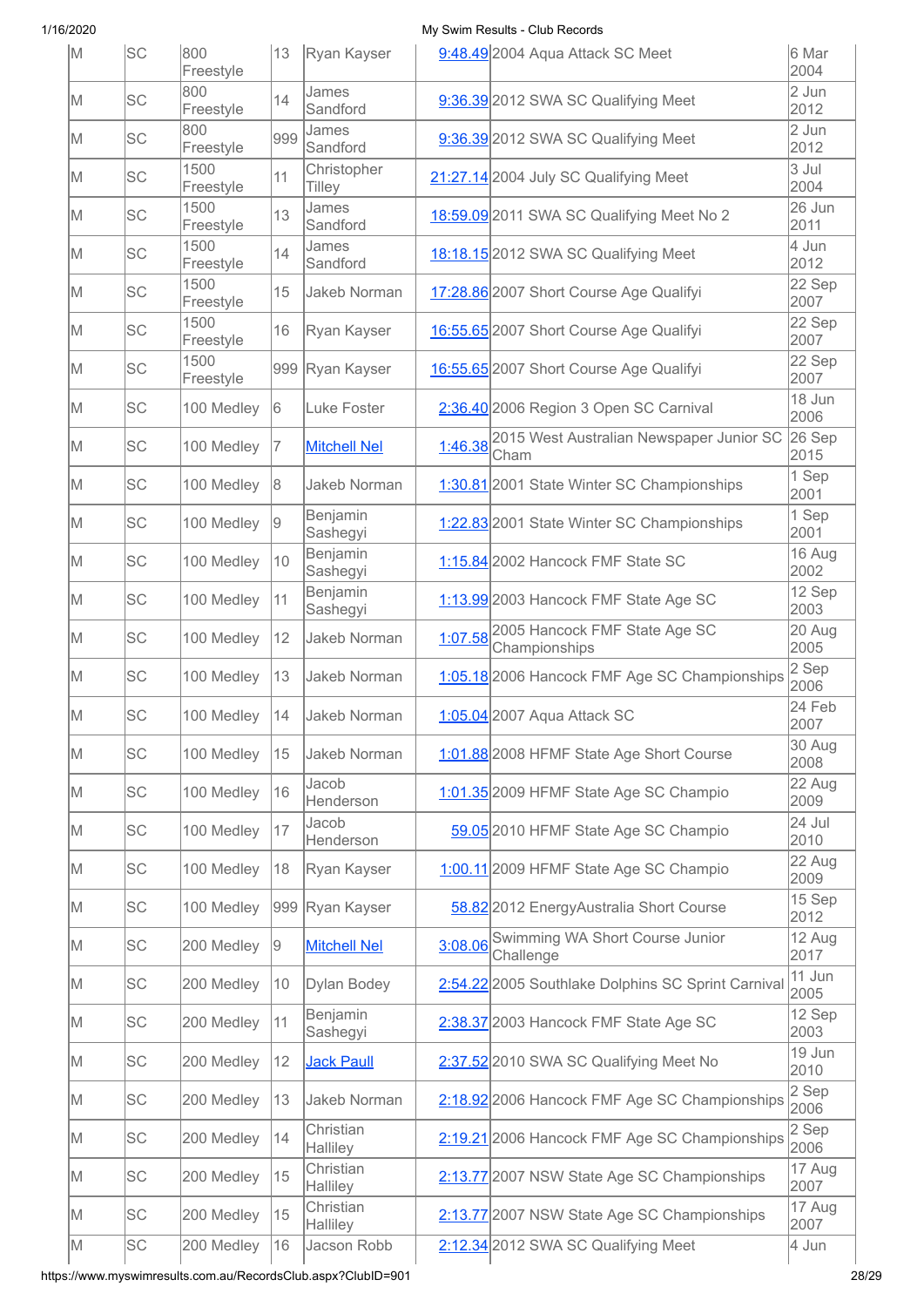| M | SC | 800 Freestyle | 13 | Ryan Kayser | 9:48.49 | 2004 Aqua Attack SC Meet | 6 Mar 2004 |
|---|---|---|---|---|---|---|---|
| M | SC | 800 Freestyle | 14 | James Sandford | 9:36.39 | 2012 SWA SC Qualifying Meet | 2 Jun 2012 |
| M | SC | 800 Freestyle | 999 | James Sandford | 9:36.39 | 2012 SWA SC Qualifying Meet | 2 Jun 2012 |
| M | SC | 1500 Freestyle | 11 | Christopher Tilley | 21:27.14 | 2004 July SC Qualifying Meet | 3 Jul 2004 |
| M | SC | 1500 Freestyle | 13 | James Sandford | 18:59.09 | 2011 SWA SC Qualifying Meet No 2 | 26 Jun 2011 |
| M | SC | 1500 Freestyle | 14 | James Sandford | 18:18.15 | 2012 SWA SC Qualifying Meet | 4 Jun 2012 |
| M | SC | 1500 Freestyle | 15 | Jakeb Norman | 17:28.86 | 2007 Short Course Age Qualifyi | 22 Sep 2007 |
| M | SC | 1500 Freestyle | 16 | Ryan Kayser | 16:55.65 | 2007 Short Course Age Qualifyi | 22 Sep 2007 |
| M | SC | 1500 Freestyle | 999 | Ryan Kayser | 16:55.65 | 2007 Short Course Age Qualifyi | 22 Sep 2007 |
| M | SC | 100 Medley | 6 | Luke Foster | 2:36.40 | 2006 Region 3 Open SC Carnival | 18 Jun 2006 |
| M | SC | 100 Medley | 7 | Mitchell Nel | 1:46.38 | 2015 West Australian Newspaper Junior SC Cham | 26 Sep 2015 |
| M | SC | 100 Medley | 8 | Jakeb Norman | 1:30.81 | 2001 State Winter SC Championships | 1 Sep 2001 |
| M | SC | 100 Medley | 9 | Benjamin Sashegyi | 1:22.83 | 2001 State Winter SC Championships | 1 Sep 2001 |
| M | SC | 100 Medley | 10 | Benjamin Sashegyi | 1:15.84 | 2002 Hancock FMF State SC | 16 Aug 2002 |
| M | SC | 100 Medley | 11 | Benjamin Sashegyi | 1:13.99 | 2003 Hancock FMF State Age SC | 12 Sep 2003 |
| M | SC | 100 Medley | 12 | Jakeb Norman | 1:07.58 | 2005 Hancock FMF State Age SC Championships | 20 Aug 2005 |
| M | SC | 100 Medley | 13 | Jakeb Norman | 1:05.18 | 2006 Hancock FMF Age SC Championships | 2 Sep 2006 |
| M | SC | 100 Medley | 14 | Jakeb Norman | 1:05.04 | 2007 Aqua Attack SC | 24 Feb 2007 |
| M | SC | 100 Medley | 15 | Jakeb Norman | 1:01.88 | 2008 HFMF State Age Short Course | 30 Aug 2008 |
| M | SC | 100 Medley | 16 | Jacob Henderson | 1:01.35 | 2009 HFMF State Age SC Champio | 22 Aug 2009 |
| M | SC | 100 Medley | 17 | Jacob Henderson | 59.05 | 2010 HFMF State Age SC Champio | 24 Jul 2010 |
| M | SC | 100 Medley | 18 | Ryan Kayser | 1:00.11 | 2009 HFMF State Age SC Champio | 22 Aug 2009 |
| M | SC | 100 Medley | 999 | Ryan Kayser | 58.82 | 2012 EnergyAustralia Short Course | 15 Sep 2012 |
| M | SC | 200 Medley | 9 | Mitchell Nel | 3:08.06 | Swimming WA Short Course Junior Challenge | 12 Aug 2017 |
| M | SC | 200 Medley | 10 | Dylan Bodey | 2:54.22 | 2005 Southlake Dolphins SC Sprint Carnival | 11 Jun 2005 |
| M | SC | 200 Medley | 11 | Benjamin Sashegyi | 2:38.37 | 2003 Hancock FMF State Age SC | 12 Sep 2003 |
| M | SC | 200 Medley | 12 | Jack Paull | 2:37.52 | 2010 SWA SC Qualifying Meet No | 19 Jun 2010 |
| M | SC | 200 Medley | 13 | Jakeb Norman | 2:18.92 | 2006 Hancock FMF Age SC Championships | 2 Sep 2006 |
| M | SC | 200 Medley | 14 | Christian Halliley | 2:19.21 | 2006 Hancock FMF Age SC Championships | 2 Sep 2006 |
| M | SC | 200 Medley | 15 | Christian Halliley | 2:13.77 | 2007 NSW State Age SC Championships | 17 Aug 2007 |
| M | SC | 200 Medley | 15 | Christian Halliley | 2:13.77 | 2007 NSW State Age SC Championships | 17 Aug 2007 |
| M | SC | 200 Medley | 16 | Jacson Robb | 2:12.34 | 2012 SWA SC Qualifying Meet | 4 Jun |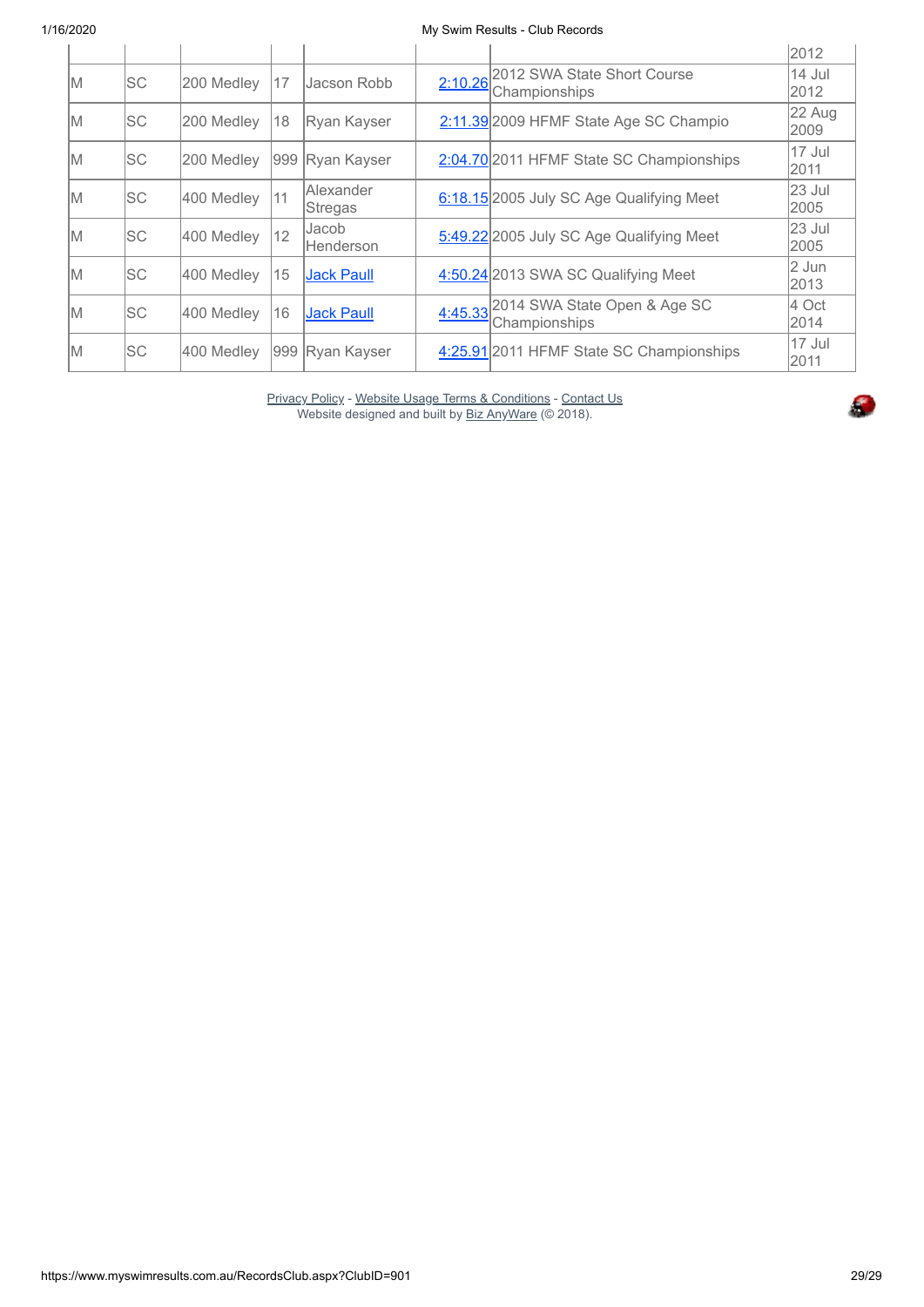| | | | | | | | |
|---|---|---|---|---|---|---|---|
| | | | | | | | 2012 |
| M | SC | 200 Medley | 17 | Jacson Robb | 2:10.26 | 2012 SWA State Short Course Championships | 14 Jul 2012 |
| M | SC | 200 Medley | 18 | Ryan Kayser | 2:11.39 | 2009 HFMF State Age SC Champio | 22 Aug 2009 |
| M | SC | 200 Medley | 999 | Ryan Kayser | 2:04.70 | 2011 HFMF State SC Championships | 17 Jul 2011 |
| M | SC | 400 Medley | 11 | Alexander Stregas | 6:18.15 | 2005 July SC Age Qualifying Meet | 23 Jul 2005 |
| M | SC | 400 Medley | 12 | Jacob Henderson | 5:49.22 | 2005 July SC Age Qualifying Meet | 23 Jul 2005 |
| M | SC | 400 Medley | 15 | Jack Paull | 4:50.24 | 2013 SWA SC Qualifying Meet | 2 Jun 2013 |
| M | SC | 400 Medley | 16 | Jack Paull | 4:45.33 | 2014 SWA State Open & Age SC Championships | 4 Oct 2014 |
| M | SC | 400 Medley | 999 | Ryan Kayser | 4:25.91 | 2011 HFMF State SC Championships | 17 Jul 2011 |

Privacy Policy - Website Usage Terms & Conditions - Contact Us
Website designed and built by Biz AnyWare (© 2018).